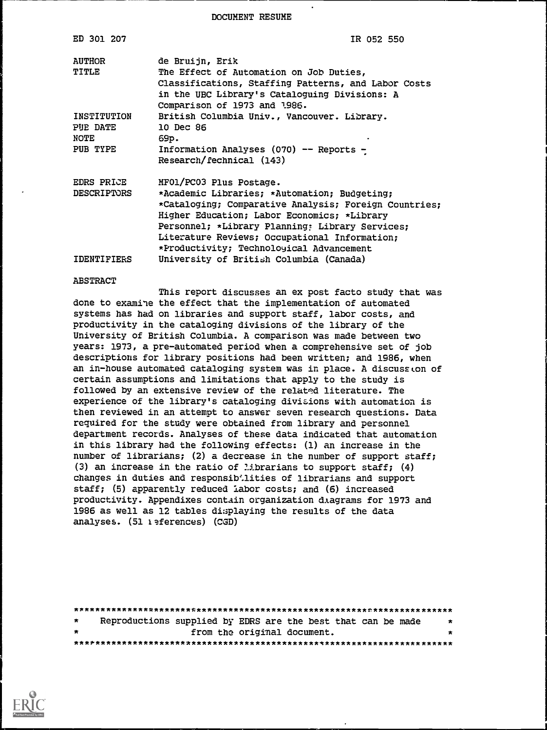DOCUMENT RESUME

| | |
|---|---|
| ED 301 207 | IR 052 550 |
| AUTHOR | de Bruijn, Erik |
| TITLE | The Effect of Automation on Job Duties, Classifications, Staffing Patterns, and Labor Costs in the UBC Library's Cataloguing Divisions: A Comparison of 1973 and 1986. |
| INSTITUTION | British Columbia Univ., Vancouver. Library. |
| PUB DATE | 10 Dec 86 |
| NOTE | 69p. |
| PUB TYPE | Information Analyses (070) -- Reports - Research/Technical (143) |
| EDRS PRICE | MF01/PC03 Plus Postage. |
| DESCRIPTORS | *Academic Libraries; *Automation; Budgeting; *Cataloging; Comparative Analysis; Foreign Countries; Higher Education; Labor Economics; *Library Personnel; *Library Planning; Library Services; Literature Reviews; Occupational Information; *Productivity; Technological Advancement |
| IDENTIFIERS | University of British Columbia (Canada) |

ABSTRACT

This report discusses an ex post facto study that was done to examine the effect that the implementation of automated systems has had on libraries and support staff, labor costs, and productivity in the cataloging divisions of the library of the University of British Columbia. A comparison was made between two years: 1973, a pre-automated period when a comprehensive set of job descriptions for library positions had been written; and 1986, when an in-house automated cataloging system was in place. A discussion of certain assumptions and limitations that apply to the study is followed by an extensive review of the related literature. The experience of the library's cataloging divisions with automation is then reviewed in an attempt to answer seven research questions. Data required for the study were obtained from library and personnel department records. Analyses of these data indicated that automation in this library had the following effects: (1) an increase in the number of librarians; (2) a decrease in the number of support staff; (3) an increase in the ratio of librarians to support staff; (4) changes in duties and responsibilities of librarians and support staff; (5) apparently reduced labor costs; and (6) increased productivity. Appendixes contain organization diagrams for 1973 and 1986 as well as 12 tables displaying the results of the data analyses. (51 references) (CGD)

***********************************************************************
* Reproductions supplied by EDRS are the best that can be made *
* from the original document. *
***********************************************************************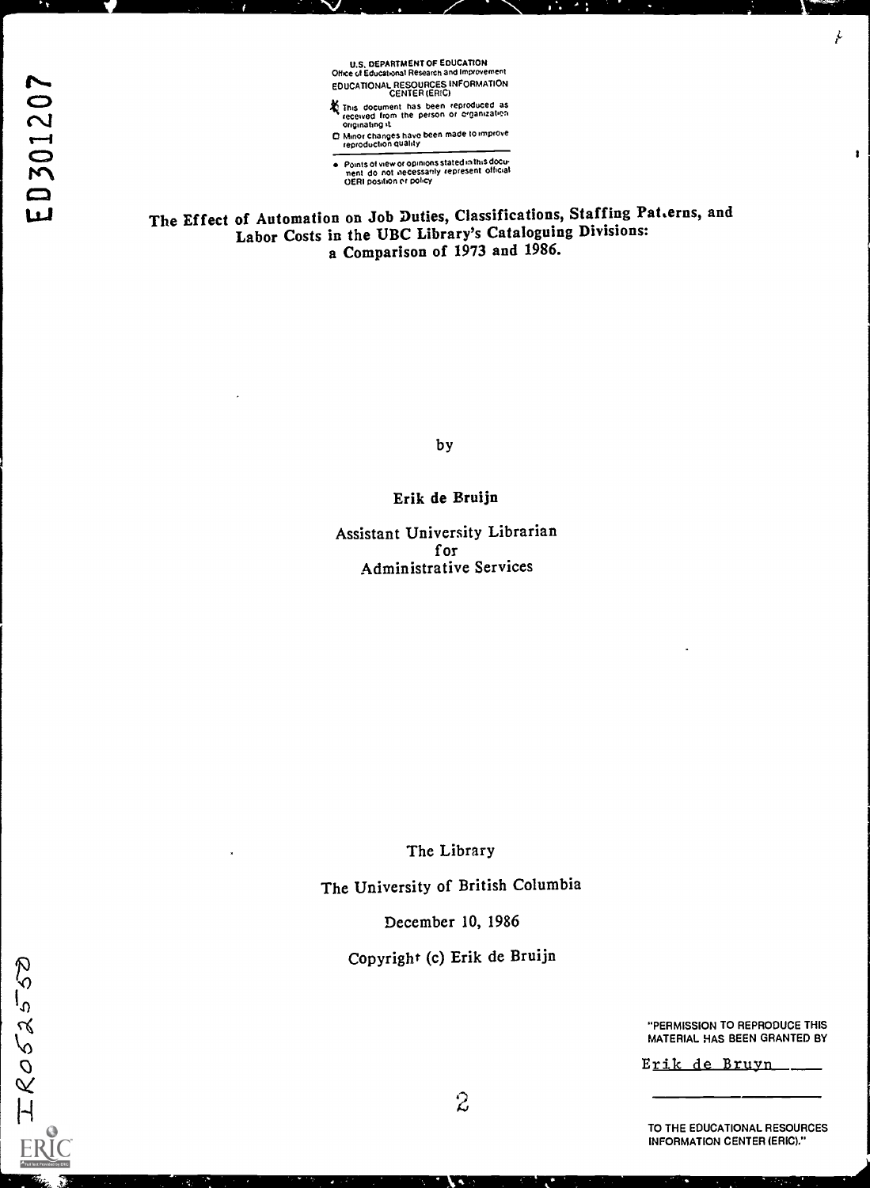U.S. DEPARTMENT OF EDUCATION
Office of Educational Research and Improvement
EDUCATIONAL RESOURCES INFORMATION CENTER (ERIC)

- This document has been reproduced as received from the person or organization originating it.
- Minor changes have been made to improve reproduction quality.
- Points of view or opinions stated in this document do not necessarily represent official OERI position or policy.

ED301207

# The Effect of Automation on Job Duties, Classifications, Staffing Pat.erns, and Labor Costs in the UBC Library's Cataloguing Divisions: a Comparison of 1973 and 1986.

by

**Erik de Bruijn**

Assistant University Librarian
for
Administrative Services

The Library

The University of British Columbia

December 10, 1986

Copyright (c) Erik de Bruijn

"PERMISSION TO REPRODUCE THIS MATERIAL HAS BEEN GRANTED BY

Erik de Bruyn

TO THE EDUCATIONAL RESOURCES INFORMATION CENTER (ERIC)."

IR052550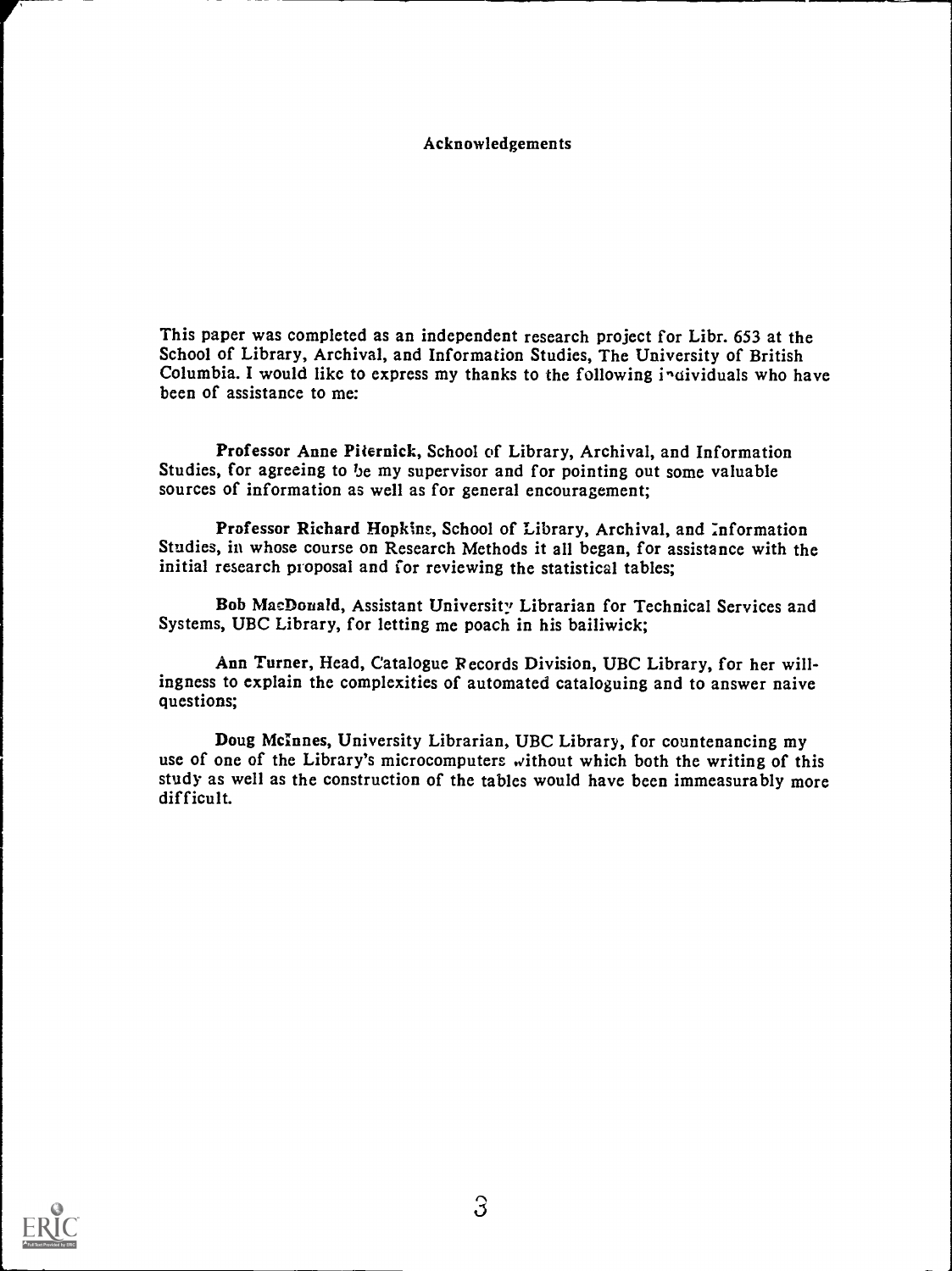# Acknowledgements

This paper was completed as an independent research project for Libr. 653 at the School of Library, Archival, and Information Studies, The University of British Columbia. I would like to express my thanks to the following individuals who have been of assistance to me:

**Professor Anne Piternick**, School of Library, Archival, and Information Studies, for agreeing to be my supervisor and for pointing out some valuable sources of information as well as for general encouragement;

**Professor Richard Hopkins**, School of Library, Archival, and Information Studies, in whose course on Research Methods it all began, for assistance with the initial research proposal and for reviewing the statistical tables;

**Bob MacDonald**, Assistant University Librarian for Technical Services and Systems, UBC Library, for letting me poach in his bailiwick;

**Ann Turner**, Head, Catalogue Records Division, UBC Library, for her willingness to explain the complexities of automated cataloguing and to answer naive questions;

**Doug McInnes**, University Librarian, UBC Library, for countenancing my use of one of the Library's microcomputers without which both the writing of this study as well as the construction of the tables would have been immeasurably more difficult.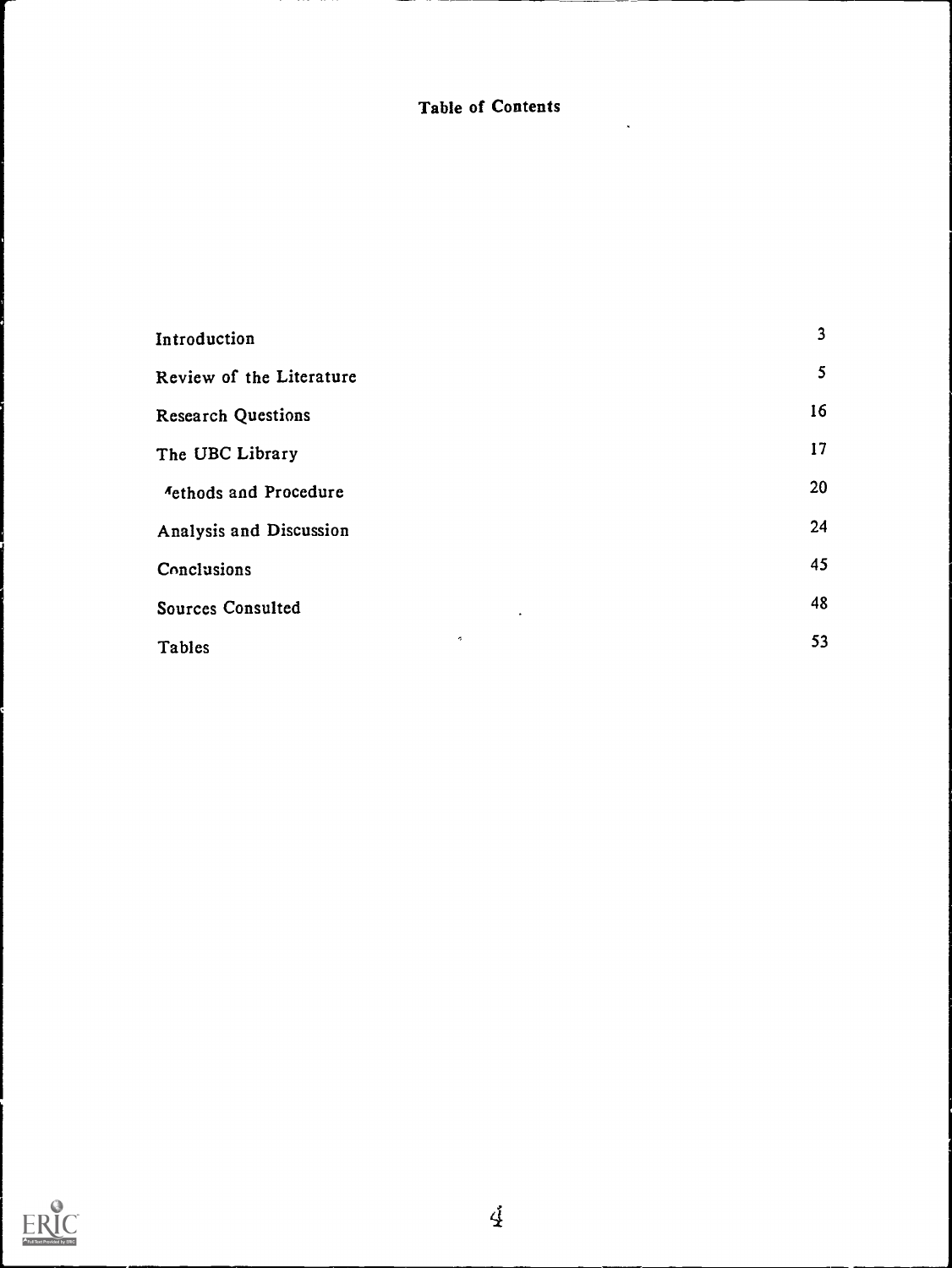## Table of Contents

| | |
|---|---|
| Introduction | 3 |
| Review of the Literature | 5 |
| Research Questions | 16 |
| The UBC Library | 17 |
| Methods and Procedure | 20 |
| Analysis and Discussion | 24 |
| Conclusions | 45 |
| Sources Consulted | 48 |
| Tables | 53 |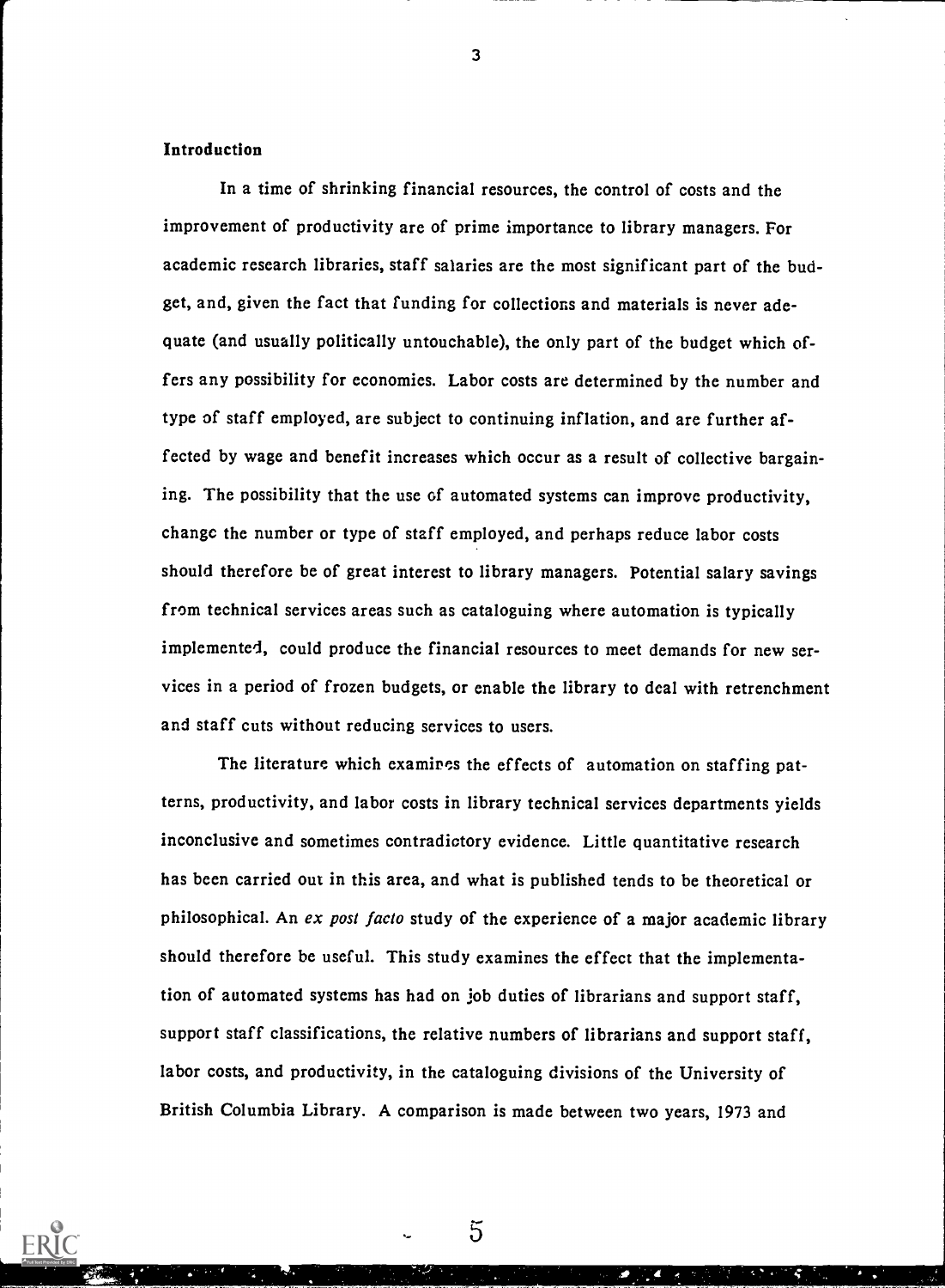**Introduction**

In a time of shrinking financial resources, the control of costs and the improvement of productivity are of prime importance to library managers. For academic research libraries, staff salaries are the most significant part of the budget, and, given the fact that funding for collections and materials is never adequate (and usually politically untouchable), the only part of the budget which offers any possibility for economies. Labor costs are determined by the number and type of staff employed, are subject to continuing inflation, and are further affected by wage and benefit increases which occur as a result of collective bargaining. The possibility that the use of automated systems can improve productivity, change the number or type of staff employed, and perhaps reduce labor costs should therefore be of great interest to library managers. Potential salary savings from technical services areas such as cataloguing where automation is typically implemented, could produce the financial resources to meet demands for new services in a period of frozen budgets, or enable the library to deal with retrenchment and staff cuts without reducing services to users.

The literature which examines the effects of automation on staffing patterns, productivity, and labor costs in library technical services departments yields inconclusive and sometimes contradictory evidence. Little quantitative research has been carried out in this area, and what is published tends to be theoretical or philosophical. An *ex post facto* study of the experience of a major academic library should therefore be useful. This study examines the effect that the implementation of automated systems has had on job duties of librarians and support staff, support staff classifications, the relative numbers of librarians and support staff, labor costs, and productivity, in the cataloguing divisions of the University of British Columbia Library. A comparison is made between two years, 1973 and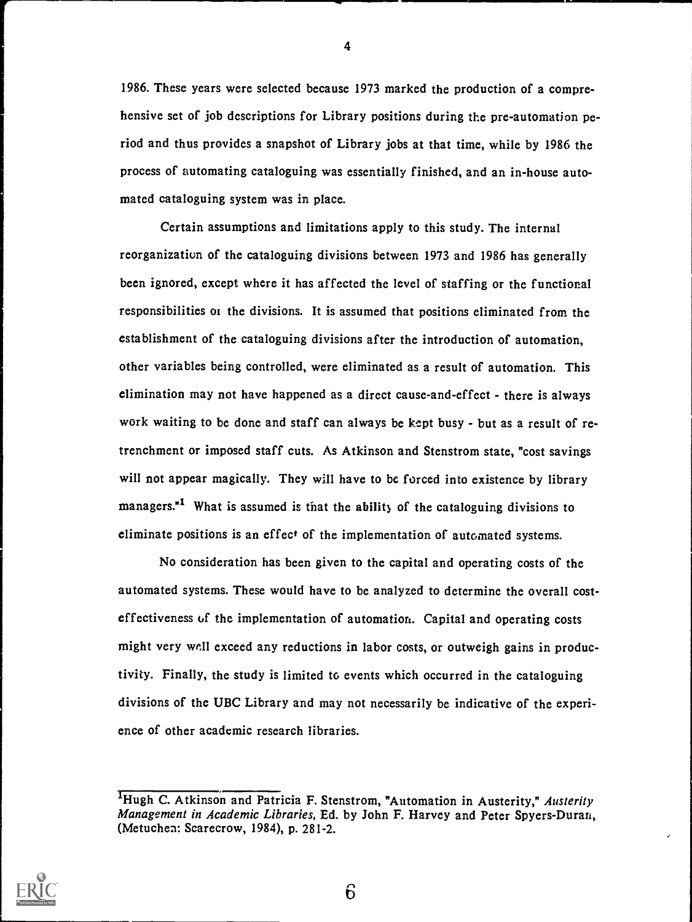1986. These years were selected because 1973 marked the production of a comprehensive set of job descriptions for Library positions during the pre-automation period and thus provides a snapshot of Library jobs at that time, while by 1986 the process of automating cataloguing was essentially finished, and an in-house automated cataloguing system was in place.

Certain assumptions and limitations apply to this study. The internal reorganization of the cataloguing divisions between 1973 and 1986 has generally been ignored, except where it has affected the level of staffing or the functional responsibilities of the divisions. It is assumed that positions eliminated from the establishment of the cataloguing divisions after the introduction of automation, other variables being controlled, were eliminated as a result of automation. This elimination may not have happened as a direct cause-and-effect - there is always work waiting to be done and staff can always be kept busy - but as a result of retrenchment or imposed staff cuts. As Atkinson and Stenstrom state, "cost savings will not appear magically. They will have to be forced into existence by library managers."[1] What is assumed is that the ability of the cataloguing divisions to eliminate positions is an effect of the implementation of automated systems.

No consideration has been given to the capital and operating costs of the automated systems. These would have to be analyzed to determine the overall cost-effectiveness of the implementation of automation. Capital and operating costs might very well exceed any reductions in labor costs, or outweigh gains in productivity. Finally, the study is limited to events which occurred in the cataloguing divisions of the UBC Library and may not necessarily be indicative of the experience of other academic research libraries.

---

[1] Hugh C. Atkinson and Patricia F. Stenstrom, "Automation in Austerity," *Austerity Management in Academic Libraries*, Ed. by John F. Harvey and Peter Spyers-Duran, (Metuchen: Scarecrow, 1984), p. 281-2.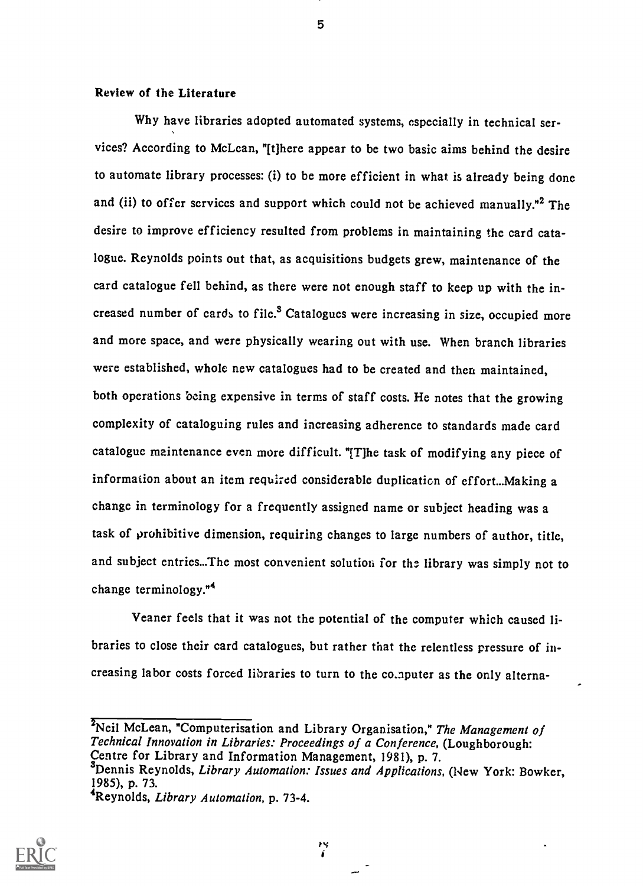**Review of the Literature**

Why have libraries adopted automated systems, especially in technical services? According to McLean, "[t]here appear to be two basic aims behind the desire to automate library processes: (i) to be more efficient in what is already being done and (ii) to offer services and support which could not be achieved manually."[2] The desire to improve efficiency resulted from problems in maintaining the card catalogue. Reynolds points out that, as acquisitions budgets grew, maintenance of the card catalogue fell behind, as there were not enough staff to keep up with the increased number of cards to file.[3] Catalogues were increasing in size, occupied more and more space, and were physically wearing out with use. When branch libraries were established, whole new catalogues had to be created and then maintained, both operations being expensive in terms of staff costs. He notes that the growing complexity of cataloguing rules and increasing adherence to standards made card catalogue maintenance even more difficult. "[T]he task of modifying any piece of information about an item required considerable duplication of effort...Making a change in terminology for a frequently assigned name or subject heading was a task of prohibitive dimension, requiring changes to large numbers of author, title, and subject entries...The most convenient solution for the library was simply not to change terminology."[4]

Veaner feels that it was not the potential of the computer which caused libraries to close their card catalogues, but rather that the relentless pressure of increasing labor costs forced libraries to turn to the computer as the only alterna-

---

[2]Neil McLean, "Computerisation and Library Organisation," *The Management of Technical Innovation in Libraries: Proceedings of a Conference*, (Loughborough: Centre for Library and Information Management, 1981), p. 7.

[3]Dennis Reynolds, *Library Automation: Issues and Applications*, (New York: Bowker, 1985), p. 73.

[4]Reynolds, *Library Automation*, p. 73-4.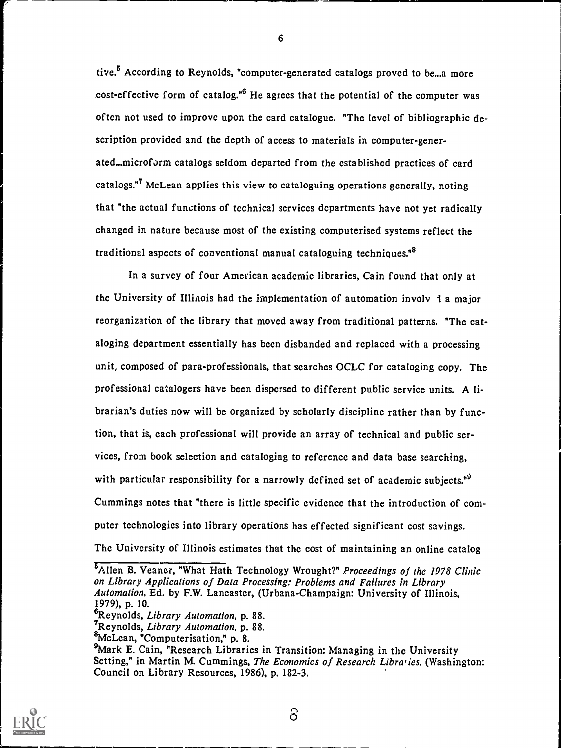tive.[5] According to Reynolds, "computer-generated catalogs proved to be...a more cost-effective form of catalog."[6] He agrees that the potential of the computer was often not used to improve upon the card catalogue. "The level of bibliographic description provided and the depth of access to materials in computer-generated...microform catalogs seldom departed from the established practices of card catalogs."[7] McLean applies this view to cataloguing operations generally, noting that "the actual functions of technical services departments have not yet radically changed in nature because most of the existing computerised systems reflect the traditional aspects of conventional manual cataloguing techniques."[8]

In a survey of four American academic libraries, Cain found that only at the University of Illinois had the implementation of automation involv l a major reorganization of the library that moved away from traditional patterns. "The cataloging department essentially has been disbanded and replaced with a processing unit, composed of para-professionals, that searches OCLC for cataloging copy. The professional catalogers have been dispersed to different public service units. A librarian's duties now will be organized by scholarly discipline rather than by function, that is, each professional will provide an array of technical and public services, from book selection and cataloging to reference and data base searching, with particular responsibility for a narrowly defined set of academic subjects."[9] Cummings notes that "there is little specific evidence that the introduction of computer technologies into library operations has effected significant cost savings. The University of Illinois estimates that the cost of maintaining an online catalog

---

[5]Allen B. Veaner, "What Hath Technology Wrought?" *Proceedings of the 1978 Clinic on Library Applications of Data Processing: Problems and Failures in Library Automation*, Ed. by F.W. Lancaster, (Urbana-Champaign: University of Illinois, 1979), p. 10.

[6]Reynolds, *Library Automation*, p. 88.

[7]Reynolds, *Library Automation*, p. 88.

[8]McLean, "Computerisation," p. 8.

[9]Mark E. Cain, "Research Libraries in Transition: Managing in the University Setting," in Martin M. Cummings, *The Economics of Research Libraries*, (Washington: Council on Library Resources, 1986), p. 182-3.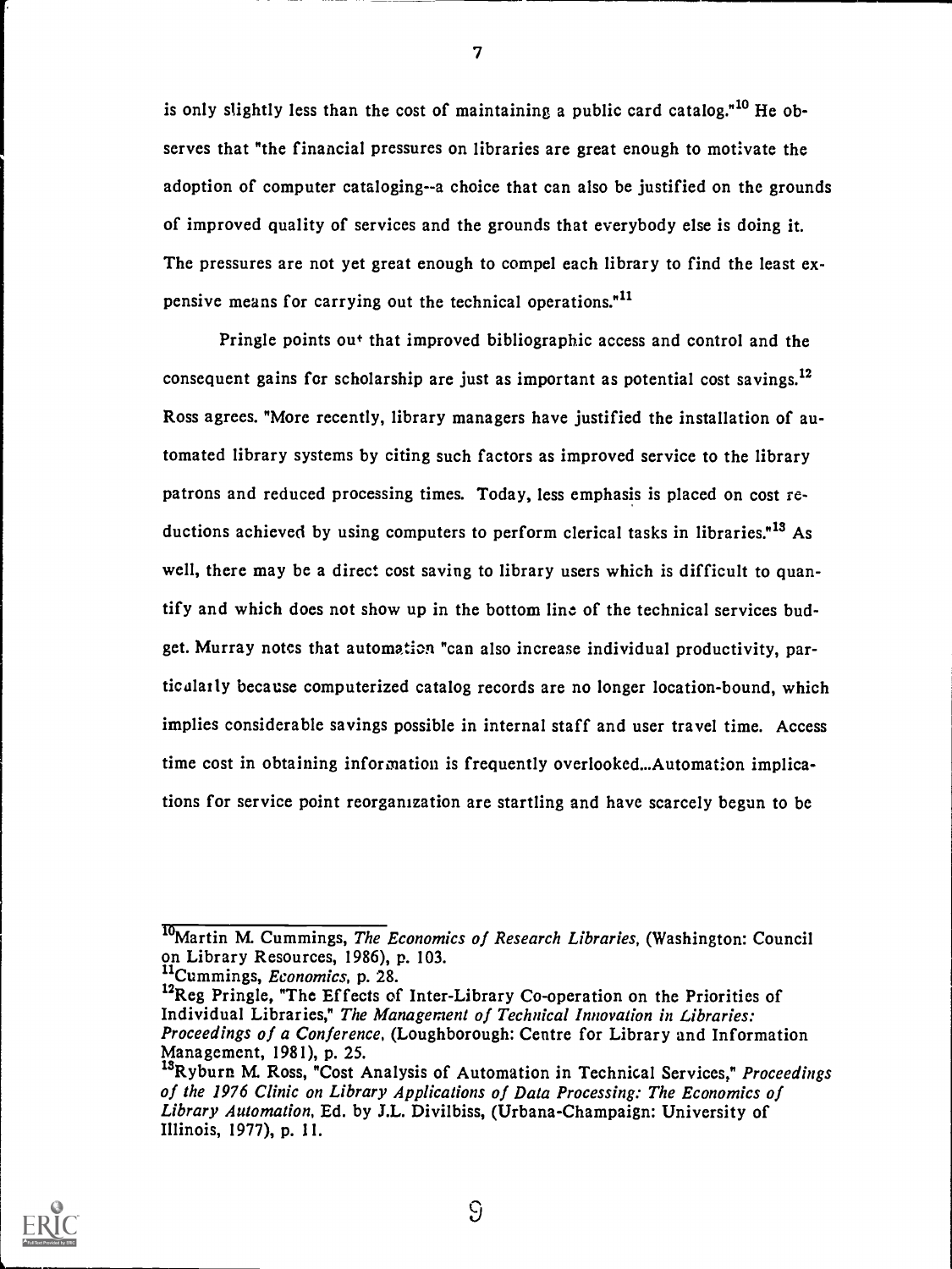is only slightly less than the cost of maintaining a public card catalog."[10] He observes that "the financial pressures on libraries are great enough to motivate the adoption of computer cataloging--a choice that can also be justified on the grounds of improved quality of services and the grounds that everybody else is doing it. The pressures are not yet great enough to compel each library to find the least expensive means for carrying out the technical operations."[11]

Pringle points out that improved bibliographic access and control and the consequent gains for scholarship are just as important as potential cost savings.[12] Ross agrees. "More recently, library managers have justified the installation of automated library systems by citing such factors as improved service to the library patrons and reduced processing times. Today, less emphasis is placed on cost reductions achieved by using computers to perform clerical tasks in libraries."[13] As well, there may be a direct cost saving to library users which is difficult to quantify and which does not show up in the bottom line of the technical services budget. Murray notes that automation "can also increase individual productivity, particularly because computerized catalog records are no longer location-bound, which implies considerable savings possible in internal staff and user travel time. Access time cost in obtaining information is frequently overlooked...Automation implications for service point reorganization are startling and have scarcely begun to be

---

[10] Martin M. Cummings, *The Economics of Research Libraries*, (Washington: Council on Library Resources, 1986), p. 103.

[11] Cummings, *Economics*, p. 28.

[12] Reg Pringle, "The Effects of Inter-Library Co-operation on the Priorities of Individual Libraries," *The Management of Technical Innovation in Libraries: Proceedings of a Conference*, (Loughborough: Centre for Library and Information Management, 1981), p. 25.

[13] Ryburn M. Ross, "Cost Analysis of Automation in Technical Services," *Proceedings of the 1976 Clinic on Library Applications of Data Processing: The Economics of Library Automation*, Ed. by J.L. Divilbiss, (Urbana-Champaign: University of Illinois, 1977), p. 11.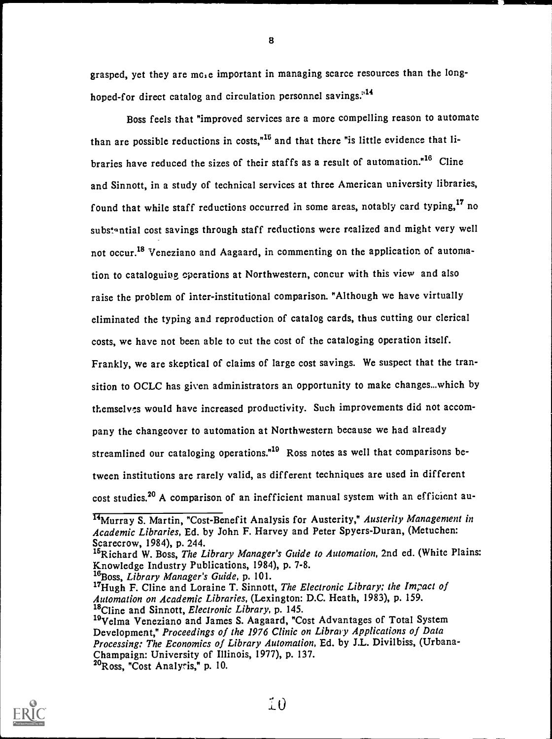grasped, yet they are more important in managing scarce resources than the long-hoped-for direct catalog and circulation personnel savings."[14]

Boss feels that "improved services are a more compelling reason to automate than are possible reductions in costs,"[15] and that there "is little evidence that libraries have reduced the sizes of their staffs as a result of automation."[16] Cline and Sinnott, in a study of technical services at three American university libraries, found that while staff reductions occurred in some areas, notably card typing,[17] no substantial cost savings through staff reductions were realized and might very well not occur.[18] Veneziano and Aagaard, in commenting on the application of automation to cataloguing operations at Northwestern, concur with this view and also raise the problem of inter-institutional comparison. "Although we have virtually eliminated the typing and reproduction of catalog cards, thus cutting our clerical costs, we have not been able to cut the cost of the cataloging operation itself. Frankly, we are skeptical of claims of large cost savings. We suspect that the transition to OCLC has given administrators an opportunity to make changes...which by themselves would have increased productivity. Such improvements did not accompany the changeover to automation at Northwestern because we had already streamlined our cataloging operations."[19] Ross notes as well that comparisons between institutions are rarely valid, as different techniques are used in different cost studies.[20] A comparison of an inefficient manual system with an efficient au-

---

[14] Murray S. Martin, "Cost-Benefit Analysis for Austerity," *Austerity Management in Academic Libraries*, Ed. by John F. Harvey and Peter Spyers-Duran, (Metuchen: Scarecrow, 1984), p. 244.

[15] Richard W. Boss, *The Library Manager's Guide to Automation*, 2nd ed. (White Plains: Knowledge Industry Publications, 1984), p. 7-8.

[16] Boss, *Library Manager's Guide*, p. 101.

[17] Hugh F. Cline and Loraine T. Sinnott, *The Electronic Library; the Impact of Automation on Academic Libraries*, (Lexington: D.C. Heath, 1983), p. 159.

[18] Cline and Sinnott, *Electronic Library*, p. 145.

[19] Velma Veneziano and James S. Aagaard, "Cost Advantages of Total System Development," *Proceedings of the 1976 Clinic on Library Applications of Data Processing: The Economics of Library Automation*, Ed. by J.L. Divilbiss, (Urbana-Champaign: University of Illinois, 1977), p. 137.

[20] Ross, "Cost Analysis," p. 10.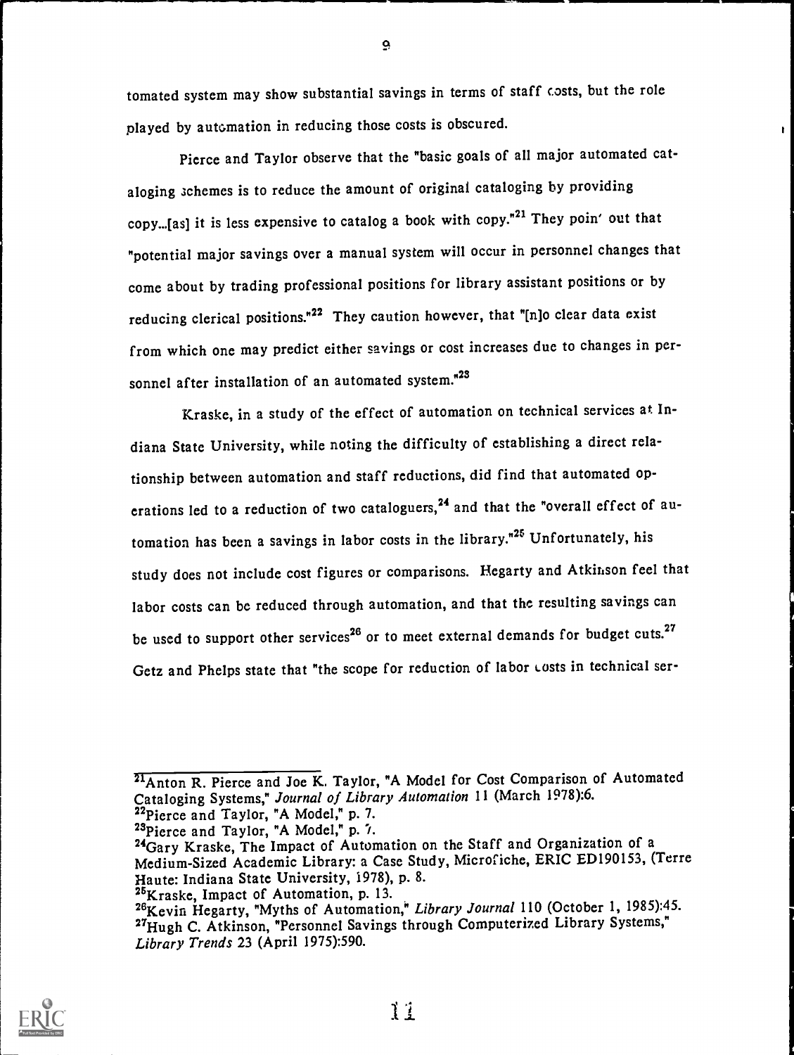tomated system may show substantial savings in terms of staff costs, but the role played by automation in reducing those costs is obscured.

Pierce and Taylor observe that the "basic goals of all major automated cataloging schemes is to reduce the amount of original cataloging by providing copy...[as] it is less expensive to catalog a book with copy."[21] They point out that "potential major savings over a manual system will occur in personnel changes that come about by trading professional positions for library assistant positions or by reducing clerical positions."[22] They caution however, that "[n]o clear data exist from which one may predict either savings or cost increases due to changes in personnel after installation of an automated system."[23]

Kraske, in a study of the effect of automation on technical services at Indiana State University, while noting the difficulty of establishing a direct relationship between automation and staff reductions, did find that automated operations led to a reduction of two cataloguers,[24] and that the "overall effect of automation has been a savings in labor costs in the library."[25] Unfortunately, his study does not include cost figures or comparisons. Hegarty and Atkinson feel that labor costs can be reduced through automation, and that the resulting savings can be used to support other services[26] or to meet external demands for budget cuts.[27] Getz and Phelps state that "the scope for reduction of labor costs in technical ser-

---

[21]Anton R. Pierce and Joe K. Taylor, "A Model for Cost Comparison of Automated Cataloging Systems," *Journal of Library Automation* 11 (March 1978):6.
[22]Pierce and Taylor, "A Model," p. 7.
[23]Pierce and Taylor, "A Model," p. 7.
[24]Gary Kraske, The Impact of Automation on the Staff and Organization of a Medium-Sized Academic Library: a Case Study, Microfiche, ERIC ED190153, (Terre Haute: Indiana State University, 1978), p. 8.
[25]Kraske, Impact of Automation, p. 13.
[26]Kevin Hegarty, "Myths of Automation," *Library Journal* 110 (October 1, 1985):45.
[27]Hugh C. Atkinson, "Personnel Savings through Computerized Library Systems," *Library Trends* 23 (April 1975):590.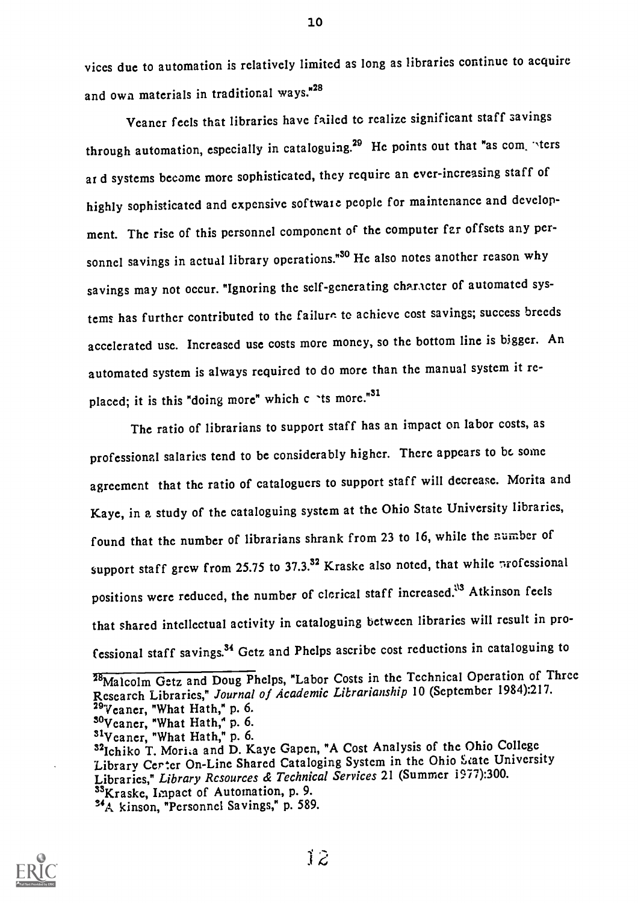vices due to automation is relatively limited as long as libraries continue to acquire and own materials in traditional ways."[28]

Veaner feels that libraries have failed to realize significant staff savings through automation, especially in cataloguing.[29] He points out that "as computers and systems become more sophisticated, they require an ever-increasing staff of highly sophisticated and expensive software people for maintenance and development. The rise of this personnel component of the computer far offsets any personnel savings in actual library operations."[30] He also notes another reason why savings may not occur. "Ignoring the self-generating character of automated systems has further contributed to the failure to achieve cost savings; success breeds accelerated use. Increased use costs more money, so the bottom line is bigger. An automated system is always required to do more than the manual system it replaced; it is this "doing more" which costs more."[31]

The ratio of librarians to support staff has an impact on labor costs, as professional salaries tend to be considerably higher. There appears to be some agreement that the ratio of cataloguers to support staff will decrease. Morita and Kaye, in a study of the cataloguing system at the Ohio State University libraries, found that the number of librarians shrank from 23 to 16, while the number of support staff grew from 25.75 to 37.3.[32] Kraske also noted, that while professional positions were reduced, the number of clerical staff increased.[33] Atkinson feels that shared intellectual activity in cataloguing between libraries will result in professional staff savings.[34] Getz and Phelps ascribe cost reductions in cataloguing to

---

[28]Malcolm Getz and Doug Phelps, "Labor Costs in the Technical Operation of Three Research Libraries," *Journal of Academic Librarianship* 10 (September 1984):217.
[29]Veaner, "What Hath," p. 6.
[30]Veaner, "What Hath," p. 6.
[31]Veaner, "What Hath," p. 6.
[32]Ichiko T. Morita and D. Kaye Gapen, "A Cost Analysis of the Ohio College Library Center On-Line Shared Cataloging System in the Ohio State University Libraries," *Library Resources & Technical Services* 21 (Summer 1977):300.
[33]Kraske, Impact of Automation, p. 9.
[34]Atkinson, "Personnel Savings," p. 589.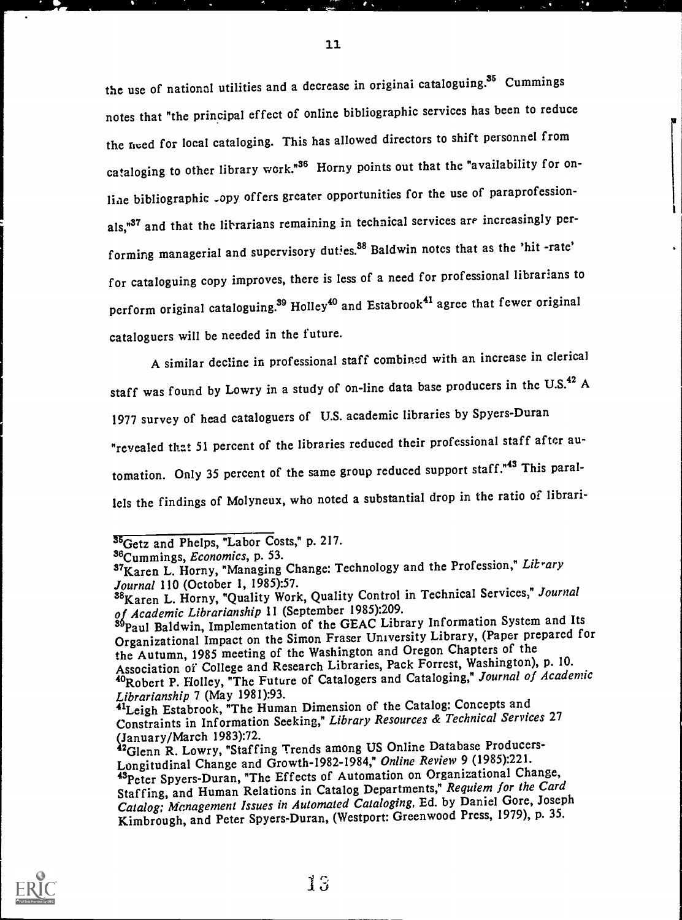the use of national utilities and a decrease in original cataloguing.[35] Cummings notes that "the principal effect of online bibliographic services has been to reduce the need for local cataloging. This has allowed directors to shift personnel from cataloging to other library work."[36] Horny points out that the "availability for on-line bibliographic copy offers greater opportunities for the use of paraprofessionals,"[37] and that the librarians remaining in technical services are increasingly performing managerial and supervisory duties.[38] Baldwin notes that as the 'hit -rate' for cataloguing copy improves, there is less of a need for professional librarians to perform original cataloguing.[39] Holley[40] and Estabrook[41] agree that fewer original cataloguers will be needed in the future.

A similar decline in professional staff combined with an increase in clerical staff was found by Lowry in a study of on-line data base producers in the U.S.[42] A 1977 survey of head cataloguers of U.S. academic libraries by Spyers-Duran "revealed that 51 percent of the libraries reduced their professional staff after automation. Only 35 percent of the same group reduced support staff."[43] This parallels the findings of Molyneux, who noted a substantial drop in the ratio of librari-

---

[35]Getz and Phelps, "Labor Costs," p. 217.

[36]Cummings, *Economics*, p. 53.

[37]Karen L. Horny, "Managing Change: Technology and the Profession," *Library Journal* 110 (October 1, 1985):57.

[38]Karen L. Horny, "Quality Work, Quality Control in Technical Services," *Journal of Academic Librarianship* 11 (September 1985):209.

[39]Paul Baldwin, Implementation of the GEAC Library Information System and Its Organizational Impact on the Simon Fraser University Library, (Paper prepared for the Autumn, 1985 meeting of the Washington and Oregon Chapters of the Association of College and Research Libraries, Pack Forrest, Washington), p. 10.

[40]Robert P. Holley, "The Future of Catalogers and Cataloging," *Journal of Academic Librarianship* 7 (May 1981):93.

[41]Leigh Estabrook, "The Human Dimension of the Catalog: Concepts and Constraints in Information Seeking," *Library Resources & Technical Services* 27 (January/March 1983):72.

[42]Glenn R. Lowry, "Staffing Trends among US Online Database Producers-Longitudinal Change and Growth-1982-1984," *Online Review* 9 (1985):221.

[43]Peter Spyers-Duran, "The Effects of Automation on Organizational Change, Staffing, and Human Relations in Catalog Departments," *Requiem for the Card Catalog; Management Issues in Automated Cataloging*, Ed. by Daniel Gore, Joseph Kimbrough, and Peter Spyers-Duran, (Westport: Greenwood Press, 1979), p. 35.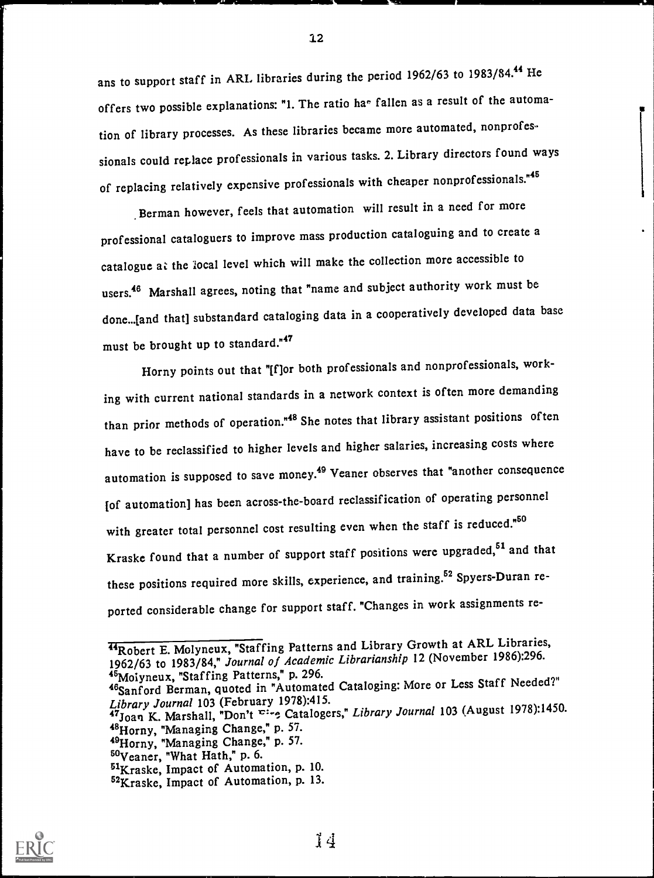ans to support staff in ARL libraries during the period 1962/63 to 1983/84.[44] He offers two possible explanations: "1. The ratio has fallen as a result of the automation of library processes. As these libraries became more automated, nonprofessionals could replace professionals in various tasks. 2. Library directors found ways of replacing relatively expensive professionals with cheaper nonprofessionals."[45]

Berman however, feels that automation will result in a need for more professional cataloguers to improve mass production cataloguing and to create a catalogue at the local level which will make the collection more accessible to users.[46] Marshall agrees, noting that "name and subject authority work must be done...[and that] substandard cataloging data in a cooperatively developed data base must be brought up to standard."[47]

Horny points out that "[f]or both professionals and nonprofessionals, working with current national standards in a network context is often more demanding than prior methods of operation."[48] She notes that library assistant positions often have to be reclassified to higher levels and higher salaries, increasing costs where automation is supposed to save money.[49] Veaner observes that "another consequence [of automation] has been across-the-board reclassification of operating personnel with greater total personnel cost resulting even when the staff is reduced."[50] Kraske found that a number of support staff positions were upgraded,[51] and that these positions required more skills, experience, and training.[52] Spyers-Duran reported considerable change for support staff. "Changes in work assignments re-

---

[44] Robert E. Molyneux, "Staffing Patterns and Library Growth at ARL Libraries, 1962/63 to 1983/84," *Journal of Academic Librarianship* 12 (November 1986):296.
[45] Molyneux, "Staffing Patterns," p. 296.
[46] Sanford Berman, quoted in "Automated Cataloging: More or Less Staff Needed?" *Library Journal* 103 (February 1978):415.
[47] Joan K. Marshall, "Don't Fire Catalogers," *Library Journal* 103 (August 1978):1450.
[48] Horny, "Managing Change," p. 57.
[49] Horny, "Managing Change," p. 57.
[50] Veaner, "What Hath," p. 6.
[51] Kraske, Impact of Automation, p. 10.
[52] Kraske, Impact of Automation, p. 13.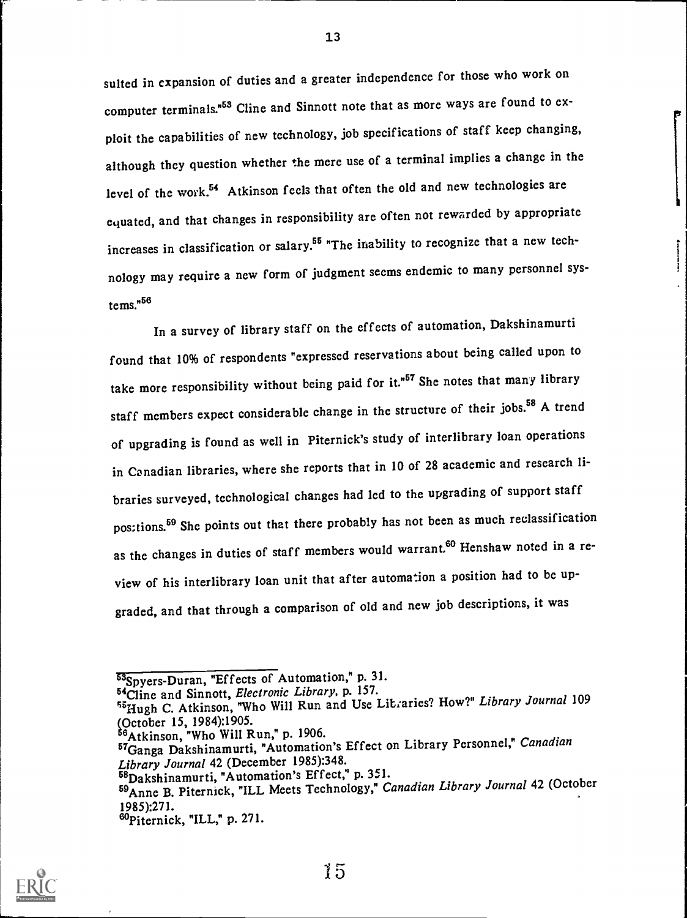sulted in expansion of duties and a greater independence for those who work on computer terminals."[53] Cline and Sinnott note that as more ways are found to exploit the capabilities of new technology, job specifications of staff keep changing, although they question whether the mere use of a terminal implies a change in the level of the work.[54] Atkinson feels that often the old and new technologies are equated, and that changes in responsibility are often not rewarded by appropriate increases in classification or salary.[55] "The inability to recognize that a new technology may require a new form of judgment seems endemic to many personnel systems."[56]

In a survey of library staff on the effects of automation, Dakshinamurti found that 10% of respondents "expressed reservations about being called upon to take more responsibility without being paid for it."[57] She notes that many library staff members expect considerable change in the structure of their jobs.[58] A trend of upgrading is found as well in Piternick's study of interlibrary loan operations in Canadian libraries, where she reports that in 10 of 28 academic and research libraries surveyed, technological changes had led to the upgrading of support staff positions.[59] She points out that there probably has not been as much reclassification as the changes in duties of staff members would warrant.[60] Henshaw noted in a review of his interlibrary loan unit that after automation a position had to be upgraded, and that through a comparison of old and new job descriptions, it was

---

[53]Spyers-Duran, "Effects of Automation," p. 31.

[54]Cline and Sinnott, *Electronic Library*, p. 157.

[55]Hugh C. Atkinson, "Who Will Run and Use Libraries? How?" *Library Journal* 109 (October 15, 1984):1905.

[56]Atkinson, "Who Will Run," p. 1906.

[57]Ganga Dakshinamurti, "Automation's Effect on Library Personnel," *Canadian Library Journal* 42 (December 1985):348.

[58]Dakshinamurti, "Automation's Effect," p. 351.

[59]Anne B. Piternick, "ILL Meets Technology," *Canadian Library Journal* 42 (October 1985):271.

[60]Piternick, "ILL," p. 271.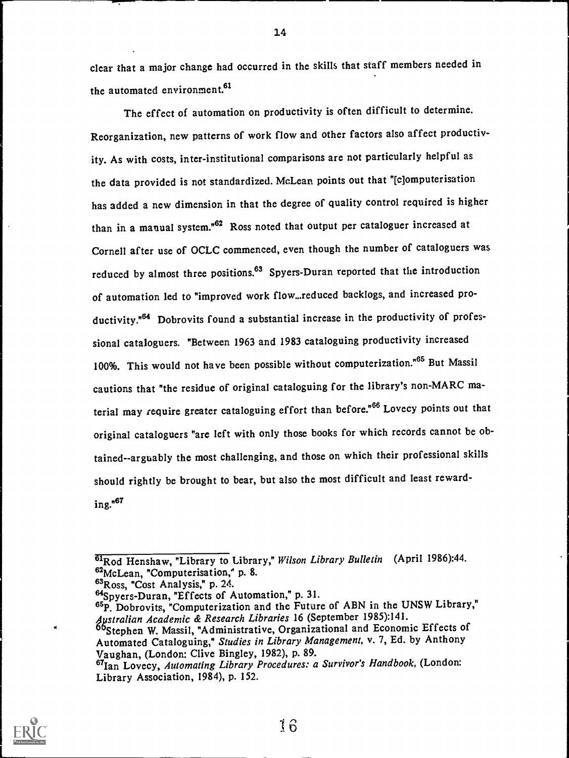clear that a major change had occurred in the skills that staff members needed in the automated environment.[61]

The effect of automation on productivity is often difficult to determine. Reorganization, new patterns of work flow and other factors also affect productivity. As with costs, inter-institutional comparisons are not particularly helpful as the data provided is not standardized. McLean points out that "[c]omputerisation has added a new dimension in that the degree of quality control required is higher than in a manual system."[62] Ross noted that output per cataloguer increased at Cornell after use of OCLC commenced, even though the number of cataloguers was reduced by almost three positions.[63] Spyers-Duran reported that the introduction of automation led to "improved work flow...reduced backlogs, and increased productivity."[64] Dobrovits found a substantial increase in the productivity of professional cataloguers. "Between 1963 and 1983 cataloguing productivity increased 100%. This would not have been possible without computerization."[65] But Massil cautions that "the residue of original cataloguing for the library's non-MARC material may require greater cataloguing effort than before."[66] Lovecy points out that original cataloguers "are left with only those books for which records cannot be obtained--arguably the most challenging, and those on which their professional skills should rightly be brought to bear, but also the most difficult and least rewarding."[67]

---

[61]Rod Henshaw, "Library to Library," *Wilson Library Bulletin* (April 1986):44.
[62]McLean, "Computerisation," p. 8.
[63]Ross, "Cost Analysis," p. 24.
[64]Spyers-Duran, "Effects of Automation," p. 31.
[65]P. Dobrovits, "Computerization and the Future of ABN in the UNSW Library," *Australian Academic & Research Libraries* 16 (September 1985):141.
[66]Stephen W. Massil, "Administrative, Organizational and Economic Effects of Automated Cataloguing," *Studies in Library Management*, v. 7, Ed. by Anthony Vaughan, (London: Clive Bingley, 1982), p. 89.
[67]Ian Lovecy, *Automating Library Procedures: a Survivor's Handbook*, (London: Library Association, 1984), p. 152.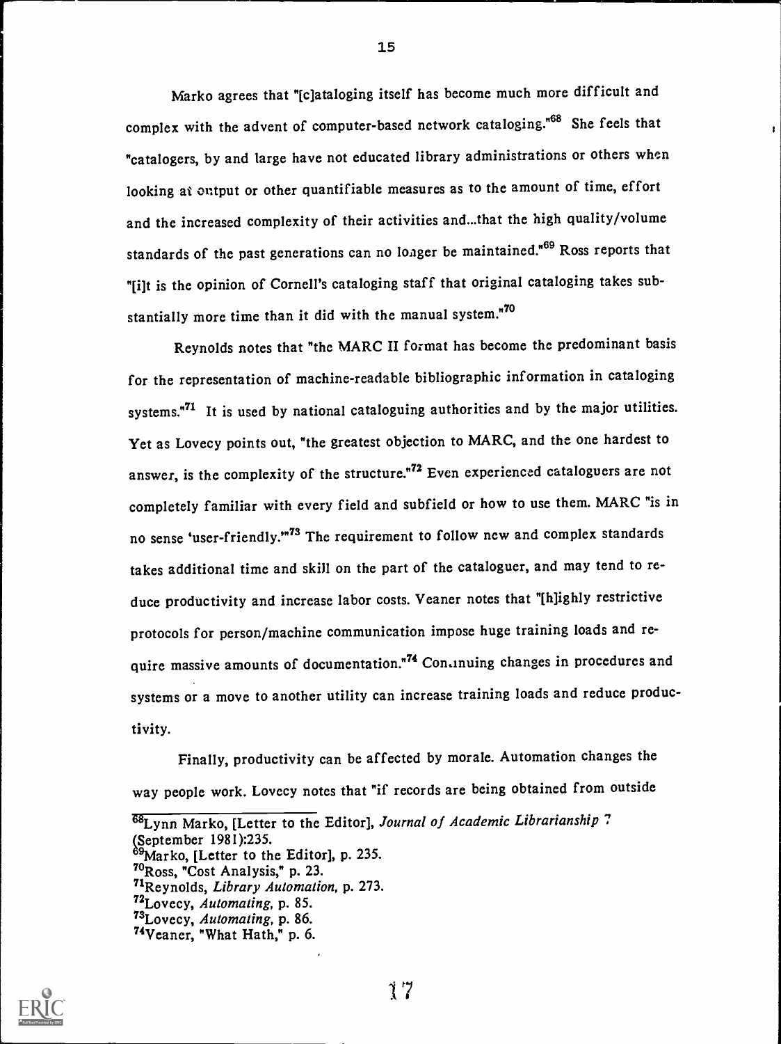Marko agrees that "[c]ataloging itself has become much more difficult and complex with the advent of computer-based network cataloging."[68] She feels that "catalogers, by and large have not educated library administrations or others when looking at output or other quantifiable measures as to the amount of time, effort and the increased complexity of their activities and...that the high quality/volume standards of the past generations can no longer be maintained."[69] Ross reports that "[i]t is the opinion of Cornell's cataloging staff that original cataloging takes substantially more time than it did with the manual system."[70]

Reynolds notes that "the MARC II format has become the predominant basis for the representation of machine-readable bibliographic information in cataloging systems."[71] It is used by national cataloguing authorities and by the major utilities. Yet as Lovecy points out, "the greatest objection to MARC, and the one hardest to answer, is the complexity of the structure."[72] Even experienced cataloguers are not completely familiar with every field and subfield or how to use them. MARC "is in no sense 'user-friendly.'"[73] The requirement to follow new and complex standards takes additional time and skill on the part of the cataloguer, and may tend to reduce productivity and increase labor costs. Veaner notes that "[h]ighly restrictive protocols for person/machine communication impose huge training loads and require massive amounts of documentation."[74] Continuing changes in procedures and systems or a move to another utility can increase training loads and reduce productivity.

Finally, productivity can be affected by morale. Automation changes the way people work. Lovecy notes that "if records are being obtained from outside

---

[68] Lynn Marko, [Letter to the Editor], *Journal of Academic Librarianship* 7 (September 1981):235.
[69] Marko, [Letter to the Editor], p. 235.
[70] Ross, "Cost Analysis," p. 23.
[71] Reynolds, *Library Automation*, p. 273.
[72] Lovecy, *Automating*, p. 85.
[73] Lovecy, *Automating*, p. 86.
[74] Veaner, "What Hath," p. 6.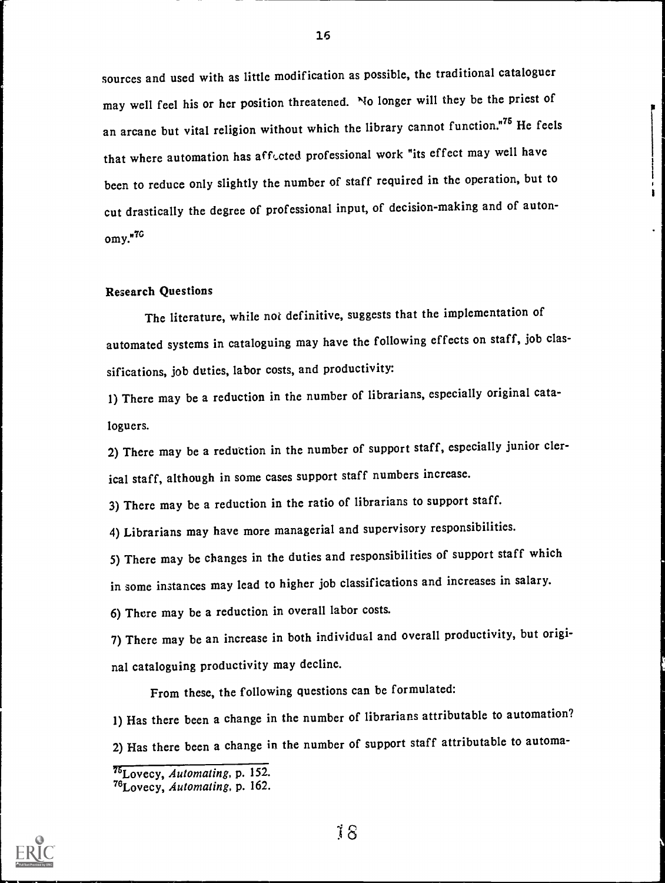sources and used with as little modification as possible, the traditional cataloguer may well feel his or her position threatened. "No longer will they be the priest of an arcane but vital religion without which the library cannot function."[75] He feels that where automation has affected professional work "its effect may well have been to reduce only slightly the number of staff required in the operation, but to cut drastically the degree of professional input, of decision-making and of autonomy."[76]

### Research Questions

The literature, while not definitive, suggests that the implementation of automated systems in cataloguing may have the following effects on staff, job classifications, job duties, labor costs, and productivity:

1) There may be a reduction in the number of librarians, especially original cataloguers.

2) There may be a reduction in the number of support staff, especially junior clerical staff, although in some cases support staff numbers increase.

3) There may be a reduction in the ratio of librarians to support staff.

4) Librarians may have more managerial and supervisory responsibilities.

5) There may be changes in the duties and responsibilities of support staff which in some instances may lead to higher job classifications and increases in salary.

6) There may be a reduction in overall labor costs.

7) There may be an increase in both individual and overall productivity, but original cataloguing productivity may decline.

From these, the following questions can be formulated:

1) Has there been a change in the number of librarians attributable to automation?

2) Has there been a change in the number of support staff attributable to automa-

[75] Lovecy, *Automating*, p. 152.
[76] Lovecy, *Automating*, p. 162.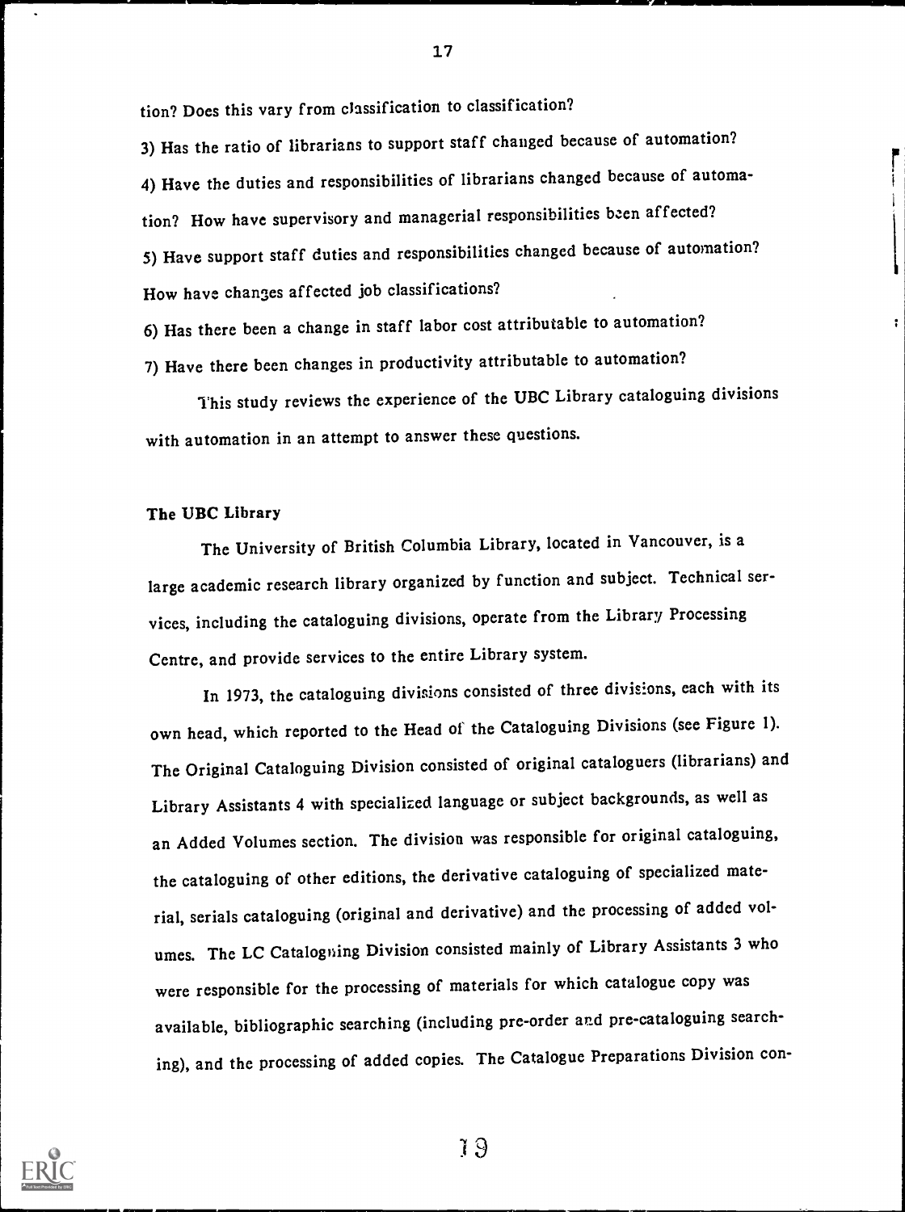tion? Does this vary from classification to classification?

3) Has the ratio of librarians to support staff changed because of automation?

4) Have the duties and responsibilities of librarians changed because of automation? How have supervisory and managerial responsibilities been affected?

5) Have support staff duties and responsibilities changed because of automation? How have changes affected job classifications?

6) Has there been a change in staff labor cost attributable to automation?

7) Have there been changes in productivity attributable to automation?

This study reviews the experience of the UBC Library cataloguing divisions with automation in an attempt to answer these questions.

### The UBC Library

The University of British Columbia Library, located in Vancouver, is a large academic research library organized by function and subject. Technical services, including the cataloguing divisions, operate from the Library Processing Centre, and provide services to the entire Library system.

In 1973, the cataloguing divisions consisted of three divisions, each with its own head, which reported to the Head of the Cataloguing Divisions (see Figure 1). The Original Cataloguing Division consisted of original cataloguers (librarians) and Library Assistants 4 with specialized language or subject backgrounds, as well as an Added Volumes section. The division was responsible for original cataloguing, the cataloguing of other editions, the derivative cataloguing of specialized material, serials cataloguing (original and derivative) and the processing of added volumes. The LC Cataloguing Division consisted mainly of Library Assistants 3 who were responsible for the processing of materials for which catalogue copy was available, bibliographic searching (including pre-order and pre-cataloguing searching), and the processing of added copies. The Catalogue Preparations Division con-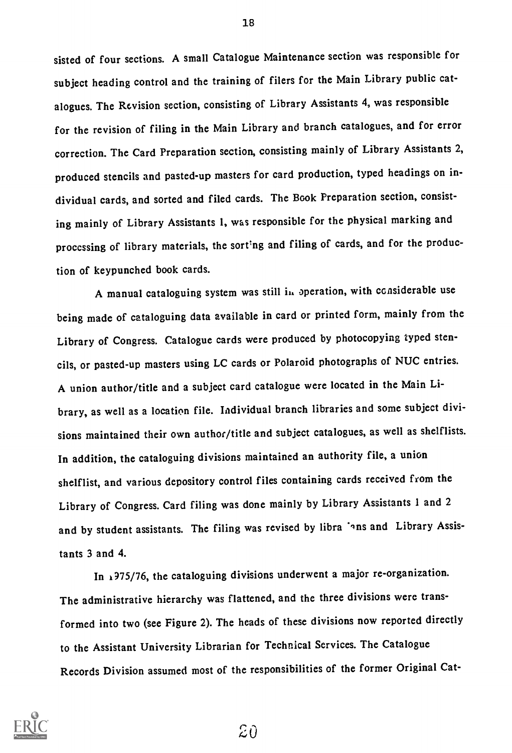sisted of four sections. A small Catalogue Maintenance section was responsible for subject heading control and the training of filers for the Main Library public catalogues. The Revision section, consisting of Library Assistants 4, was responsible for the revision of filing in the Main Library and branch catalogues, and for error correction. The Card Preparation section, consisting mainly of Library Assistants 2, produced stencils and pasted-up masters for card production, typed headings on individual cards, and sorted and filed cards. The Book Preparation section, consisting mainly of Library Assistants 1, was responsible for the physical marking and processing of library materials, the sorting and filing of cards, and for the production of keypunched book cards.

A manual cataloguing system was still in operation, with considerable use being made of cataloguing data available in card or printed form, mainly from the Library of Congress. Catalogue cards were produced by photocopying typed stencils, or pasted-up masters using LC cards or Polaroid photographs of NUC entries. A union author/title and a subject card catalogue were located in the Main Library, as well as a location file. Individual branch libraries and some subject divisions maintained their own author/title and subject catalogues, as well as shelflists. In addition, the cataloguing divisions maintained an authority file, a union shelflist, and various depository control files containing cards received from the Library of Congress. Card filing was done mainly by Library Assistants 1 and 2 and by student assistants. The filing was revised by librarians and Library Assistants 3 and 4.

In 1975/76, the cataloguing divisions underwent a major re-organization. The administrative hierarchy was flattened, and the three divisions were transformed into two (see Figure 2). The heads of these divisions now reported directly to the Assistant University Librarian for Technical Services. The Catalogue Records Division assumed most of the responsibilities of the former Original Cat-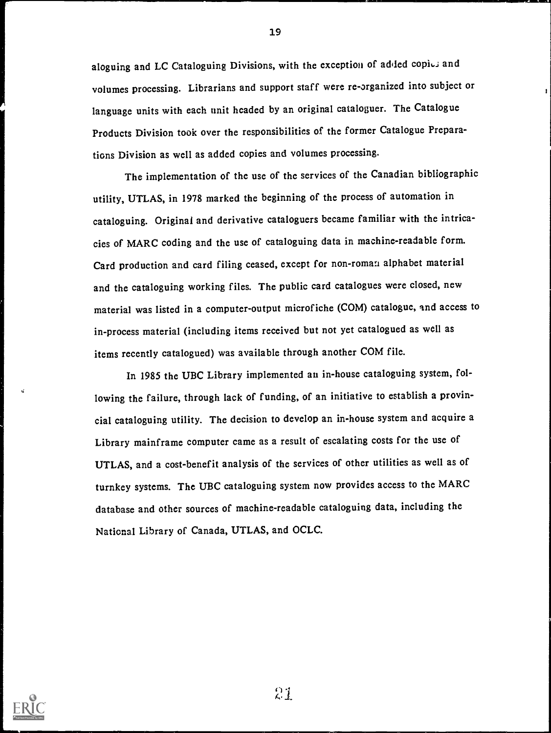aloguing and LC Cataloguing Divisions, with the exception of added copies and volumes processing. Librarians and support staff were re-organized into subject or language units with each unit headed by an original cataloguer. The Catalogue Products Division took over the responsibilities of the former Catalogue Preparations Division as well as added copies and volumes processing.

The implementation of the use of the services of the Canadian bibliographic utility, UTLAS, in 1978 marked the beginning of the process of automation in cataloguing. Original and derivative cataloguers became familiar with the intricacies of MARC coding and the use of cataloguing data in machine-readable form. Card production and card filing ceased, except for non-roman alphabet material and the cataloguing working files. The public card catalogues were closed, new material was listed in a computer-output microfiche (COM) catalogue, and access to in-process material (including items received but not yet catalogued as well as items recently catalogued) was available through another COM file.

In 1985 the UBC Library implemented an in-house cataloguing system, following the failure, through lack of funding, of an initiative to establish a provincial cataloguing utility. The decision to develop an in-house system and acquire a Library mainframe computer came as a result of escalating costs for the use of UTLAS, and a cost-benefit analysis of the services of other utilities as well as of turnkey systems. The UBC cataloguing system now provides access to the MARC database and other sources of machine-readable cataloguing data, including the National Library of Canada, UTLAS, and OCLC.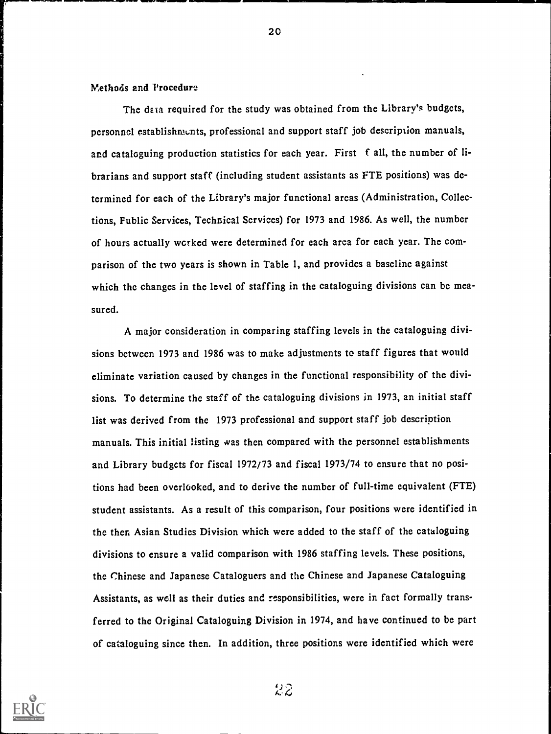## Methods and Procedure

The data required for the study was obtained from the Library's budgets, personnel establishments, professional and support staff job description manuals, and cataloguing production statistics for each year. First of all, the number of librarians and support staff (including student assistants as FTE positions) was determined for each of the Library's major functional areas (Administration, Collections, Public Services, Technical Services) for 1973 and 1986. As well, the number of hours actually worked were determined for each area for each year. The comparison of the two years is shown in Table 1, and provides a baseline against which the changes in the level of staffing in the cataloguing divisions can be measured.

A major consideration in comparing staffing levels in the cataloguing divisions between 1973 and 1986 was to make adjustments to staff figures that would eliminate variation caused by changes in the functional responsibility of the divisions. To determine the staff of the cataloguing divisions in 1973, an initial staff list was derived from the 1973 professional and support staff job description manuals. This initial listing was then compared with the personnel establishments and Library budgets for fiscal 1972/73 and fiscal 1973/74 to ensure that no positions had been overlooked, and to derive the number of full-time equivalent (FTE) student assistants. As a result of this comparison, four positions were identified in the then Asian Studies Division which were added to the staff of the cataloguing divisions to ensure a valid comparison with 1986 staffing levels. These positions, the Chinese and Japanese Cataloguers and the Chinese and Japanese Cataloguing Assistants, as well as their duties and responsibilities, were in fact formally transferred to the Original Cataloguing Division in 1974, and have continued to be part of cataloguing since then. In addition, three positions were identified which were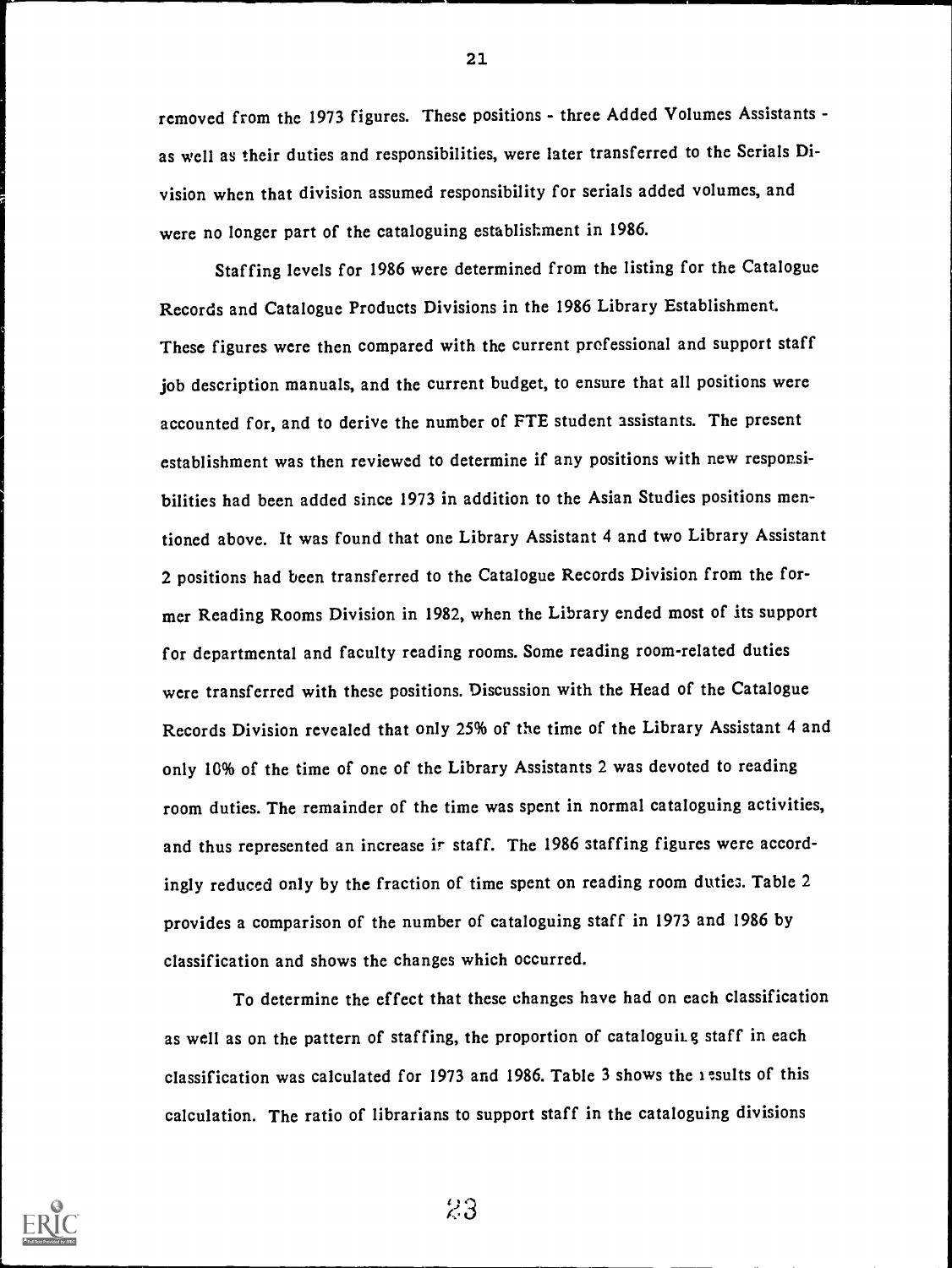removed from the 1973 figures. These positions - three Added Volumes Assistants - as well as their duties and responsibilities, were later transferred to the Serials Division when that division assumed responsibility for serials added volumes, and were no longer part of the cataloguing establishment in 1986.

Staffing levels for 1986 were determined from the listing for the Catalogue Records and Catalogue Products Divisions in the 1986 Library Establishment. These figures were then compared with the current professional and support staff job description manuals, and the current budget, to ensure that all positions were accounted for, and to derive the number of FTE student assistants. The present establishment was then reviewed to determine if any positions with new responsibilities had been added since 1973 in addition to the Asian Studies positions mentioned above. It was found that one Library Assistant 4 and two Library Assistant 2 positions had been transferred to the Catalogue Records Division from the former Reading Rooms Division in 1982, when the Library ended most of its support for departmental and faculty reading rooms. Some reading room-related duties were transferred with these positions. Discussion with the Head of the Catalogue Records Division revealed that only 25% of the time of the Library Assistant 4 and only 10% of the time of one of the Library Assistants 2 was devoted to reading room duties. The remainder of the time was spent in normal cataloguing activities, and thus represented an increase in staff. The 1986 staffing figures were accordingly reduced only by the fraction of time spent on reading room duties. Table 2 provides a comparison of the number of cataloguing staff in 1973 and 1986 by classification and shows the changes which occurred.

To determine the effect that these changes have had on each classification as well as on the pattern of staffing, the proportion of cataloguing staff in each classification was calculated for 1973 and 1986. Table 3 shows the results of this calculation. The ratio of librarians to support staff in the cataloguing divisions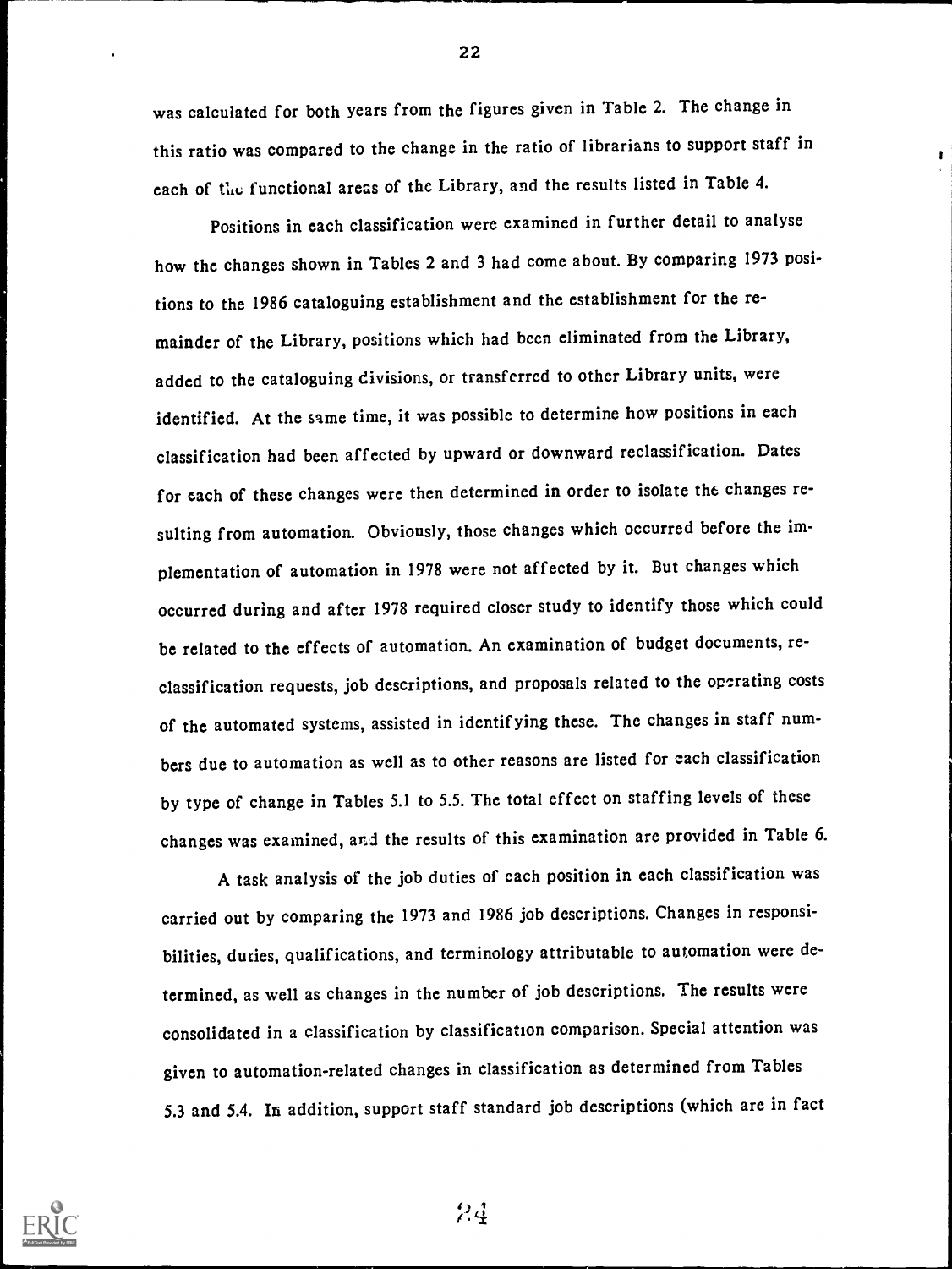was calculated for both years from the figures given in Table 2. The change in this ratio was compared to the change in the ratio of librarians to support staff in each of the functional areas of the Library, and the results listed in Table 4.

Positions in each classification were examined in further detail to analyse how the changes shown in Tables 2 and 3 had come about. By comparing 1973 positions to the 1986 cataloguing establishment and the establishment for the remainder of the Library, positions which had been eliminated from the Library, added to the cataloguing divisions, or transferred to other Library units, were identified. At the same time, it was possible to determine how positions in each classification had been affected by upward or downward reclassification. Dates for each of these changes were then determined in order to isolate the changes resulting from automation. Obviously, those changes which occurred before the implementation of automation in 1978 were not affected by it. But changes which occurred during and after 1978 required closer study to identify those which could be related to the effects of automation. An examination of budget documents, reclassification requests, job descriptions, and proposals related to the operating costs of the automated systems, assisted in identifying these. The changes in staff numbers due to automation as well as to other reasons are listed for each classification by type of change in Tables 5.1 to 5.5. The total effect on staffing levels of these changes was examined, and the results of this examination are provided in Table 6.

A task analysis of the job duties of each position in each classification was carried out by comparing the 1973 and 1986 job descriptions. Changes in responsibilities, duties, qualifications, and terminology attributable to automation were determined, as well as changes in the number of job descriptions. The results were consolidated in a classification by classification comparison. Special attention was given to automation-related changes in classification as determined from Tables 5.3 and 5.4. In addition, support staff standard job descriptions (which are in fact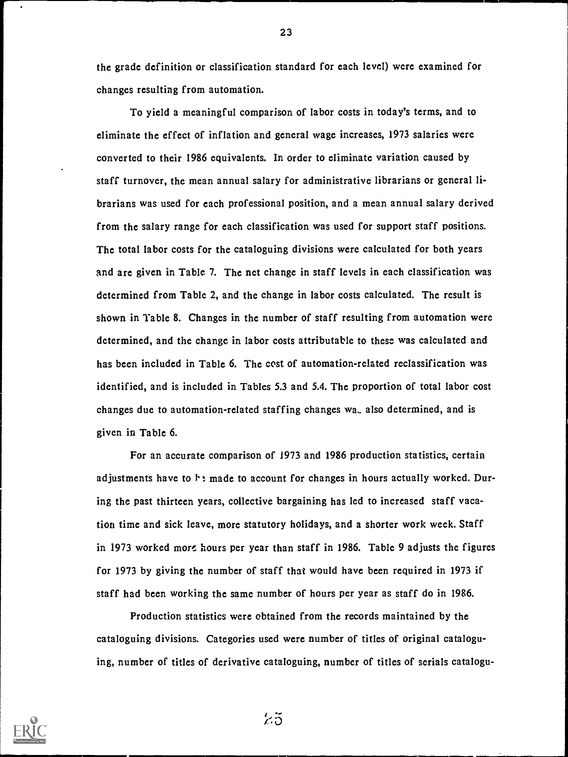the grade definition or classification standard for each level) were examined for changes resulting from automation.

To yield a meaningful comparison of labor costs in today's terms, and to eliminate the effect of inflation and general wage increases, 1973 salaries were converted to their 1986 equivalents. In order to eliminate variation caused by staff turnover, the mean annual salary for administrative librarians or general librarians was used for each professional position, and a mean annual salary derived from the salary range for each classification was used for support staff positions. The total labor costs for the cataloguing divisions were calculated for both years and are given in Table 7. The net change in staff levels in each classification was determined from Table 2, and the change in labor costs calculated. The result is shown in Table 8. Changes in the number of staff resulting from automation were determined, and the change in labor costs attributable to these was calculated and has been included in Table 6. The cost of automation-related reclassification was identified, and is included in Tables 5.3 and 5.4. The proportion of total labor cost changes due to automation-related staffing changes wa. also determined, and is given in Table 6.

For an accurate comparison of 1973 and 1986 production statistics, certain adjustments have to be made to account for changes in hours actually worked. During the past thirteen years, collective bargaining has led to increased staff vacation time and sick leave, more statutory holidays, and a shorter work week. Staff in 1973 worked more hours per year than staff in 1986. Table 9 adjusts the figures for 1973 by giving the number of staff that would have been required in 1973 if staff had been working the same number of hours per year as staff do in 1986.

Production statistics were obtained from the records maintained by the cataloguing divisions. Categories used were number of titles of original cataloguing, number of titles of derivative cataloguing, number of titles of serials catalogu-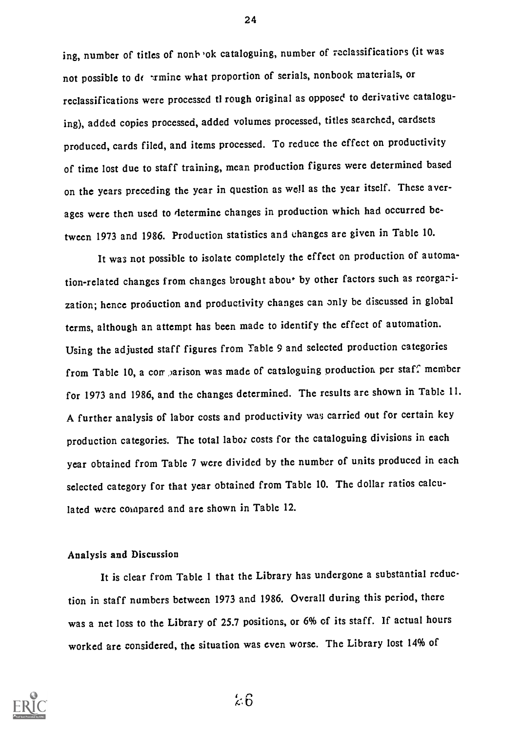ing, number of titles of nonbook cataloguing, number of reclassifications (it was not possible to determine what proportion of serials, nonbook materials, or reclassifications were processed through original as opposed to derivative cataloguing), added copies processed, added volumes processed, titles searched, cardsets produced, cards filed, and items processed. To reduce the effect on productivity of time lost due to staff training, mean production figures were determined based on the years preceding the year in question as well as the year itself. These averages were then used to determine changes in production which had occurred between 1973 and 1986. Production statistics and changes are given in Table 10.

It was not possible to isolate completely the effect on production of automation-related changes from changes brought about by other factors such as reorganization; hence production and productivity changes can only be discussed in global terms, although an attempt has been made to identify the effect of automation. Using the adjusted staff figures from Table 9 and selected production categories from Table 10, a comparison was made of cataloguing production per staff member for 1973 and 1986, and the changes determined. The results are shown in Table 11. A further analysis of labor costs and productivity was carried out for certain key production categories. The total labor costs for the cataloguing divisions in each year obtained from Table 7 were divided by the number of units produced in each selected category for that year obtained from Table 10. The dollar ratios calculated were compared and are shown in Table 12.

### Analysis and Discussion

It is clear from Table 1 that the Library has undergone a substantial reduction in staff numbers between 1973 and 1986. Overall during this period, there was a net loss to the Library of 25.7 positions, or 6% of its staff. If actual hours worked are considered, the situation was even worse. The Library lost 14% of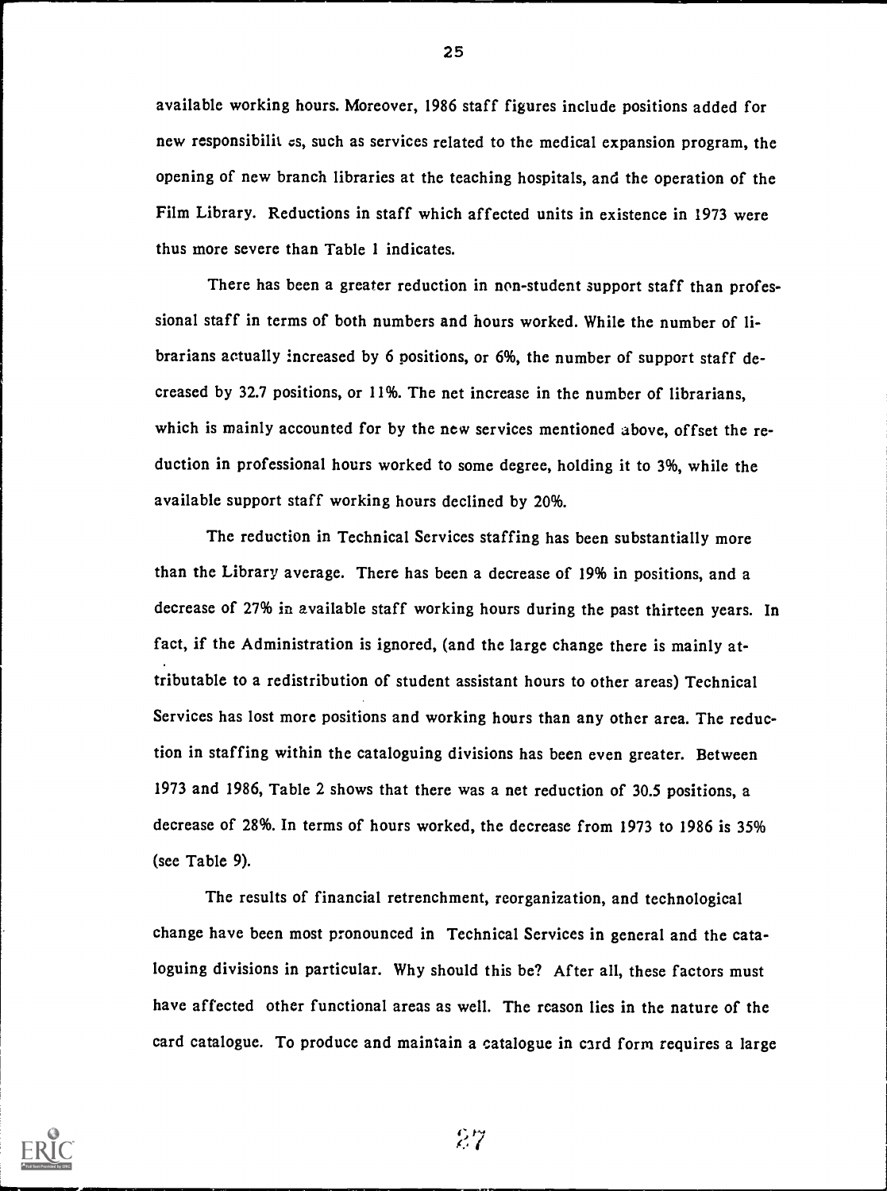available working hours. Moreover, 1986 staff figures include positions added for new responsibilities, such as services related to the medical expansion program, the opening of new branch libraries at the teaching hospitals, and the operation of the Film Library. Reductions in staff which affected units in existence in 1973 were thus more severe than Table 1 indicates.

There has been a greater reduction in non-student support staff than professional staff in terms of both numbers and hours worked. While the number of librarians actually increased by 6 positions, or 6%, the number of support staff decreased by 32.7 positions, or 11%. The net increase in the number of librarians, which is mainly accounted for by the new services mentioned above, offset the reduction in professional hours worked to some degree, holding it to 3%, while the available support staff working hours declined by 20%.

The reduction in Technical Services staffing has been substantially more than the Library average. There has been a decrease of 19% in positions, and a decrease of 27% in available staff working hours during the past thirteen years. In fact, if the Administration is ignored, (and the large change there is mainly attributable to a redistribution of student assistant hours to other areas) Technical Services has lost more positions and working hours than any other area. The reduction in staffing within the cataloguing divisions has been even greater. Between 1973 and 1986, Table 2 shows that there was a net reduction of 30.5 positions, a decrease of 28%. In terms of hours worked, the decrease from 1973 to 1986 is 35% (see Table 9).

The results of financial retrenchment, reorganization, and technological change have been most pronounced in Technical Services in general and the cataloguing divisions in particular. Why should this be? After all, these factors must have affected other functional areas as well. The reason lies in the nature of the card catalogue. To produce and maintain a catalogue in card form requires a large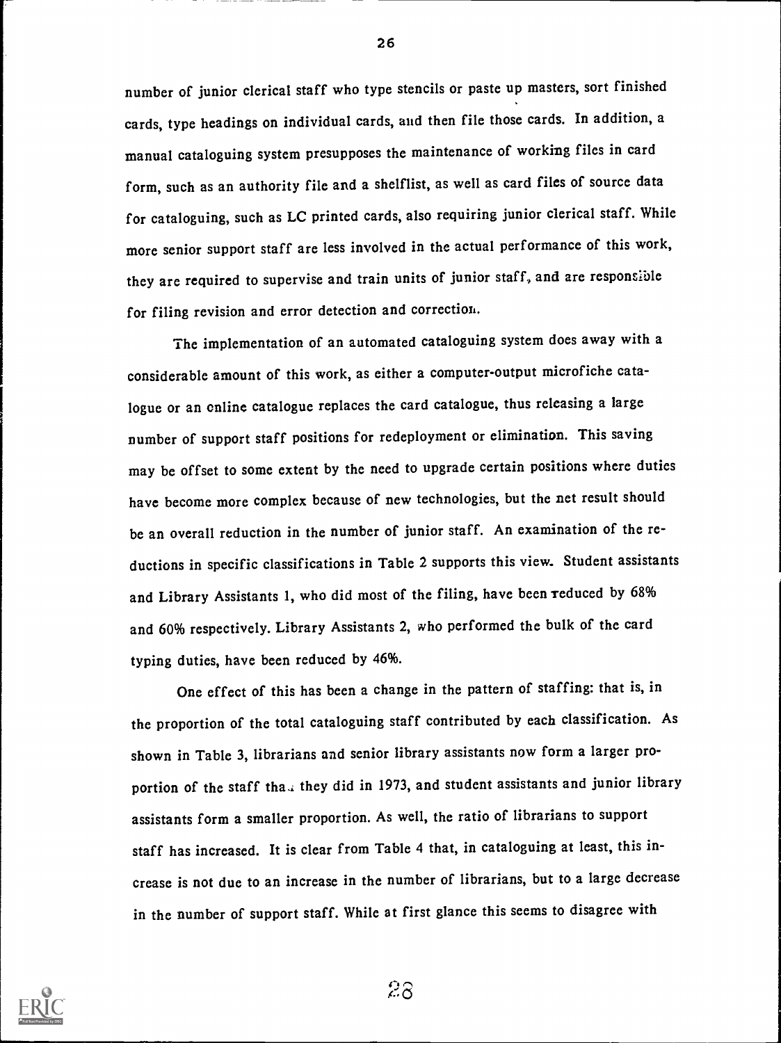number of junior clerical staff who type stencils or paste up masters, sort finished cards, type headings on individual cards, and then file those cards. In addition, a manual cataloguing system presupposes the maintenance of working files in card form, such as an authority file and a shelflist, as well as card files of source data for cataloguing, such as LC printed cards, also requiring junior clerical staff. While more senior support staff are less involved in the actual performance of this work, they are required to supervise and train units of junior staff, and are responsible for filing revision and error detection and correction.

The implementation of an automated cataloguing system does away with a considerable amount of this work, as either a computer-output microfiche catalogue or an online catalogue replaces the card catalogue, thus releasing a large number of support staff positions for redeployment or elimination. This saving may be offset to some extent by the need to upgrade certain positions where duties have become more complex because of new technologies, but the net result should be an overall reduction in the number of junior staff. An examination of the reductions in specific classifications in Table 2 supports this view. Student assistants and Library Assistants 1, who did most of the filing, have been reduced by 68% and 60% respectively. Library Assistants 2, who performed the bulk of the card typing duties, have been reduced by 46%.

One effect of this has been a change in the pattern of staffing: that is, in the proportion of the total cataloguing staff contributed by each classification. As shown in Table 3, librarians and senior library assistants now form a larger proportion of the staff than they did in 1973, and student assistants and junior library assistants form a smaller proportion. As well, the ratio of librarians to support staff has increased. It is clear from Table 4 that, in cataloguing at least, this increase is not due to an increase in the number of librarians, but to a large decrease in the number of support staff. While at first glance this seems to disagree with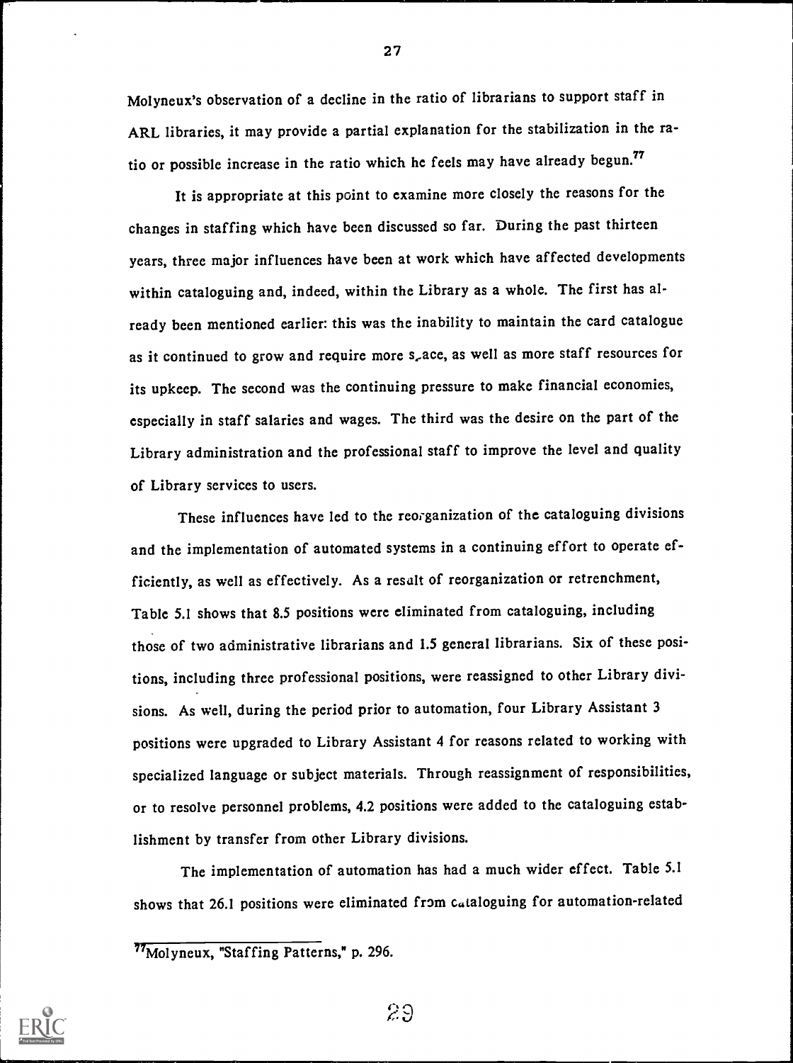Molyneux's observation of a decline in the ratio of librarians to support staff in ARL libraries, it may provide a partial explanation for the stabilization in the ratio or possible increase in the ratio which he feels may have already begun.[77]

It is appropriate at this point to examine more closely the reasons for the changes in staffing which have been discussed so far. During the past thirteen years, three major influences have been at work which have affected developments within cataloguing and, indeed, within the Library as a whole. The first has already been mentioned earlier: this was the inability to maintain the card catalogue as it continued to grow and require more space, as well as more staff resources for its upkeep. The second was the continuing pressure to make financial economies, especially in staff salaries and wages. The third was the desire on the part of the Library administration and the professional staff to improve the level and quality of Library services to users.

These influences have led to the reorganization of the cataloguing divisions and the implementation of automated systems in a continuing effort to operate efficiently, as well as effectively. As a result of reorganization or retrenchment, Table 5.1 shows that 8.5 positions were eliminated from cataloguing, including those of two administrative librarians and 1.5 general librarians. Six of these positions, including three professional positions, were reassigned to other Library divisions. As well, during the period prior to automation, four Library Assistant 3 positions were upgraded to Library Assistant 4 for reasons related to working with specialized language or subject materials. Through reassignment of responsibilities, or to resolve personnel problems, 4.2 positions were added to the cataloguing establishment by transfer from other Library divisions.

The implementation of automation has had a much wider effect. Table 5.1 shows that 26.1 positions were eliminated from cataloguing for automation-related

[77] Molyneux, "Staffing Patterns," p. 296.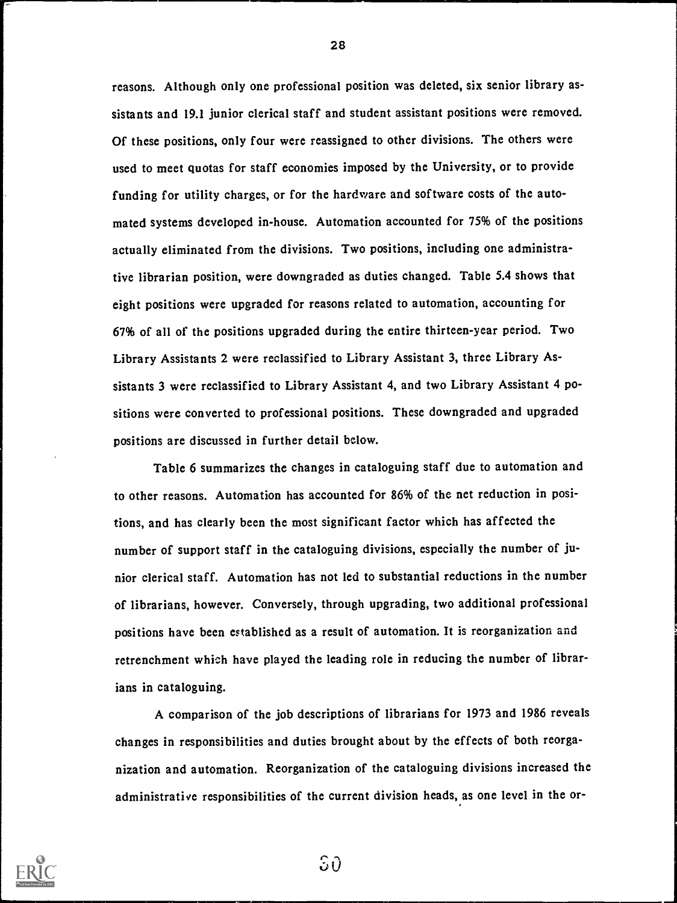reasons. Although only one professional position was deleted, six senior library assistants and 19.1 junior clerical staff and student assistant positions were removed. Of these positions, only four were reassigned to other divisions. The others were used to meet quotas for staff economies imposed by the University, or to provide funding for utility charges, or for the hardware and software costs of the automated systems developed in-house. Automation accounted for 75% of the positions actually eliminated from the divisions. Two positions, including one administrative librarian position, were downgraded as duties changed. Table 5.4 shows that eight positions were upgraded for reasons related to automation, accounting for 67% of all of the positions upgraded during the entire thirteen-year period. Two Library Assistants 2 were reclassified to Library Assistant 3, three Library Assistants 3 were reclassified to Library Assistant 4, and two Library Assistant 4 positions were converted to professional positions. These downgraded and upgraded positions are discussed in further detail below.

Table 6 summarizes the changes in cataloguing staff due to automation and to other reasons. Automation has accounted for 86% of the net reduction in positions, and has clearly been the most significant factor which has affected the number of support staff in the cataloguing divisions, especially the number of junior clerical staff. Automation has not led to substantial reductions in the number of librarians, however. Conversely, through upgrading, two additional professional positions have been established as a result of automation. It is reorganization and retrenchment which have played the leading role in reducing the number of librarians in cataloguing.

A comparison of the job descriptions of librarians for 1973 and 1986 reveals changes in responsibilities and duties brought about by the effects of both reorganization and automation. Reorganization of the cataloguing divisions increased the administrative responsibilities of the current division heads, as one level in the or-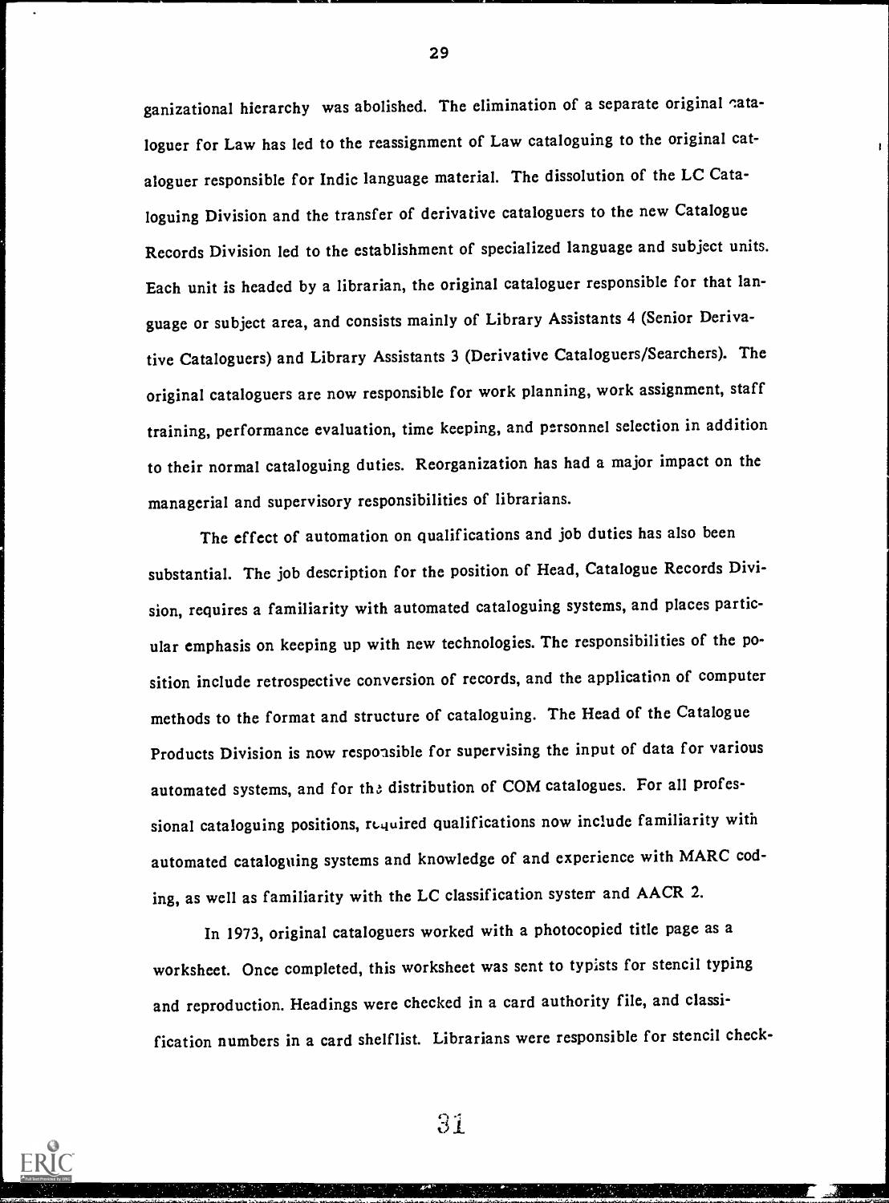ganizational hierarchy was abolished. The elimination of a separate original cataloguer for Law has led to the reassignment of Law cataloguing to the original cataloguer responsible for Indic language material. The dissolution of the LC Cataloguing Division and the transfer of derivative cataloguers to the new Catalogue Records Division led to the establishment of specialized language and subject units. Each unit is headed by a librarian, the original cataloguer responsible for that language or subject area, and consists mainly of Library Assistants 4 (Senior Derivative Cataloguers) and Library Assistants 3 (Derivative Cataloguers/Searchers). The original cataloguers are now responsible for work planning, work assignment, staff training, performance evaluation, time keeping, and personnel selection in addition to their normal cataloguing duties. Reorganization has had a major impact on the managerial and supervisory responsibilities of librarians.

The effect of automation on qualifications and job duties has also been substantial. The job description for the position of Head, Catalogue Records Division, requires a familiarity with automated cataloguing systems, and places particular emphasis on keeping up with new technologies. The responsibilities of the position include retrospective conversion of records, and the application of computer methods to the format and structure of cataloguing. The Head of the Catalogue Products Division is now responsible for supervising the input of data for various automated systems, and for the distribution of COM catalogues. For all professional cataloguing positions, required qualifications now include familiarity with automated cataloguing systems and knowledge of and experience with MARC coding, as well as familiarity with the LC classification system and AACR 2.

In 1973, original cataloguers worked with a photocopied title page as a worksheet. Once completed, this worksheet was sent to typists for stencil typing and reproduction. Headings were checked in a card authority file, and classification numbers in a card shelflist. Librarians were responsible for stencil check-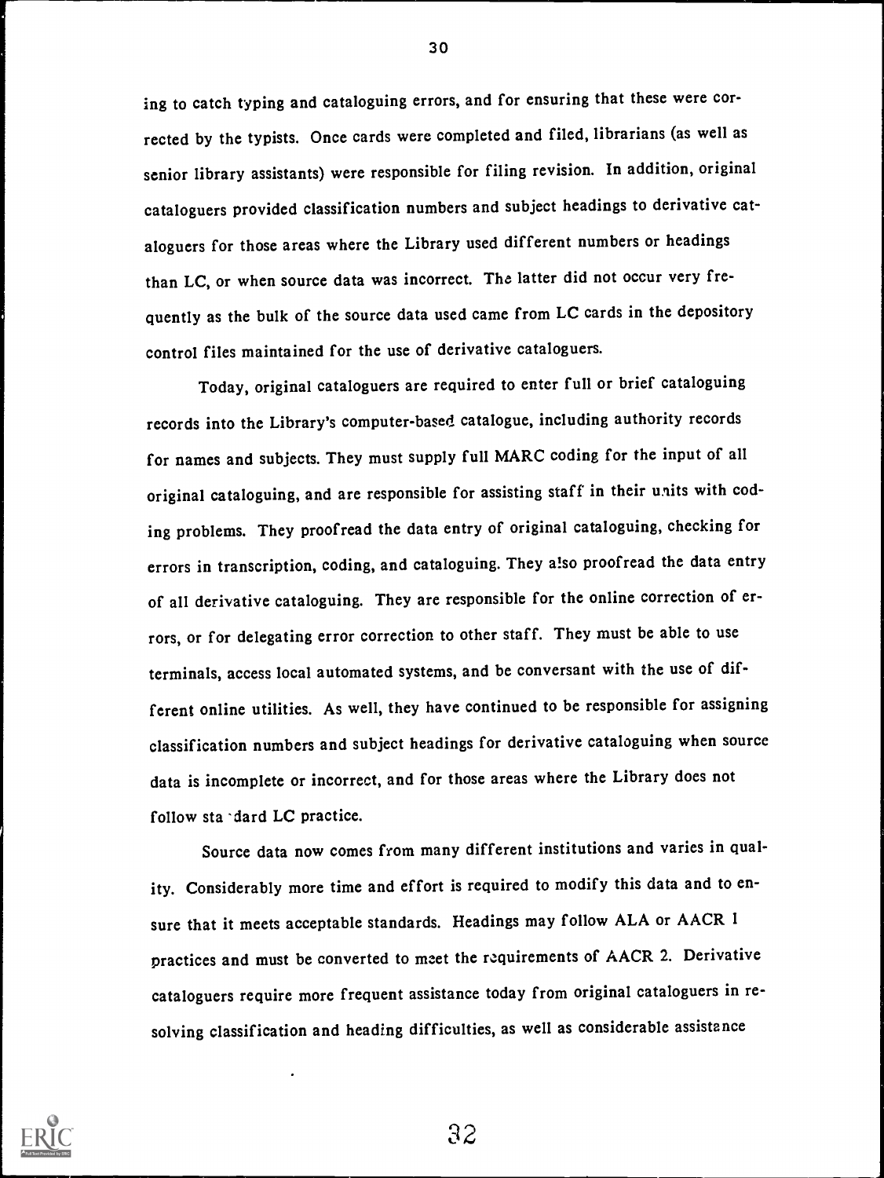ing to catch typing and cataloguing errors, and for ensuring that these were corrected by the typists. Once cards were completed and filed, librarians (as well as senior library assistants) were responsible for filing revision. In addition, original cataloguers provided classification numbers and subject headings to derivative cataloguers for those areas where the Library used different numbers or headings than LC, or when source data was incorrect. The latter did not occur very frequently as the bulk of the source data used came from LC cards in the depository control files maintained for the use of derivative cataloguers.

Today, original cataloguers are required to enter full or brief cataloguing records into the Library's computer-based catalogue, including authority records for names and subjects. They must supply full MARC coding for the input of all original cataloguing, and are responsible for assisting staff in their units with coding problems. They proofread the data entry of original cataloguing, checking for errors in transcription, coding, and cataloguing. They also proofread the data entry of all derivative cataloguing. They are responsible for the online correction of errors, or for delegating error correction to other staff. They must be able to use terminals, access local automated systems, and be conversant with the use of different online utilities. As well, they have continued to be responsible for assigning classification numbers and subject headings for derivative cataloguing when source data is incomplete or incorrect, and for those areas where the Library does not follow standard LC practice.

Source data now comes from many different institutions and varies in quality. Considerably more time and effort is required to modify this data and to ensure that it meets acceptable standards. Headings may follow ALA or AACR 1 practices and must be converted to meet the requirements of AACR 2. Derivative cataloguers require more frequent assistance today from original cataloguers in resolving classification and heading difficulties, as well as considerable assistance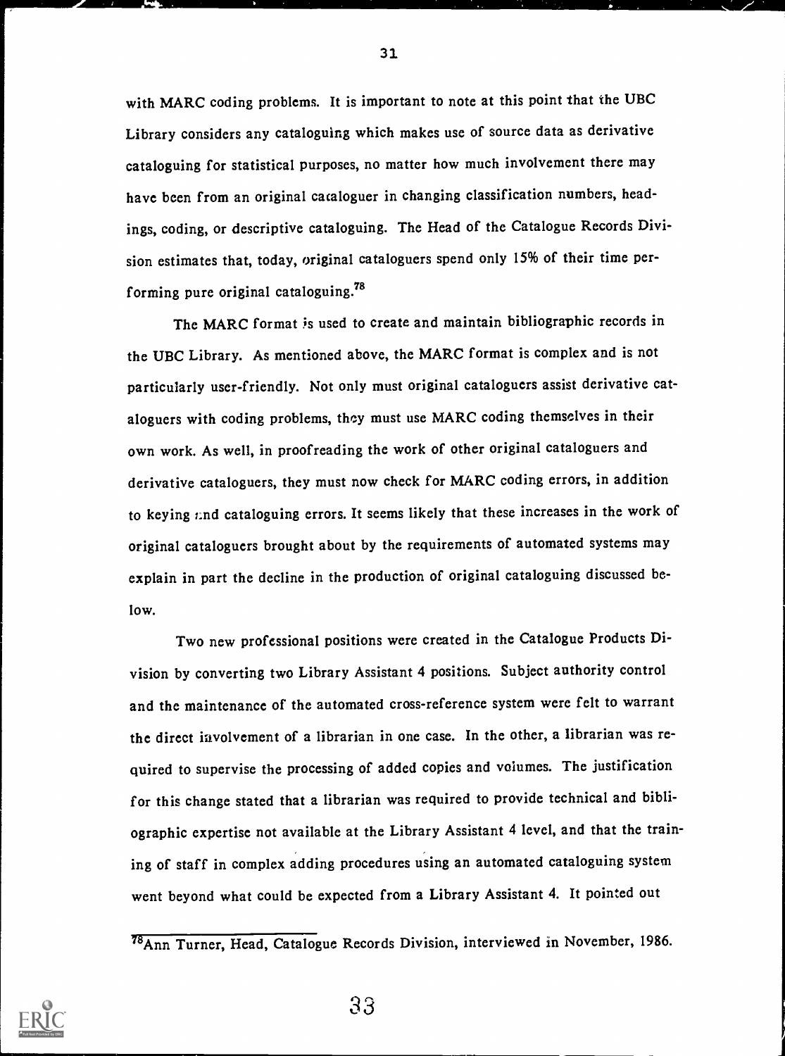with MARC coding problems. It is important to note at this point that the UBC Library considers any cataloguing which makes use of source data as derivative cataloguing for statistical purposes, no matter how much involvement there may have been from an original cataloguer in changing classification numbers, headings, coding, or descriptive cataloguing. The Head of the Catalogue Records Division estimates that, today, original cataloguers spend only 15% of their time performing pure original cataloguing.[78]

The MARC format is used to create and maintain bibliographic records in the UBC Library. As mentioned above, the MARC format is complex and is not particularly user-friendly. Not only must original cataloguers assist derivative cataloguers with coding problems, they must use MARC coding themselves in their own work. As well, in proofreading the work of other original cataloguers and derivative cataloguers, they must now check for MARC coding errors, in addition to keying and cataloguing errors. It seems likely that these increases in the work of original cataloguers brought about by the requirements of automated systems may explain in part the decline in the production of original cataloguing discussed below.

Two new professional positions were created in the Catalogue Products Division by converting two Library Assistant 4 positions. Subject authority control and the maintenance of the automated cross-reference system were felt to warrant the direct involvement of a librarian in one case. In the other, a librarian was required to supervise the processing of added copies and volumes. The justification for this change stated that a librarian was required to provide technical and bibliographic expertise not available at the Library Assistant 4 level, and that the training of staff in complex adding procedures using an automated cataloguing system went beyond what could be expected from a Library Assistant 4. It pointed out

[78]Ann Turner, Head, Catalogue Records Division, interviewed in November, 1986.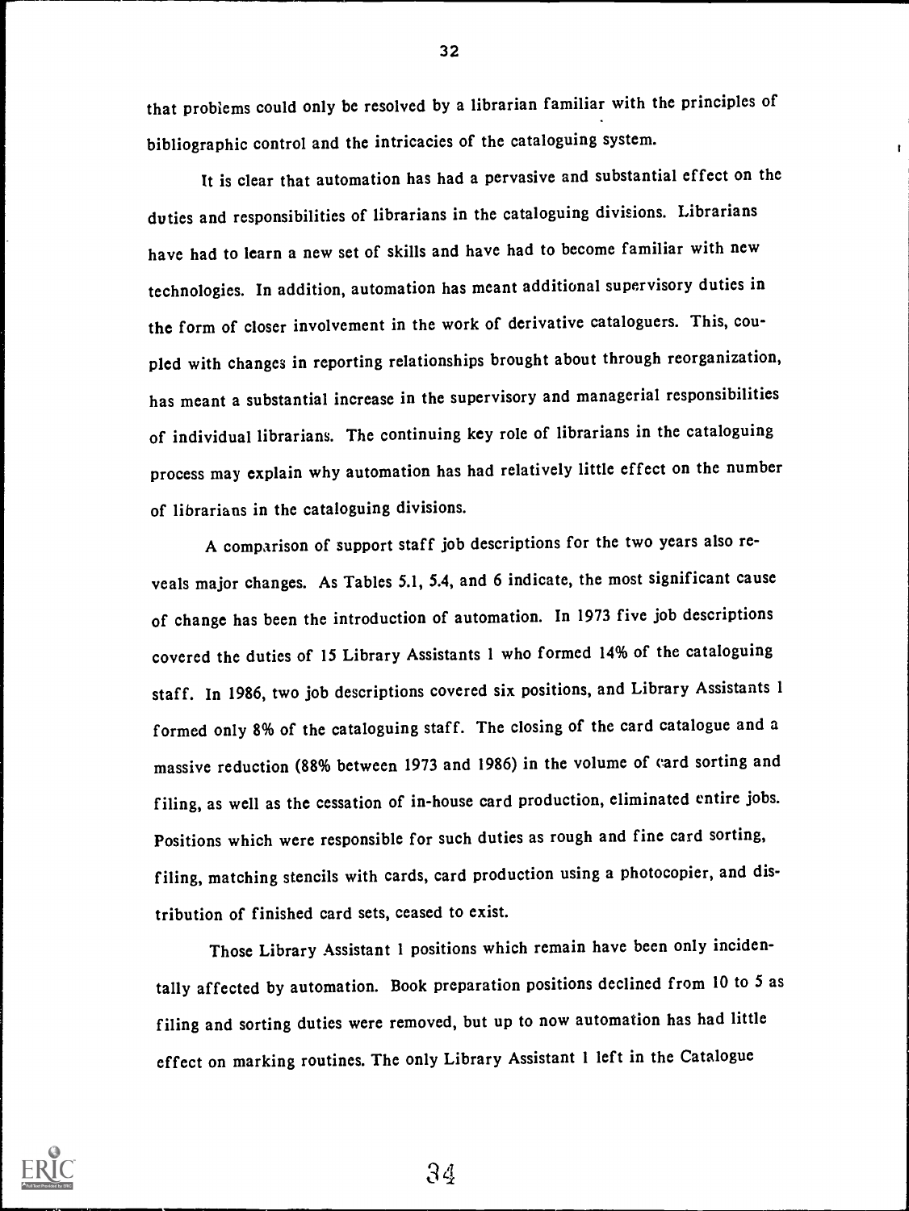that problems could only be resolved by a librarian familiar with the principles of bibliographic control and the intricacies of the cataloguing system.

It is clear that automation has had a pervasive and substantial effect on the duties and responsibilities of librarians in the cataloguing divisions. Librarians have had to learn a new set of skills and have had to become familiar with new technologies. In addition, automation has meant additional supervisory duties in the form of closer involvement in the work of derivative cataloguers. This, coupled with changes in reporting relationships brought about through reorganization, has meant a substantial increase in the supervisory and managerial responsibilities of individual librarians. The continuing key role of librarians in the cataloguing process may explain why automation has had relatively little effect on the number of librarians in the cataloguing divisions.

A comparison of support staff job descriptions for the two years also reveals major changes. As Tables 5.1, 5.4, and 6 indicate, the most significant cause of change has been the introduction of automation. In 1973 five job descriptions covered the duties of 15 Library Assistants 1 who formed 14% of the cataloguing staff. In 1986, two job descriptions covered six positions, and Library Assistants 1 formed only 8% of the cataloguing staff. The closing of the card catalogue and a massive reduction (88% between 1973 and 1986) in the volume of card sorting and filing, as well as the cessation of in-house card production, eliminated entire jobs. Positions which were responsible for such duties as rough and fine card sorting, filing, matching stencils with cards, card production using a photocopier, and distribution of finished card sets, ceased to exist.

Those Library Assistant 1 positions which remain have been only incidentally affected by automation. Book preparation positions declined from 10 to 5 as filing and sorting duties were removed, but up to now automation has had little effect on marking routines. The only Library Assistant 1 left in the Catalogue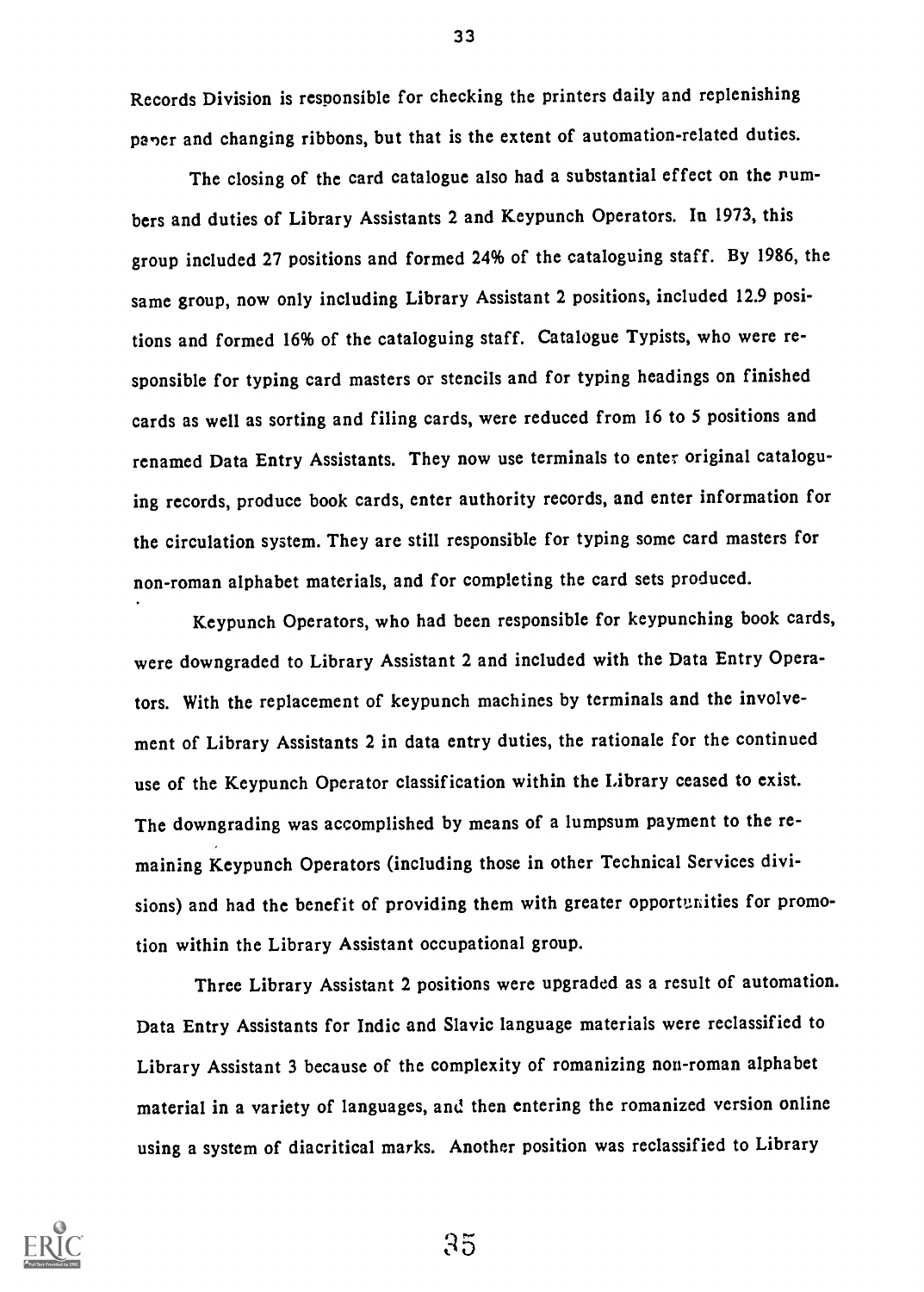Records Division is responsible for checking the printers daily and replenishing paper and changing ribbons, but that is the extent of automation-related duties.

The closing of the card catalogue also had a substantial effect on the numbers and duties of Library Assistants 2 and Keypunch Operators. In 1973, this group included 27 positions and formed 24% of the cataloguing staff. By 1986, the same group, now only including Library Assistant 2 positions, included 12.9 positions and formed 16% of the cataloguing staff. Catalogue Typists, who were responsible for typing card masters or stencils and for typing headings on finished cards as well as sorting and filing cards, were reduced from 16 to 5 positions and renamed Data Entry Assistants. They now use terminals to enter original cataloguing records, produce book cards, enter authority records, and enter information for the circulation system. They are still responsible for typing some card masters for non-roman alphabet materials, and for completing the card sets produced.

Keypunch Operators, who had been responsible for keypunching book cards, were downgraded to Library Assistant 2 and included with the Data Entry Operators. With the replacement of keypunch machines by terminals and the involvement of Library Assistants 2 in data entry duties, the rationale for the continued use of the Keypunch Operator classification within the Library ceased to exist. The downgrading was accomplished by means of a lumpsum payment to the remaining Keypunch Operators (including those in other Technical Services divisions) and had the benefit of providing them with greater opportunities for promotion within the Library Assistant occupational group.

Three Library Assistant 2 positions were upgraded as a result of automation. Data Entry Assistants for Indic and Slavic language materials were reclassified to Library Assistant 3 because of the complexity of romanizing non-roman alphabet material in a variety of languages, and then entering the romanized version online using a system of diacritical marks. Another position was reclassified to Library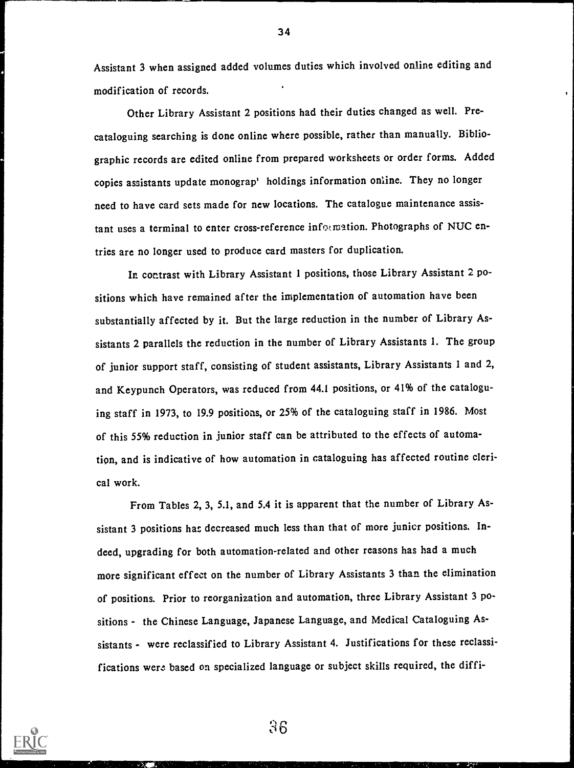Assistant 3 when assigned added volumes duties which involved online editing and modification of records.

Other Library Assistant 2 positions had their duties changed as well. Pre-cataloguing searching is done online where possible, rather than manually. Bibliographic records are edited online from prepared worksheets or order forms. Added copies assistants update monograp' holdings information online. They no longer need to have card sets made for new locations. The catalogue maintenance assistant uses a terminal to enter cross-reference information. Photographs of NUC entries are no longer used to produce card masters for duplication.

In contrast with Library Assistant 1 positions, those Library Assistant 2 positions which have remained after the implementation of automation have been substantially affected by it. But the large reduction in the number of Library Assistants 2 parallels the reduction in the number of Library Assistants 1. The group of junior support staff, consisting of student assistants, Library Assistants 1 and 2, and Keypunch Operators, was reduced from 44.1 positions, or 41% of the cataloguing staff in 1973, to 19.9 positions, or 25% of the cataloguing staff in 1986. Most of this 55% reduction in junior staff can be attributed to the effects of automation, and is indicative of how automation in cataloguing has affected routine clerical work.

From Tables 2, 3, 5.1, and 5.4 it is apparent that the number of Library Assistant 3 positions has decreased much less than that of more junior positions. Indeed, upgrading for both automation-related and other reasons has had a much more significant effect on the number of Library Assistants 3 than the elimination of positions. Prior to reorganization and automation, three Library Assistant 3 positions - the Chinese Language, Japanese Language, and Medical Cataloguing Assistants - were reclassified to Library Assistant 4. Justifications for these reclassifications were based on specialized language or subject skills required, the diffi-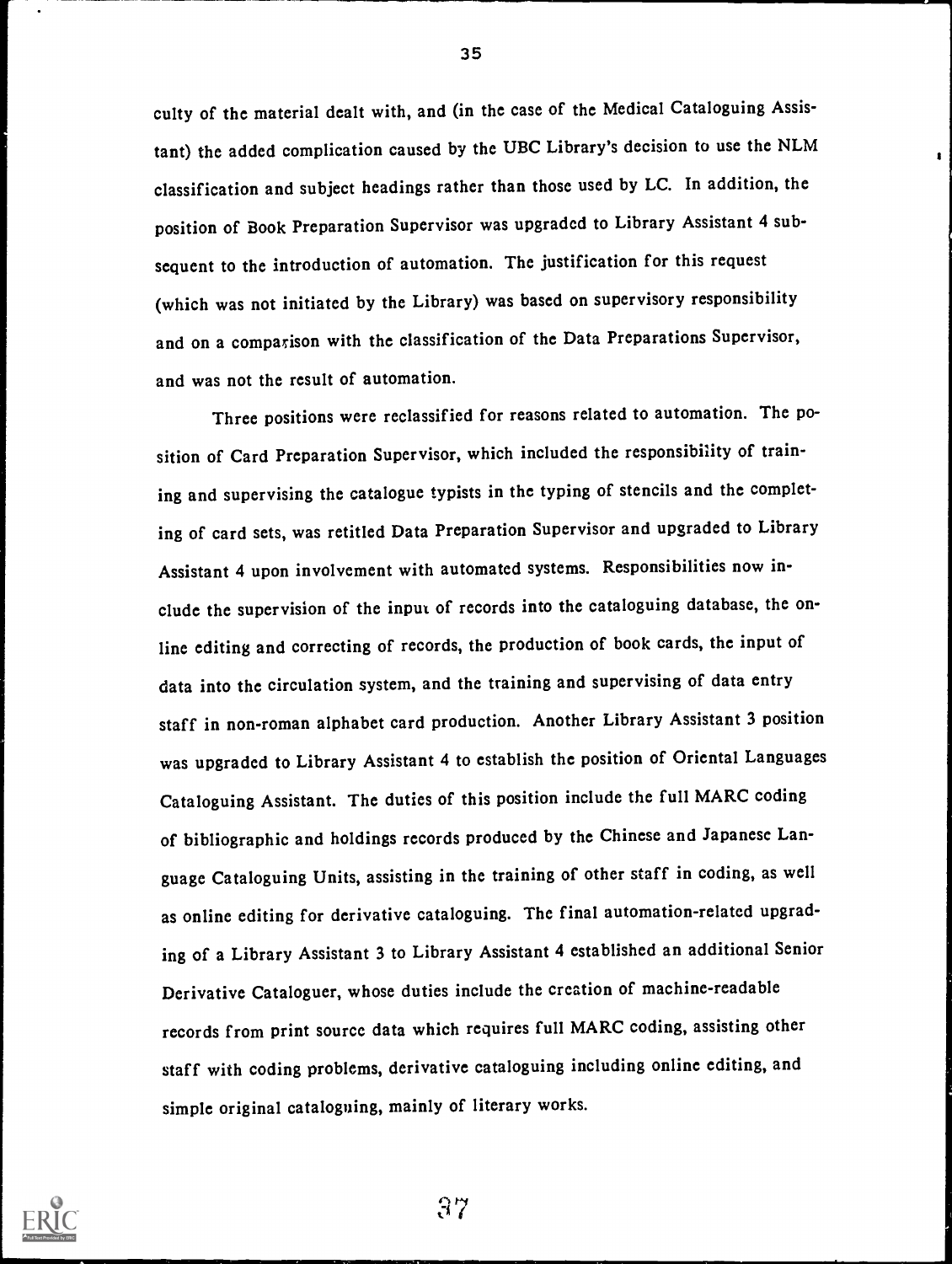culty of the material dealt with, and (in the case of the Medical Cataloguing Assistant) the added complication caused by the UBC Library's decision to use the NLM classification and subject headings rather than those used by LC. In addition, the position of Book Preparation Supervisor was upgraded to Library Assistant 4 subsequent to the introduction of automation. The justification for this request (which was not initiated by the Library) was based on supervisory responsibility and on a comparison with the classification of the Data Preparations Supervisor, and was not the result of automation.

Three positions were reclassified for reasons related to automation. The position of Card Preparation Supervisor, which included the responsibility of training and supervising the catalogue typists in the typing of stencils and the completing of card sets, was retitled Data Preparation Supervisor and upgraded to Library Assistant 4 upon involvement with automated systems. Responsibilities now include the supervision of the input of records into the cataloguing database, the online editing and correcting of records, the production of book cards, the input of data into the circulation system, and the training and supervising of data entry staff in non-roman alphabet card production. Another Library Assistant 3 position was upgraded to Library Assistant 4 to establish the position of Oriental Languages Cataloguing Assistant. The duties of this position include the full MARC coding of bibliographic and holdings records produced by the Chinese and Japanese Language Cataloguing Units, assisting in the training of other staff in coding, as well as online editing for derivative cataloguing. The final automation-related upgrading of a Library Assistant 3 to Library Assistant 4 established an additional Senior Derivative Cataloguer, whose duties include the creation of machine-readable records from print source data which requires full MARC coding, assisting other staff with coding problems, derivative cataloguing including online editing, and simple original cataloguing, mainly of literary works.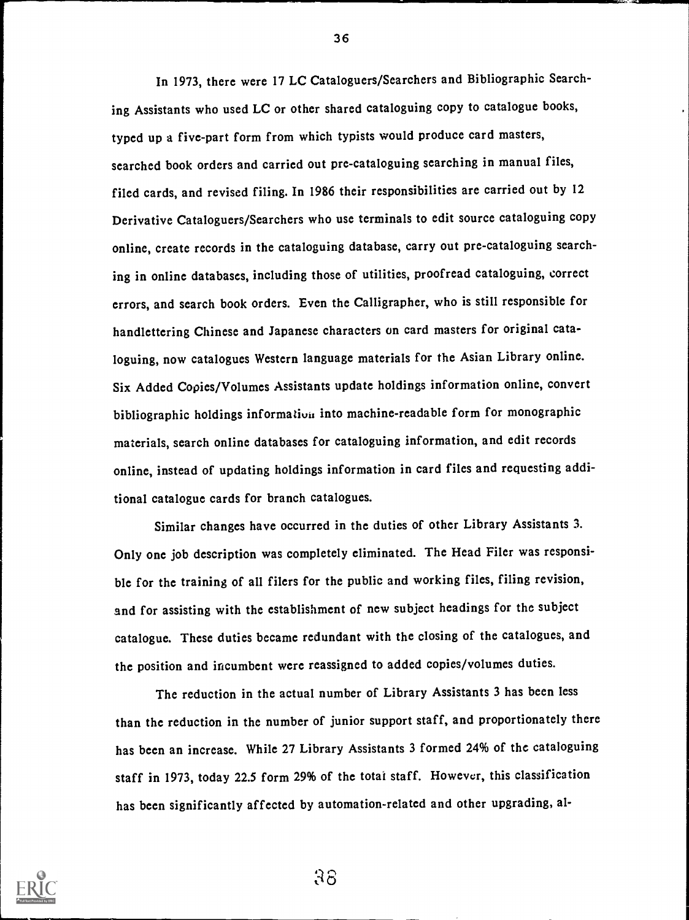In 1973, there were 17 LC Cataloguers/Searchers and Bibliographic Searching Assistants who used LC or other shared cataloguing copy to catalogue books, typed up a five-part form from which typists would produce card masters, searched book orders and carried out pre-cataloguing searching in manual files, filed cards, and revised filing. In 1986 their responsibilities are carried out by 12 Derivative Cataloguers/Searchers who use terminals to edit source cataloguing copy online, create records in the cataloguing database, carry out pre-cataloguing searching in online databases, including those of utilities, proofread cataloguing, correct errors, and search book orders. Even the Calligrapher, who is still responsible for handlettering Chinese and Japanese characters on card masters for original cataloguing, now catalogues Western language materials for the Asian Library online. Six Added Copies/Volumes Assistants update holdings information online, convert bibliographic holdings information into machine-readable form for monographic materials, search online databases for cataloguing information, and edit records online, instead of updating holdings information in card files and requesting additional catalogue cards for branch catalogues.

Similar changes have occurred in the duties of other Library Assistants 3. Only one job description was completely eliminated. The Head Filer was responsible for the training of all filers for the public and working files, filing revision, and for assisting with the establishment of new subject headings for the subject catalogue. These duties became redundant with the closing of the catalogues, and the position and incumbent were reassigned to added copies/volumes duties.

The reduction in the actual number of Library Assistants 3 has been less than the reduction in the number of junior support staff, and proportionately there has been an increase. While 27 Library Assistants 3 formed 24% of the cataloguing staff in 1973, today 22.5 form 29% of the total staff. However, this classification has been significantly affected by automation-related and other upgrading, al-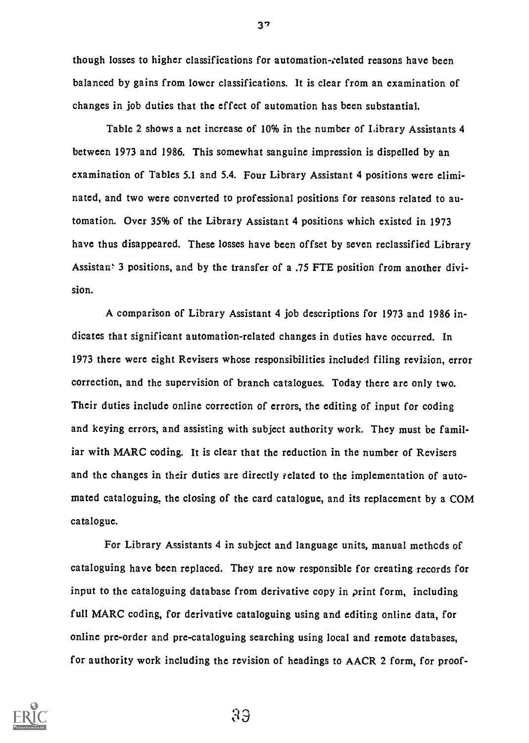though losses to higher classifications for automation-related reasons have been balanced by gains from lower classifications. It is clear from an examination of changes in job duties that the effect of automation has been substantial.

Table 2 shows a net increase of 10% in the number of Library Assistants 4 between 1973 and 1986. This somewhat sanguine impression is dispelled by an examination of Tables 5.1 and 5.4. Four Library Assistant 4 positions were eliminated, and two were converted to professional positions for reasons related to automation. Over 35% of the Library Assistant 4 positions which existed in 1973 have thus disappeared. These losses have been offset by seven reclassified Library Assistant 3 positions, and by the transfer of a .75 FTE position from another division.

A comparison of Library Assistant 4 job descriptions for 1973 and 1986 indicates that significant automation-related changes in duties have occurred. In 1973 there were eight Revisers whose responsibilities included filing revision, error correction, and the supervision of branch catalogues. Today there are only two. Their duties include online correction of errors, the editing of input for coding and keying errors, and assisting with subject authority work. They must be familiar with MARC coding. It is clear that the reduction in the number of Revisers and the changes in their duties are directly related to the implementation of automated cataloguing, the closing of the card catalogue, and its replacement by a COM catalogue.

For Library Assistants 4 in subject and language units, manual methods of cataloguing have been replaced. They are now responsible for creating records for input to the cataloguing database from derivative copy in print form, including full MARC coding, for derivative cataloguing using and editing online data, for online pre-order and pre-cataloguing searching using local and remote databases, for authority work including the revision of headings to AACR 2 form, for proof-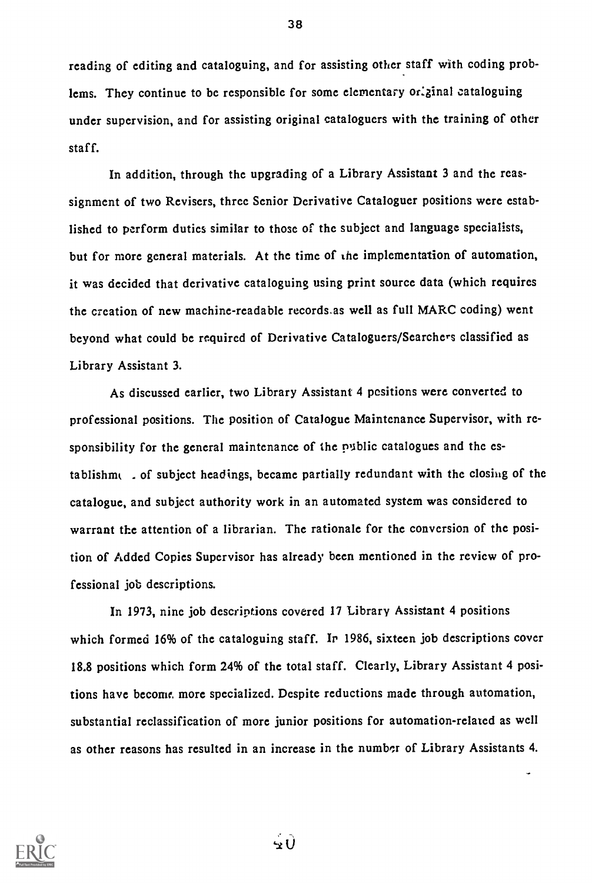reading of editing and cataloguing, and for assisting other staff with coding problems. They continue to be responsible for some elementary original cataloguing under supervision, and for assisting original cataloguers with the training of other staff.

In addition, through the upgrading of a Library Assistant 3 and the reassignment of two Revisers, three Senior Derivative Cataloguer positions were established to perform duties similar to those of the subject and language specialists, but for more general materials. At the time of the implementation of automation, it was decided that derivative cataloguing using print source data (which requires the creation of new machine-readable records as well as full MARC coding) went beyond what could be required of Derivative Cataloguers/Searchers classified as Library Assistant 3.

As discussed earlier, two Library Assistant 4 positions were converted to professional positions. The position of Catalogue Maintenance Supervisor, with responsibility for the general maintenance of the public catalogues and the establishment of subject headings, became partially redundant with the closing of the catalogue, and subject authority work in an automated system was considered to warrant the attention of a librarian. The rationale for the conversion of the position of Added Copies Supervisor has already been mentioned in the review of professional job descriptions.

In 1973, nine job descriptions covered 17 Library Assistant 4 positions which formed 16% of the cataloguing staff. In 1986, sixteen job descriptions cover 18.8 positions which form 24% of the total staff. Clearly, Library Assistant 4 positions have become more specialized. Despite reductions made through automation, substantial reclassification of more junior positions for automation-related as well as other reasons has resulted in an increase in the number of Library Assistants 4.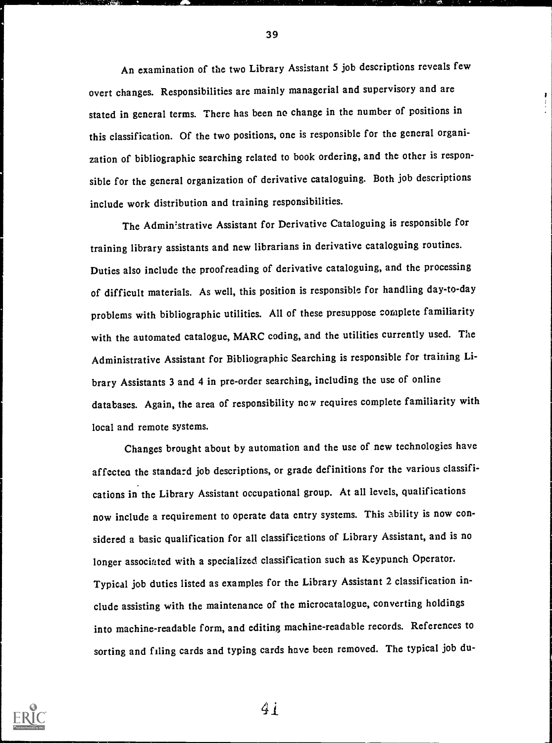An examination of the two Library Assistant 5 job descriptions reveals few overt changes. Responsibilities are mainly managerial and supervisory and are stated in general terms. There has been no change in the number of positions in this classification. Of the two positions, one is responsible for the general organization of bibliographic searching related to book ordering, and the other is responsible for the general organization of derivative cataloguing. Both job descriptions include work distribution and training responsibilities.

The Administrative Assistant for Derivative Cataloguing is responsible for training library assistants and new librarians in derivative cataloguing routines. Duties also include the proofreading of derivative cataloguing, and the processing of difficult materials. As well, this position is responsible for handling day-to-day problems with bibliographic utilities. All of these presuppose complete familiarity with the automated catalogue, MARC coding, and the utilities currently used. The Administrative Assistant for Bibliographic Searching is responsible for training Library Assistants 3 and 4 in pre-order searching, including the use of online databases. Again, the area of responsibility now requires complete familiarity with local and remote systems.

Changes brought about by automation and the use of new technologies have affected the standard job descriptions, or grade definitions for the various classifications in the Library Assistant occupational group. At all levels, qualifications now include a requirement to operate data entry systems. This ability is now considered a basic qualification for all classifications of Library Assistant, and is no longer associated with a specialized classification such as Keypunch Operator. Typical job duties listed as examples for the Library Assistant 2 classification include assisting with the maintenance of the microcatalogue, converting holdings into machine-readable form, and editing machine-readable records. References to sorting and filing cards and typing cards have been removed. The typical job du-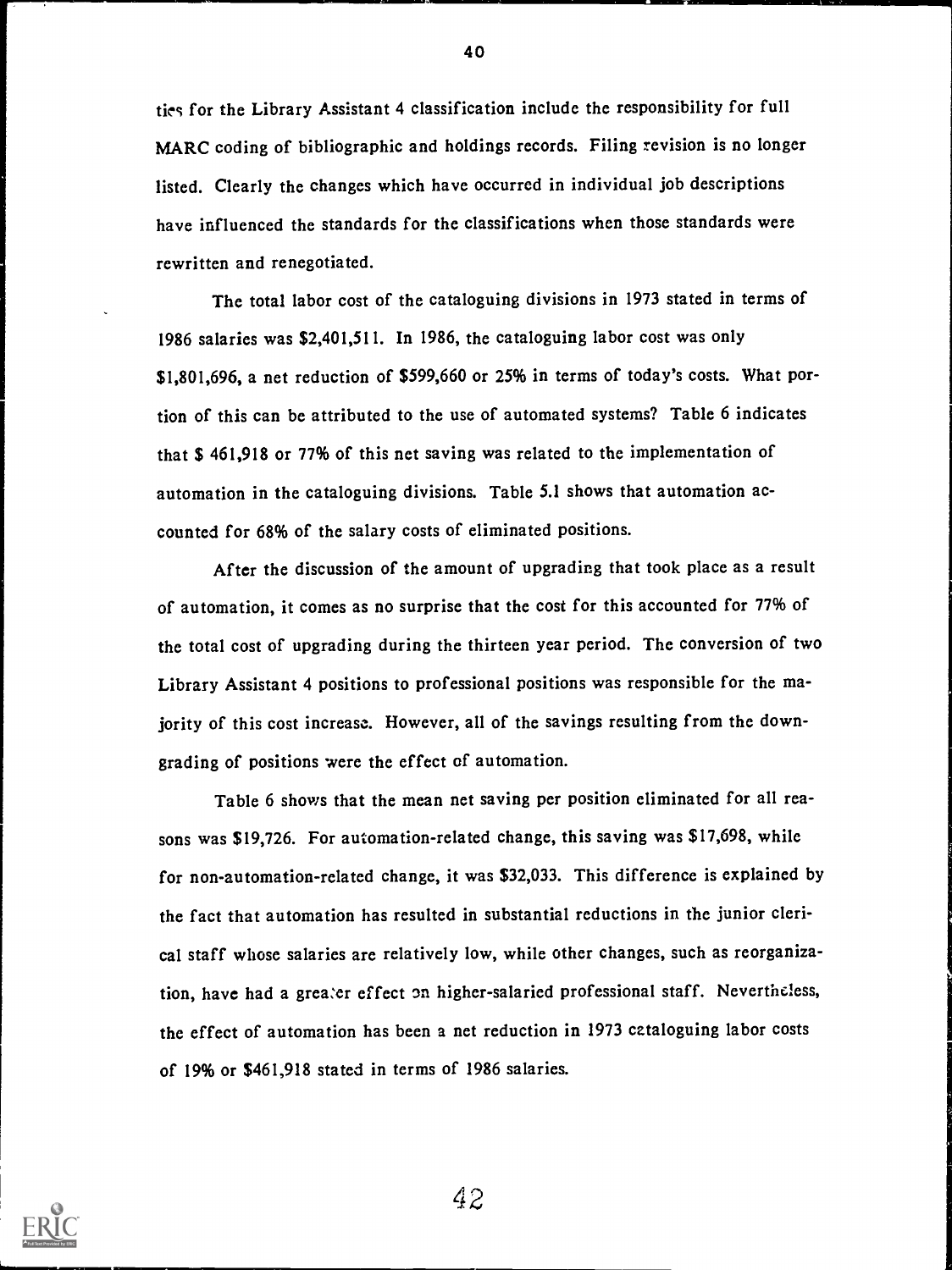ties for the Library Assistant 4 classification include the responsibility for full MARC coding of bibliographic and holdings records. Filing revision is no longer listed. Clearly the changes which have occurred in individual job descriptions have influenced the standards for the classifications when those standards were rewritten and renegotiated.

The total labor cost of the cataloguing divisions in 1973 stated in terms of 1986 salaries was $2,401,511. In 1986, the cataloguing labor cost was only $1,801,696, a net reduction of $599,660 or 25% in terms of today's costs. What portion of this can be attributed to the use of automated systems? Table 6 indicates that $ 461,918 or 77% of this net saving was related to the implementation of automation in the cataloguing divisions. Table 5.1 shows that automation accounted for 68% of the salary costs of eliminated positions.

After the discussion of the amount of upgrading that took place as a result of automation, it comes as no surprise that the cost for this accounted for 77% of the total cost of upgrading during the thirteen year period. The conversion of two Library Assistant 4 positions to professional positions was responsible for the majority of this cost increase. However, all of the savings resulting from the downgrading of positions were the effect of automation.

Table 6 shows that the mean net saving per position eliminated for all reasons was $19,726. For automation-related change, this saving was $17,698, while for non-automation-related change, it was $32,033. This difference is explained by the fact that automation has resulted in substantial reductions in the junior clerical staff whose salaries are relatively low, while other changes, such as reorganization, have had a greater effect on higher-salaried professional staff. Nevertheless, the effect of automation has been a net reduction in 1973 cataloguing labor costs of 19% or $461,918 stated in terms of 1986 salaries.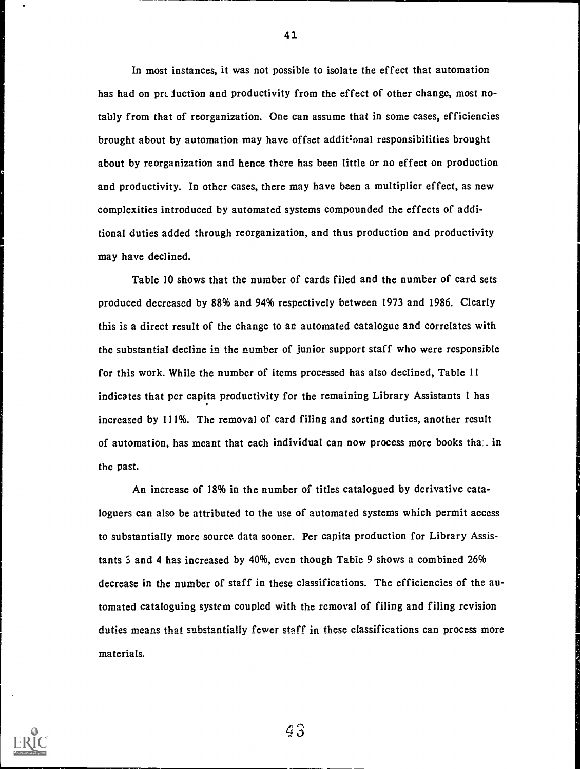In most instances, it was not possible to isolate the effect that automation has had on production and productivity from the effect of other change, most notably from that of reorganization. One can assume that in some cases, efficiencies brought about by automation may have offset additional responsibilities brought about by reorganization and hence there has been little or no effect on production and productivity. In other cases, there may have been a multiplier effect, as new complexities introduced by automated systems compounded the effects of additional duties added through reorganization, and thus production and productivity may have declined.

Table 10 shows that the number of cards filed and the number of card sets produced decreased by 88% and 94% respectively between 1973 and 1986. Clearly this is a direct result of the change to an automated catalogue and correlates with the substantial decline in the number of junior support staff who were responsible for this work. While the number of items processed has also declined, Table 11 indicates that per capita productivity for the remaining Library Assistants 1 has increased by 111%. The removal of card filing and sorting duties, another result of automation, has meant that each individual can now process more books than in the past.

An increase of 18% in the number of titles catalogued by derivative cataloguers can also be attributed to the use of automated systems which permit access to substantially more source data sooner. Per capita production for Library Assistants 3 and 4 has increased by 40%, even though Table 9 shows a combined 26% decrease in the number of staff in these classifications. The efficiencies of the automated cataloguing system coupled with the removal of filing and filing revision duties means that substantially fewer staff in these classifications can process more materials.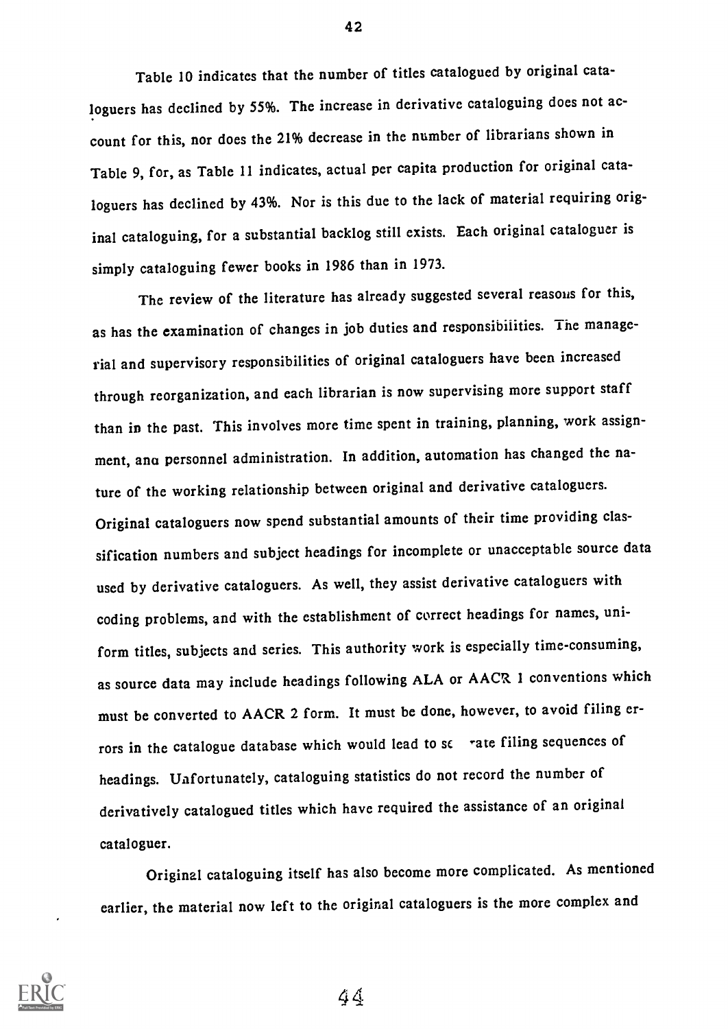Table 10 indicates that the number of titles catalogued by original cataloguers has declined by 55%. The increase in derivative cataloguing does not account for this, nor does the 21% decrease in the number of librarians shown in Table 9, for, as Table 11 indicates, actual per capita production for original cataloguers has declined by 43%. Nor is this due to the lack of material requiring original cataloguing, for a substantial backlog still exists. Each original cataloguer is simply cataloguing fewer books in 1986 than in 1973.

The review of the literature has already suggested several reasons for this, as has the examination of changes in job duties and responsibilities. The managerial and supervisory responsibilities of original cataloguers have been increased through reorganization, and each librarian is now supervising more support staff than in the past. This involves more time spent in training, planning, work assignment, and personnel administration. In addition, automation has changed the nature of the working relationship between original and derivative cataloguers. Original cataloguers now spend substantial amounts of their time providing classification numbers and subject headings for incomplete or unacceptable source data used by derivative cataloguers. As well, they assist derivative cataloguers with coding problems, and with the establishment of correct headings for names, uniform titles, subjects and series. This authority work is especially time-consuming, as source data may include headings following ALA or AACR 1 conventions which must be converted to AACR 2 form. It must be done, however, to avoid filing errors in the catalogue database which would lead to separate filing sequences of headings. Unfortunately, cataloguing statistics do not record the number of derivatively catalogued titles which have required the assistance of an original cataloguer.

Original cataloguing itself has also become more complicated. As mentioned earlier, the material now left to the original cataloguers is the more complex and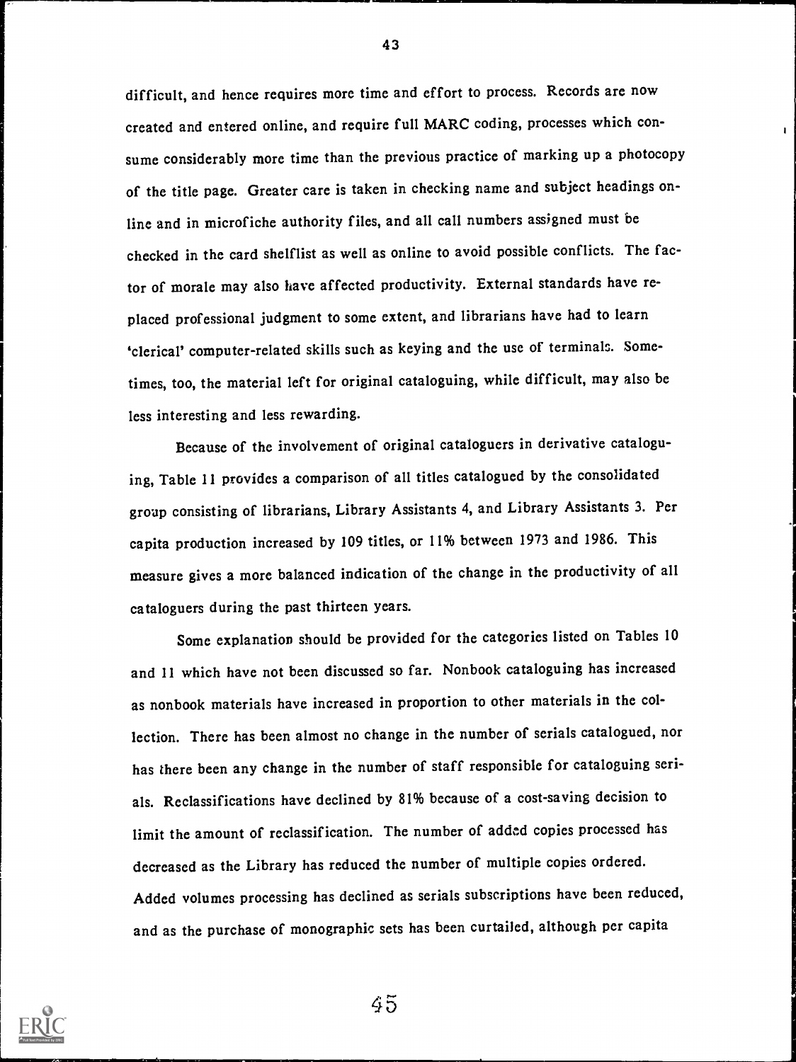difficult, and hence requires more time and effort to process. Records are now created and entered online, and require full MARC coding, processes which consume considerably more time than the previous practice of marking up a photocopy of the title page. Greater care is taken in checking name and subject headings online and in microfiche authority files, and all call numbers assigned must be checked in the card shelflist as well as online to avoid possible conflicts. The factor of morale may also have affected productivity. External standards have replaced professional judgment to some extent, and librarians have had to learn 'clerical' computer-related skills such as keying and the use of terminals. Sometimes, too, the material left for original cataloguing, while difficult, may also be less interesting and less rewarding.

Because of the involvement of original cataloguers in derivative cataloguing, Table 11 provides a comparison of all titles catalogued by the consolidated group consisting of librarians, Library Assistants 4, and Library Assistants 3. Per capita production increased by 109 titles, or 11% between 1973 and 1986. This measure gives a more balanced indication of the change in the productivity of all cataloguers during the past thirteen years.

Some explanation should be provided for the categories listed on Tables 10 and 11 which have not been discussed so far. Nonbook cataloguing has increased as nonbook materials have increased in proportion to other materials in the collection. There has been almost no change in the number of serials catalogued, nor has there been any change in the number of staff responsible for cataloguing serials. Reclassifications have declined by 81% because of a cost-saving decision to limit the amount of reclassification. The number of added copies processed has decreased as the Library has reduced the number of multiple copies ordered. Added volumes processing has declined as serials subscriptions have been reduced, and as the purchase of monographic sets has been curtailed, although per capita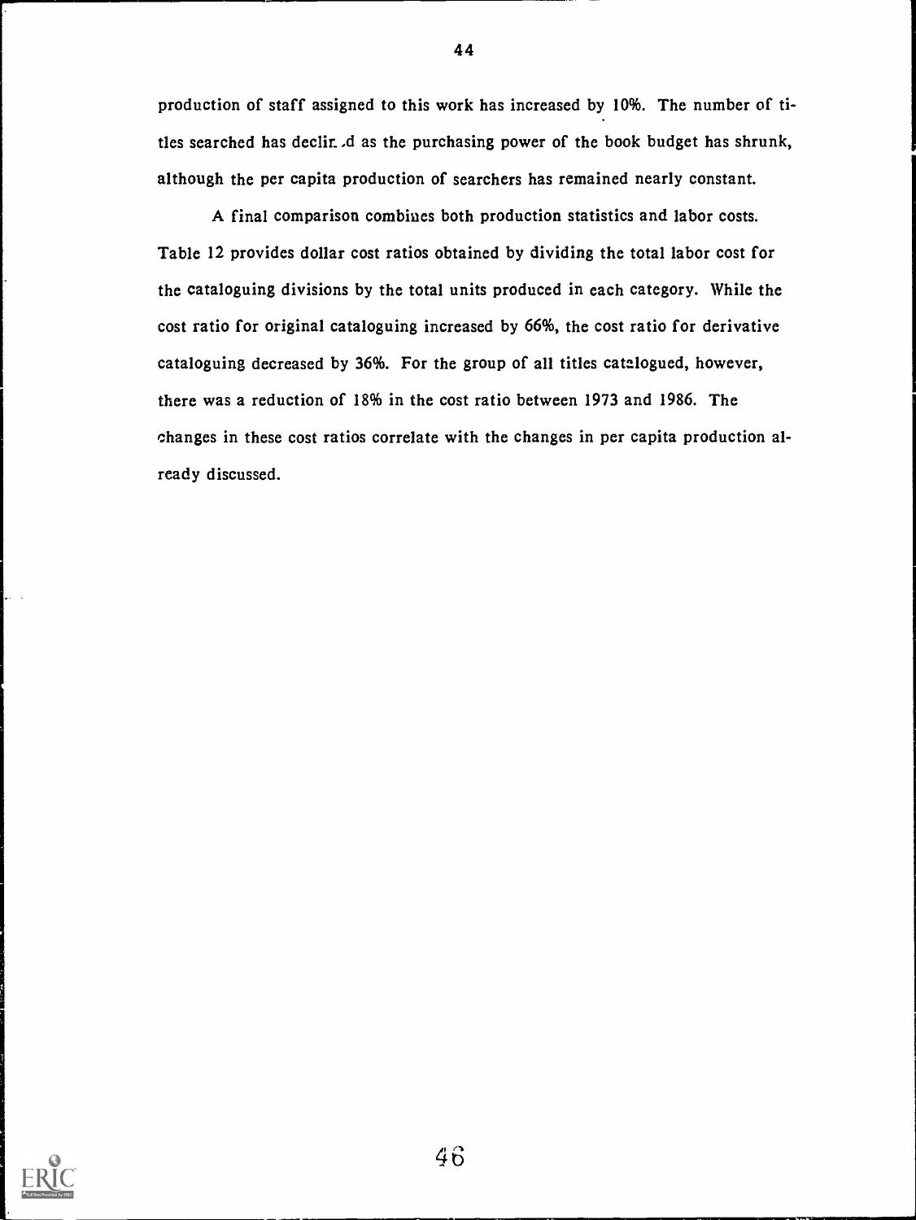production of staff assigned to this work has increased by 10%. The number of titles searched has declined as the purchasing power of the book budget has shrunk, although the per capita production of searchers has remained nearly constant.

A final comparison combines both production statistics and labor costs. Table 12 provides dollar cost ratios obtained by dividing the total labor cost for the cataloguing divisions by the total units produced in each category. While the cost ratio for original cataloguing increased by 66%, the cost ratio for derivative cataloguing decreased by 36%. For the group of all titles catalogued, however, there was a reduction of 18% in the cost ratio between 1973 and 1986. The changes in these cost ratios correlate with the changes in per capita production already discussed.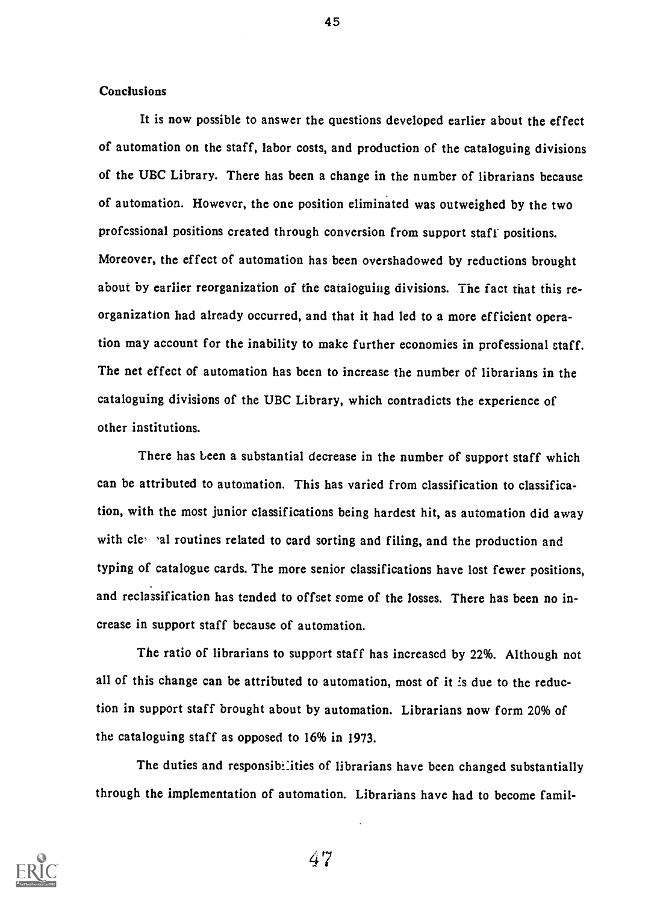### Conclusions

It is now possible to answer the questions developed earlier about the effect of automation on the staff, labor costs, and production of the cataloguing divisions of the UBC Library. There has been a change in the number of librarians because of automation. However, the one position eliminated was outweighed by the two professional positions created through conversion from support staff positions. Moreover, the effect of automation has been overshadowed by reductions brought about by earlier reorganization of the cataloguing divisions. The fact that this reorganization had already occurred, and that it had led to a more efficient operation may account for the inability to make further economies in professional staff. The net effect of automation has been to increase the number of librarians in the cataloguing divisions of the UBC Library, which contradicts the experience of other institutions.

There has been a substantial decrease in the number of support staff which can be attributed to automation. This has varied from classification to classification, with the most junior classifications being hardest hit, as automation did away with clerical routines related to card sorting and filing, and the production and typing of catalogue cards. The more senior classifications have lost fewer positions, and reclassification has tended to offset some of the losses. There has been no increase in support staff because of automation.

The ratio of librarians to support staff has increased by 22%. Although not all of this change can be attributed to automation, most of it is due to the reduction in support staff brought about by automation. Librarians now form 20% of the cataloguing staff as opposed to 16% in 1973.

The duties and responsibilities of librarians have been changed substantially through the implementation of automation. Librarians have had to become famil-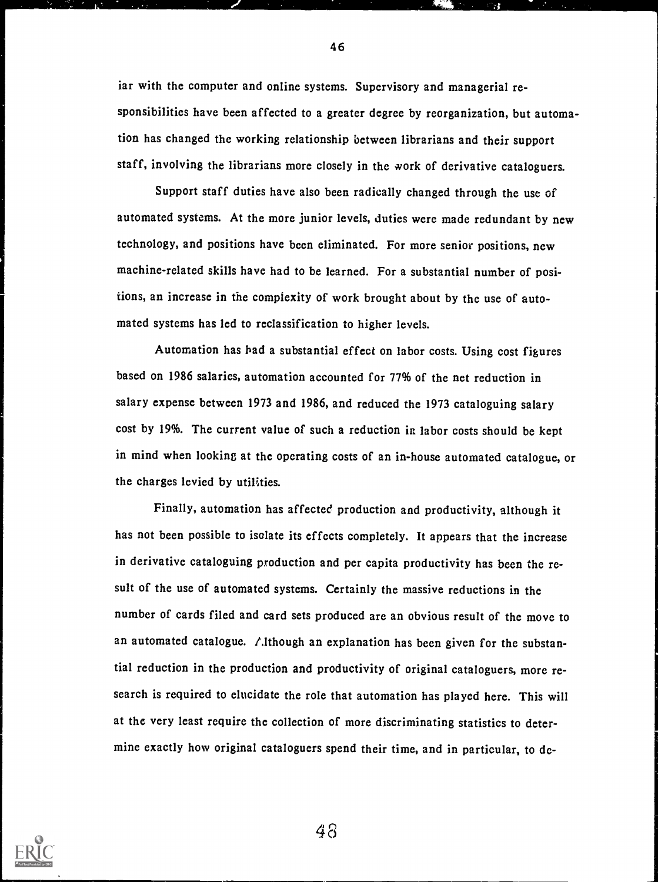iar with the computer and online systems. Supervisory and managerial responsibilities have been affected to a greater degree by reorganization, but automation has changed the working relationship between librarians and their support staff, involving the librarians more closely in the work of derivative cataloguers.

Support staff duties have also been radically changed through the use of automated systems. At the more junior levels, duties were made redundant by new technology, and positions have been eliminated. For more senior positions, new machine-related skills have had to be learned. For a substantial number of positions, an increase in the complexity of work brought about by the use of automated systems has led to reclassification to higher levels.

Automation has had a substantial effect on labor costs. Using cost figures based on 1986 salaries, automation accounted for 77% of the net reduction in salary expense between 1973 and 1986, and reduced the 1973 cataloguing salary cost by 19%. The current value of such a reduction in labor costs should be kept in mind when looking at the operating costs of an in-house automated catalogue, or the charges levied by utilities.

Finally, automation has affected production and productivity, although it has not been possible to isolate its effects completely. It appears that the increase in derivative cataloguing production and per capita productivity has been the result of the use of automated systems. Certainly the massive reductions in the number of cards filed and card sets produced are an obvious result of the move to an automated catalogue. Although an explanation has been given for the substantial reduction in the production and productivity of original cataloguers, more research is required to elucidate the role that automation has played here. This will at the very least require the collection of more discriminating statistics to determine exactly how original cataloguers spend their time, and in particular, to de-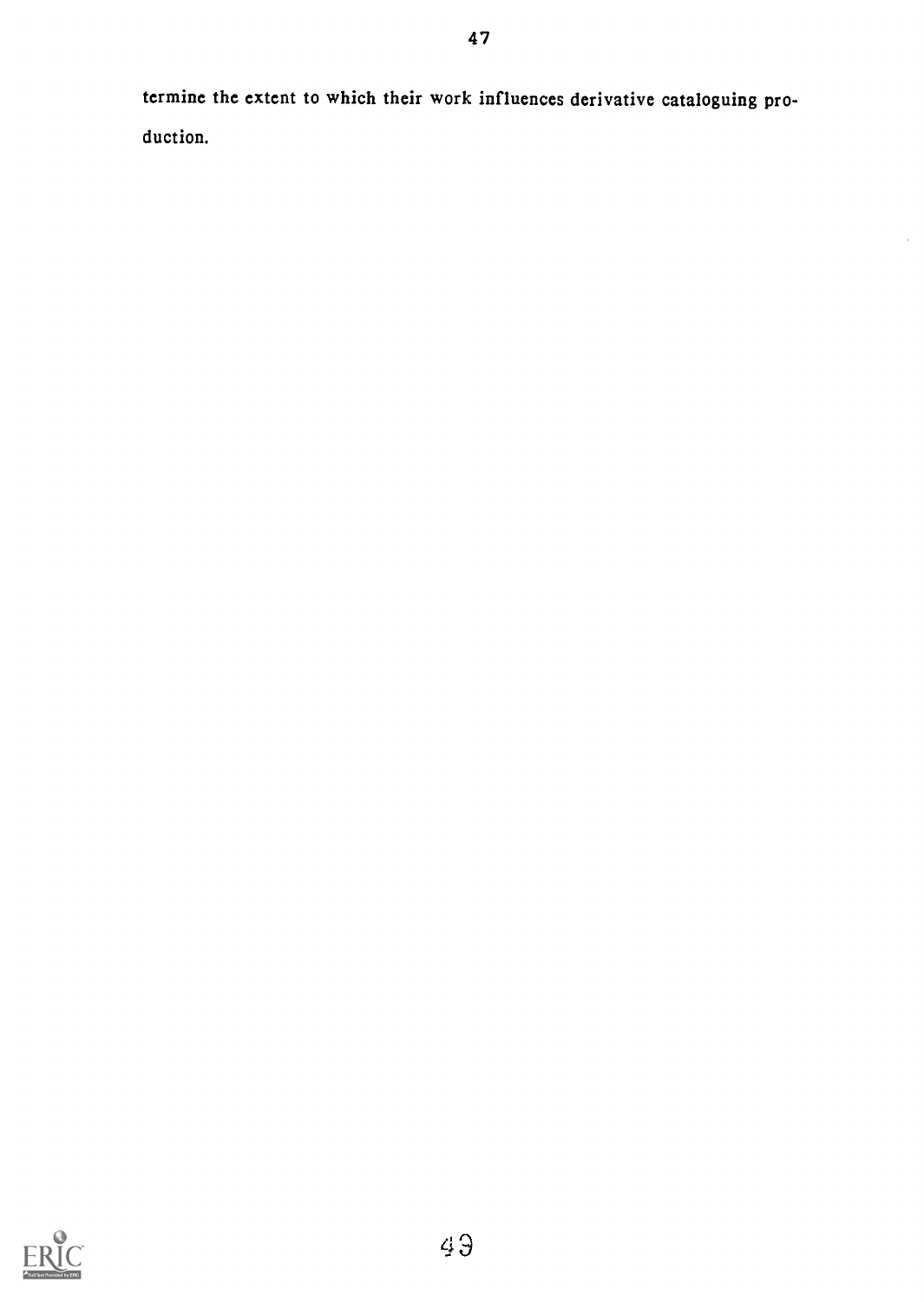termine the extent to which their work influences derivative cataloguing production.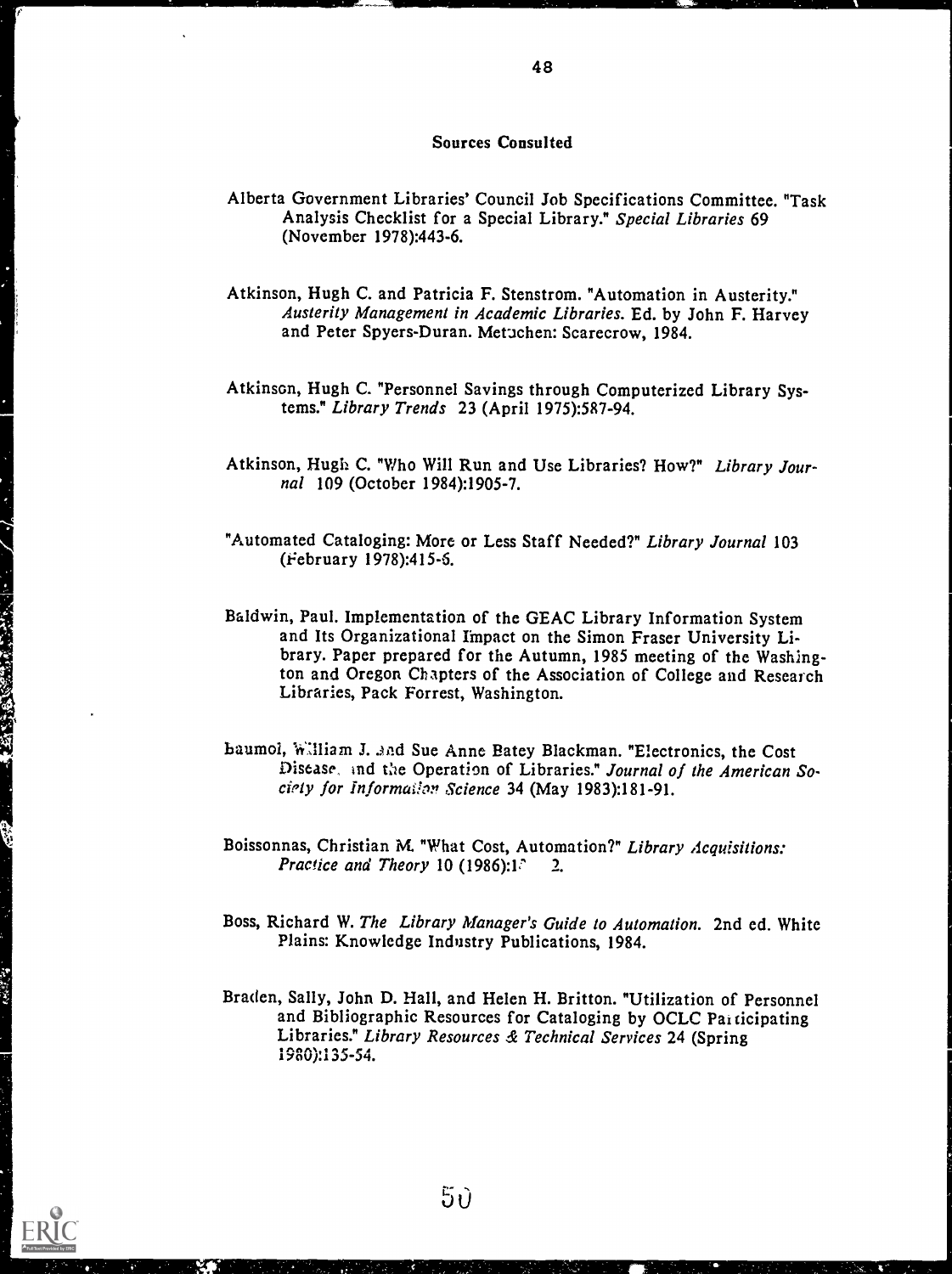## Sources Consulted

Alberta Government Libraries' Council Job Specifications Committee. "Task Analysis Checklist for a Special Library." *Special Libraries* 69 (November 1978):443-6.

Atkinson, Hugh C. and Patricia F. Stenstrom. "Automation in Austerity." *Austerity Management in Academic Libraries*. Ed. by John F. Harvey and Peter Spyers-Duran. Metuchen: Scarecrow, 1984.

Atkinson, Hugh C. "Personnel Savings through Computerized Library Systems." *Library Trends* 23 (April 1975):587-94.

Atkinson, Hugh C. "Who Will Run and Use Libraries? How?" *Library Journal* 109 (October 1984):1905-7.

"Automated Cataloging: More or Less Staff Needed?" *Library Journal* 103 (February 1978):415-6.

Baldwin, Paul. Implementation of the GEAC Library Information System and Its Organizational Impact on the Simon Fraser University Library. Paper prepared for the Autumn, 1985 meeting of the Washington and Oregon Chapters of the Association of College and Research Libraries, Pack Forrest, Washington.

Baumol, William J. and Sue Anne Batey Blackman. "Electronics, the Cost Disease, and the Operation of Libraries." *Journal of the American Society for Information Science* 34 (May 1983):181-91.

Boissonnas, Christian M. "What Cost, Automation?" *Library Acquisitions: Practice and Theory* 10 (1986):1? 2.

Boss, Richard W. *The Library Manager's Guide to Automation*. 2nd ed. White Plains: Knowledge Industry Publications, 1984.

Braden, Sally, John D. Hall, and Helen H. Britton. "Utilization of Personnel and Bibliographic Resources for Cataloging by OCLC Participating Libraries." *Library Resources & Technical Services* 24 (Spring 1980):135-54.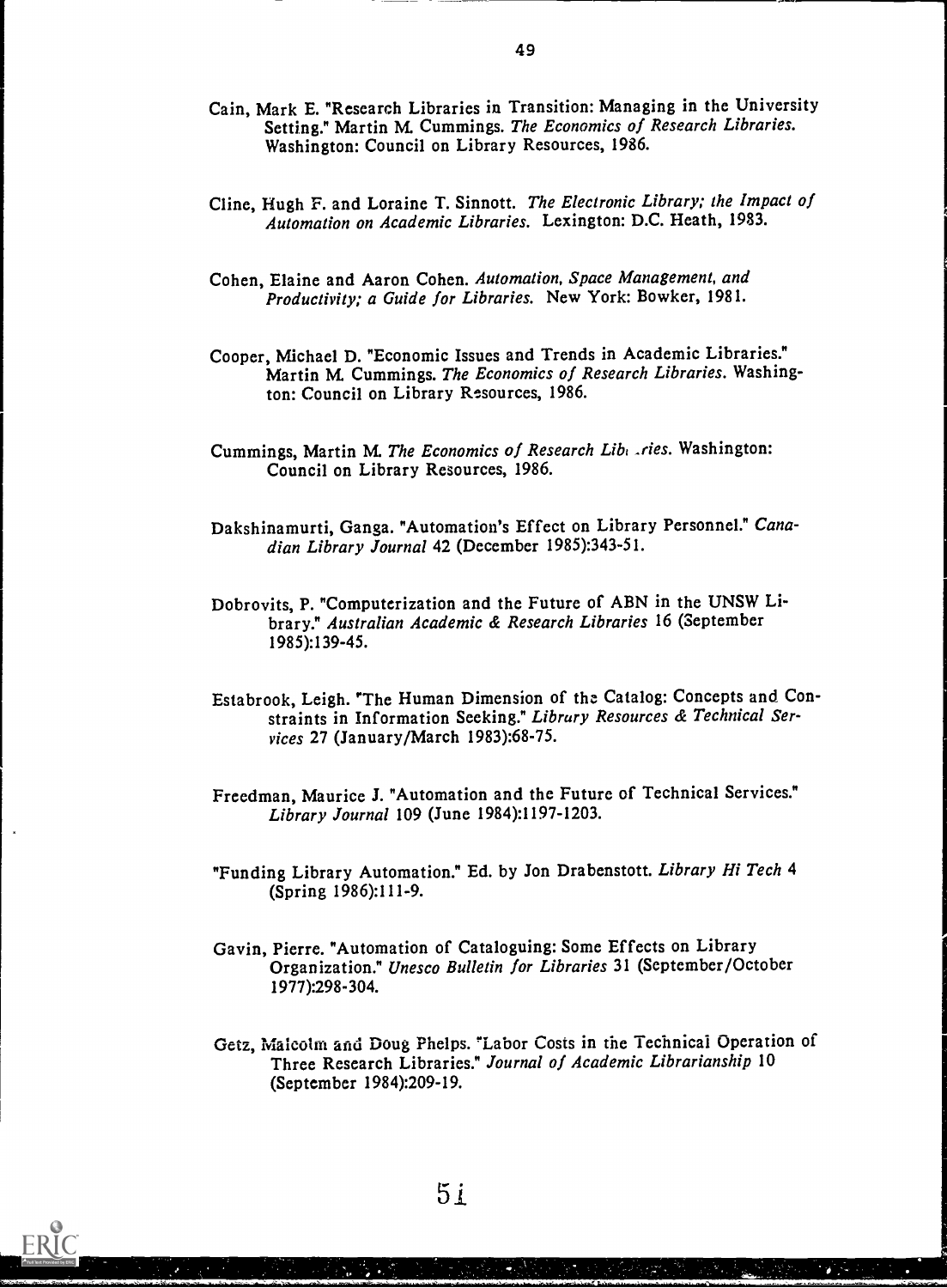Cain, Mark E. "Research Libraries in Transition: Managing in the University Setting." Martin M. Cummings. *The Economics of Research Libraries.* Washington: Council on Library Resources, 1986.

Cline, Hugh F. and Loraine T. Sinnott. *The Electronic Library; the Impact of Automation on Academic Libraries.* Lexington: D.C. Heath, 1983.

Cohen, Elaine and Aaron Cohen. *Automation, Space Management, and Productivity; a Guide for Libraries.* New York: Bowker, 1981.

Cooper, Michael D. "Economic Issues and Trends in Academic Libraries." Martin M. Cummings. *The Economics of Research Libraries.* Washington: Council on Library Resources, 1986.

Cummings, Martin M. *The Economics of Research Libraries.* Washington: Council on Library Resources, 1986.

Dakshinamurti, Ganga. "Automation's Effect on Library Personnel." *Canadian Library Journal* 42 (December 1985):343-51.

Dobrovits, P. "Computerization and the Future of ABN in the UNSW Library." *Australian Academic & Research Libraries* 16 (September 1985):139-45.

Estabrook, Leigh. "The Human Dimension of the Catalog: Concepts and Constraints in Information Seeking." *Library Resources & Technical Services* 27 (January/March 1983):68-75.

Freedman, Maurice J. "Automation and the Future of Technical Services." *Library Journal* 109 (June 1984):1197-1203.

"Funding Library Automation." Ed. by Jon Drabenstott. *Library Hi Tech* 4 (Spring 1986):111-9.

Gavin, Pierre. "Automation of Cataloguing: Some Effects on Library Organization." *Unesco Bulletin for Libraries* 31 (September/October 1977):298-304.

Getz, Malcolm and Doug Phelps. "Labor Costs in the Technical Operation of Three Research Libraries." *Journal of Academic Librarianship* 10 (September 1984):209-19.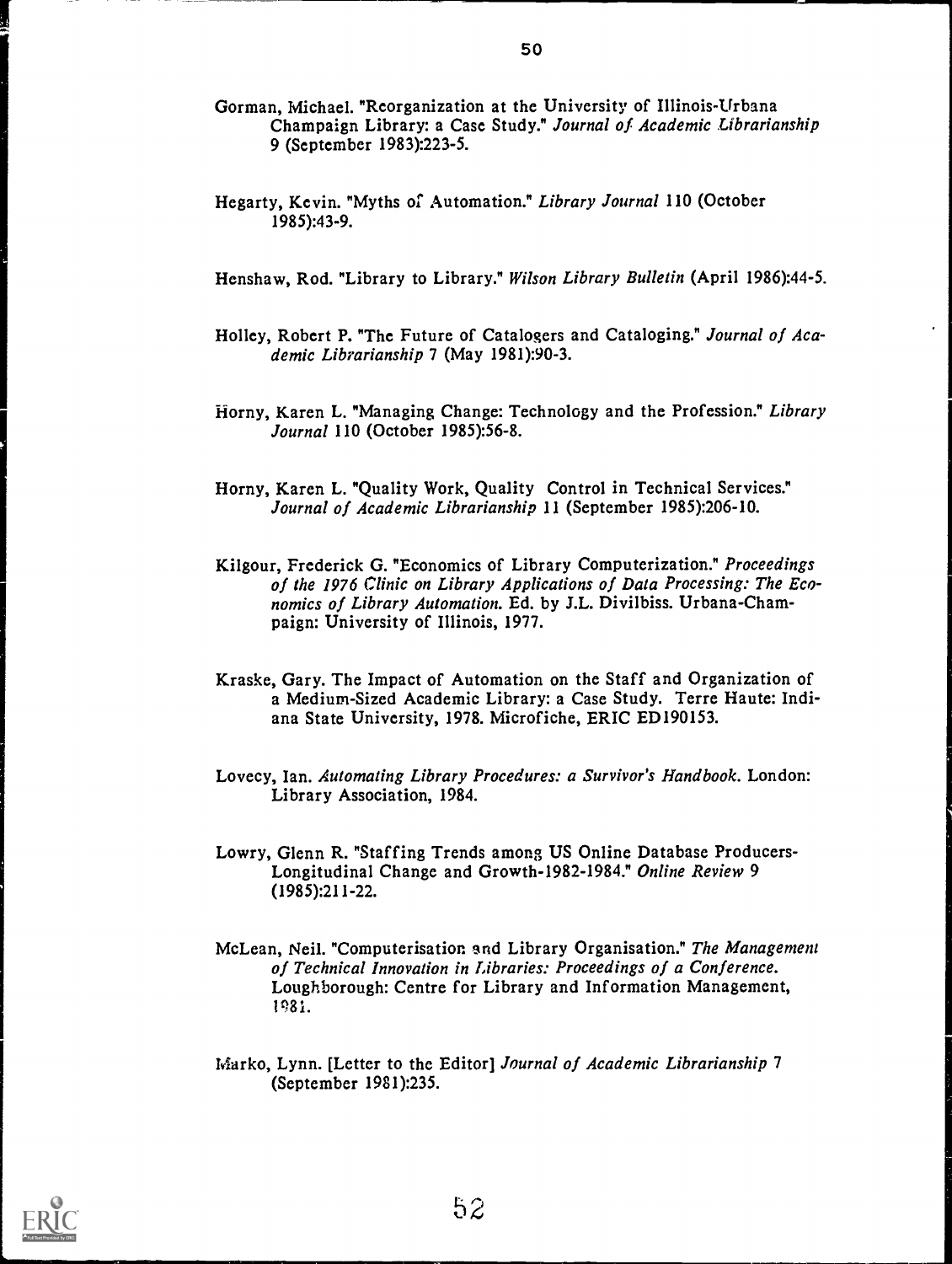Gorman, Michael. "Reorganization at the University of Illinois-Urbana Champaign Library: a Case Study." *Journal of Academic Librarianship* 9 (September 1983):223-5.

Hegarty, Kevin. "Myths of Automation." *Library Journal* 110 (October 1985):43-9.

Henshaw, Rod. "Library to Library." *Wilson Library Bulletin* (April 1986):44-5.

Holley, Robert P. "The Future of Catalogers and Cataloging." *Journal of Academic Librarianship* 7 (May 1981):90-3.

Horny, Karen L. "Managing Change: Technology and the Profession." *Library Journal* 110 (October 1985):56-8.

Horny, Karen L. "Quality Work, Quality Control in Technical Services." *Journal of Academic Librarianship* 11 (September 1985):206-10.

Kilgour, Frederick G. "Economics of Library Computerization." *Proceedings of the 1976 Clinic on Library Applications of Data Processing: The Economics of Library Automation.* Ed. by J.L. Divilbiss. Urbana-Champaign: University of Illinois, 1977.

Kraske, Gary. The Impact of Automation on the Staff and Organization of a Medium-Sized Academic Library: a Case Study. Terre Haute: Indiana State University, 1978. Microfiche, ERIC ED190153.

Lovecy, Ian. *Automating Library Procedures: a Survivor's Handbook.* London: Library Association, 1984.

Lowry, Glenn R. "Staffing Trends among US Online Database Producers-Longitudinal Change and Growth-1982-1984." *Online Review* 9 (1985):211-22.

McLean, Neil. "Computerisation and Library Organisation." *The Management of Technical Innovation in Libraries: Proceedings of a Conference.* Loughborough: Centre for Library and Information Management, 1981.

Marko, Lynn. [Letter to the Editor] *Journal of Academic Librarianship* 7 (September 1981):235.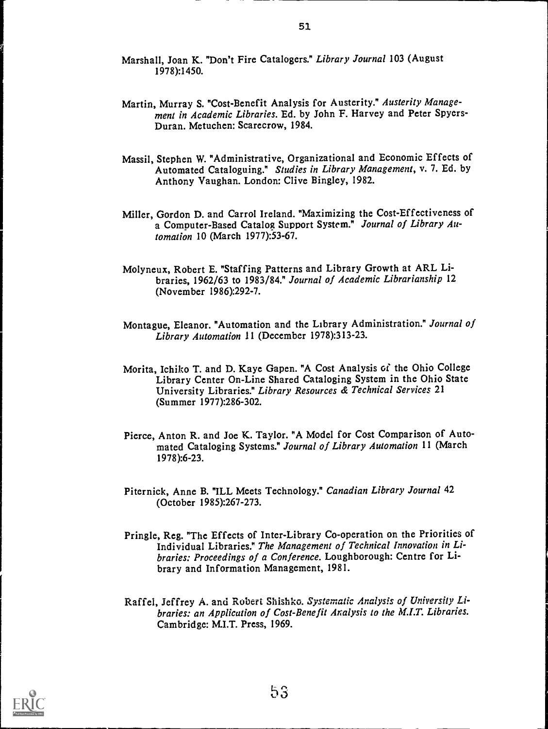Marshall, Joan K. "Don't Fire Catalogers." *Library Journal* 103 (August 1978):1450.

Martin, Murray S. "Cost-Benefit Analysis for Austerity." *Austerity Management in Academic Libraries*. Ed. by John F. Harvey and Peter Spyers-Duran. Metuchen: Scarecrow, 1984.

Massil, Stephen W. "Administrative, Organizational and Economic Effects of Automated Cataloguing." *Studies in Library Management*, v. 7. Ed. by Anthony Vaughan. London: Clive Bingley, 1982.

Miller, Gordon D. and Carrol Ireland. "Maximizing the Cost-Effectiveness of a Computer-Based Catalog Support System." *Journal of Library Automation* 10 (March 1977):53-67.

Molyneux, Robert E. "Staffing Patterns and Library Growth at ARL Libraries, 1962/63 to 1983/84." *Journal of Academic Librarianship* 12 (November 1986):292-7.

Montague, Eleanor. "Automation and the Library Administration." *Journal of Library Automation* 11 (December 1978):313-23.

Morita, Ichiko T. and D. Kaye Gapen. "A Cost Analysis of the Ohio College Library Center On-Line Shared Cataloging System in the Ohio State University Libraries." *Library Resources & Technical Services* 21 (Summer 1977):286-302.

Pierce, Anton R. and Joe K. Taylor. "A Model for Cost Comparison of Automated Cataloging Systems." *Journal of Library Automation* 11 (March 1978):6-23.

Piternick, Anne B. "ILL Meets Technology." *Canadian Library Journal* 42 (October 1985):267-273.

Pringle, Reg. "The Effects of Inter-Library Co-operation on the Priorities of Individual Libraries." *The Management of Technical Innovation in Libraries: Proceedings of a Conference*. Loughborough: Centre for Library and Information Management, 1981.

Raffel, Jeffrey A. and Robert Shishko. *Systematic Analysis of University Libraries: an Application of Cost-Benefit Analysis to the M.I.T. Libraries*. Cambridge: M.I.T. Press, 1969.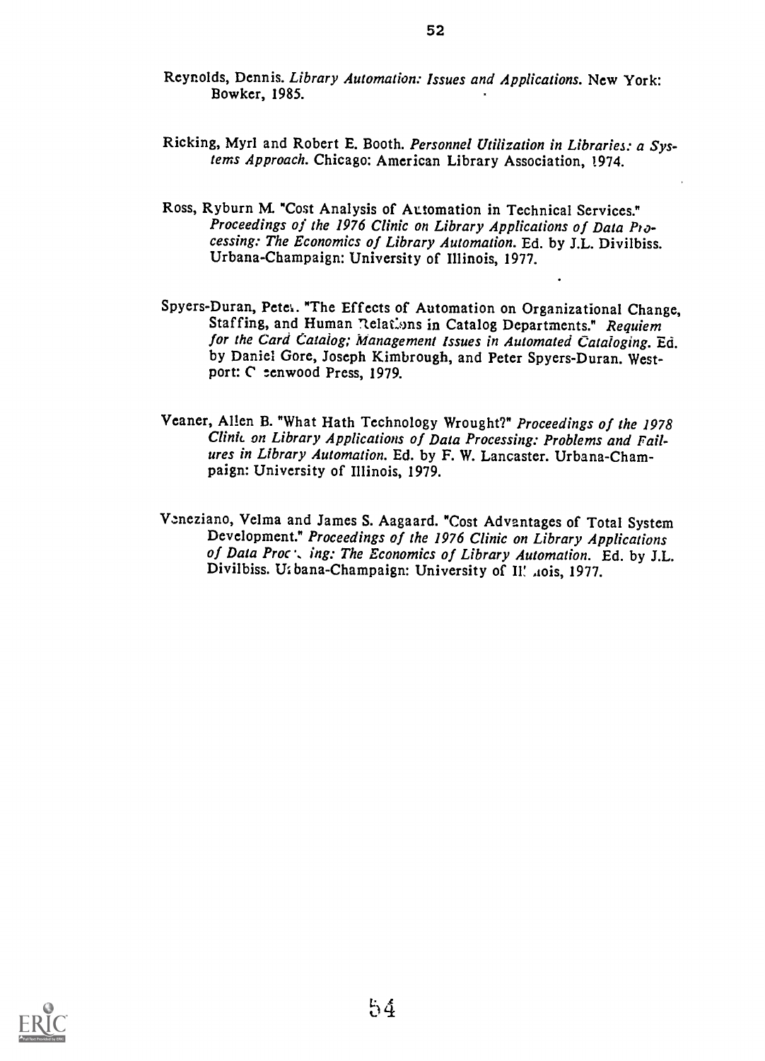Reynolds, Dennis. *Library Automation: Issues and Applications.* New York: Bowker, 1985.

Ricking, Myrl and Robert E. Booth. *Personnel Utilization in Libraries: a Systems Approach.* Chicago: American Library Association, 1974.

Ross, Ryburn M. "Cost Analysis of Automation in Technical Services." *Proceedings of the 1976 Clinic on Library Applications of Data Processing: The Economics of Library Automation.* Ed. by J.L. Divilbiss. Urbana-Champaign: University of Illinois, 1977.

Spyers-Duran, Peter. "The Effects of Automation on Organizational Change, Staffing, and Human Relations in Catalog Departments." *Requiem for the Card Catalog; Management Issues in Automated Cataloging.* Ed. by Daniel Gore, Joseph Kimbrough, and Peter Spyers-Duran. Westport: Greenwood Press, 1979.

Veaner, Allen B. "What Hath Technology Wrought?" *Proceedings of the 1978 Clinic on Library Applications of Data Processing: Problems and Failures in Library Automation.* Ed. by F. W. Lancaster. Urbana-Champaign: University of Illinois, 1979.

Veneziano, Velma and James S. Aagaard. "Cost Advantages of Total System Development." *Proceedings of the 1976 Clinic on Library Applications of Data Processing: The Economics of Library Automation.* Ed. by J.L. Divilbiss. Urbana-Champaign: University of Illinois, 1977.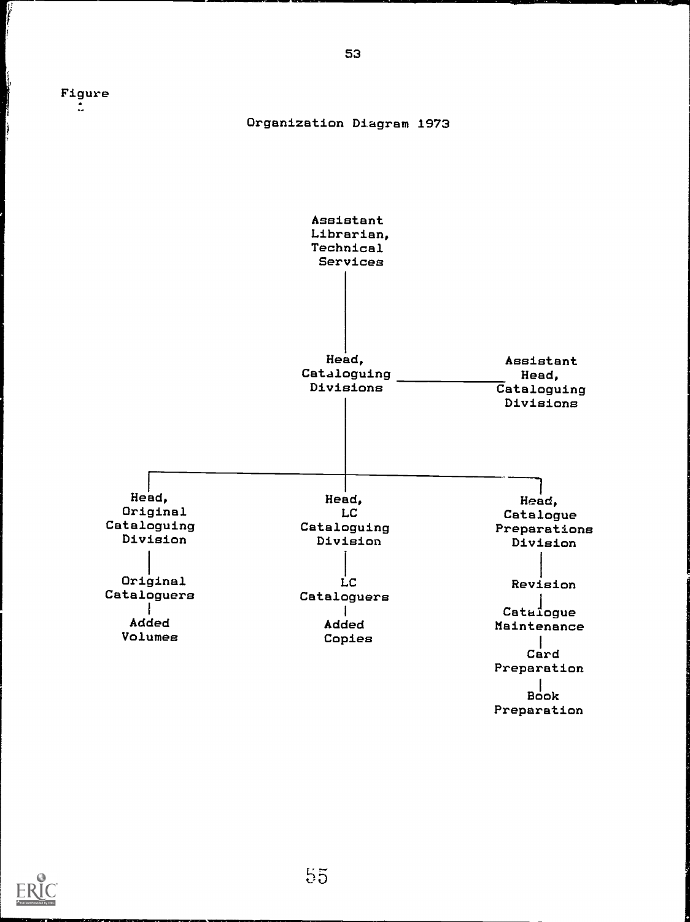Figure

Organization Diagram 1973

- Assistant Librarian, Technical Services
  - Head, Cataloguing Divisions — Assistant Head, Cataloguing Divisions
    - Head, Original Cataloguing Division
      - Original Cataloguers
        - Added Volumes
    - Head, LC Cataloguing Division
      - LC Cataloguers
        - Added Copies
    - Head, Catalogue Preparations Division
      - Revision
        - Catalogue Maintenance
          - Card Preparation
            - Book Preparation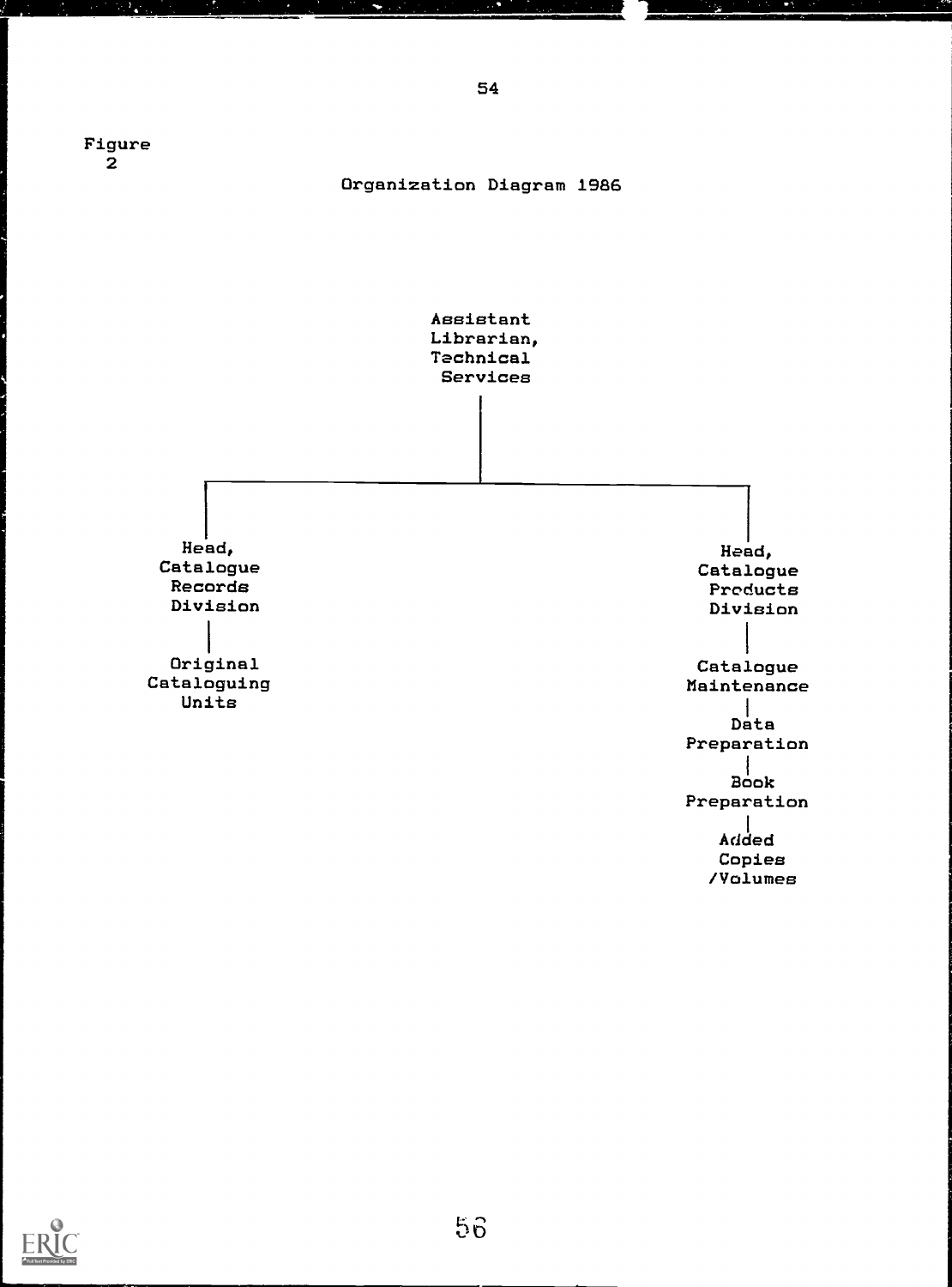Figure 2

Organization Diagram 1986

- Assistant Librarian, Technical Services
  - Head, Catalogue Records Division
    - Original Cataloguing Units
  - Head, Catalogue Products Division
    - Catalogue Maintenance
    - Data Preparation
    - Book Preparation
    - Added Copies /Volumes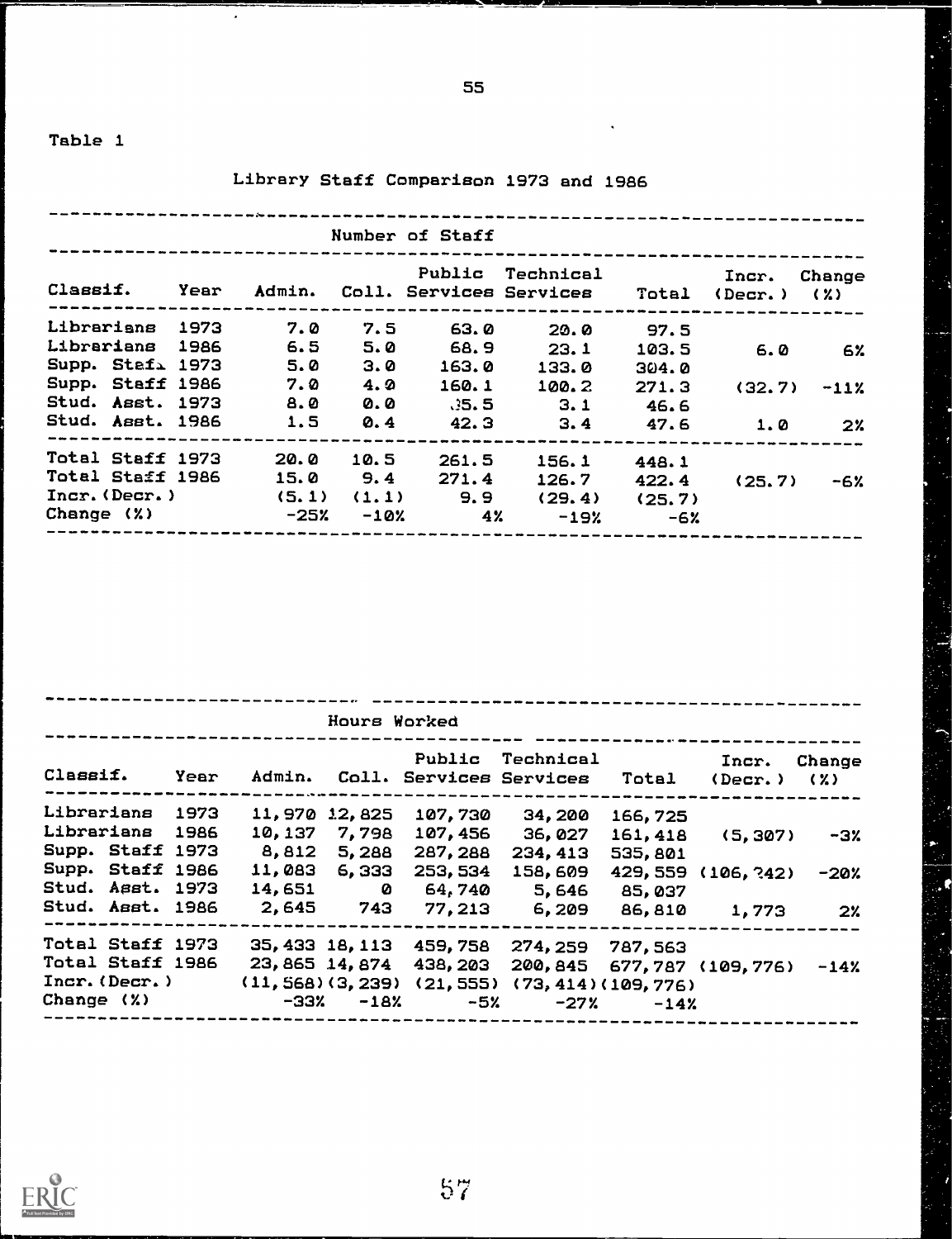Table 1

Library Staff Comparison 1973 and 1986

| | | Number of Staff | | | | | | |
|---|---|---|---|---|---|---|---|---|
| Classif. | Year | Admin. | Coll. | Public Services | Technical Services | Total | Incr. (Decr.) | Change (%) |
| Librarians | 1973 | 7.0 | 7.5 | 63.0 | 20.0 | 97.5 | | |
| Librarians | 1986 | 6.5 | 5.0 | 68.9 | 23.1 | 103.5 | 6.0 | 6% |
| Supp. Staff | 1973 | 5.0 | 3.0 | 163.0 | 133.0 | 304.0 | | |
| Supp. Staff | 1986 | 7.0 | 4.0 | 160.1 | 100.2 | 271.3 | (32.7) | -11% |
| Stud. Asst. | 1973 | 8.0 | 0.0 | 35.5 | 3.1 | 46.6 | | |
| Stud. Asst. | 1986 | 1.5 | 0.4 | 42.3 | 3.4 | 47.6 | 1.0 | 2% |
| Total Staff | 1973 | 20.0 | 10.5 | 261.5 | 156.1 | 448.1 | | |
| Total Staff | 1986 | 15.0 | 9.4 | 271.4 | 126.7 | 422.4 | (25.7) | -6% |
| Incr. (Decr.) | | (5.1) | (1.1) | 9.9 | (29.4) | (25.7) | | |
| Change (%) | | -25% | -10% | 4% | -19% | -6% | | |

| | | Hours Worked | | | | | | |
|---|---|---|---|---|---|---|---|---|
| Classif. | Year | Admin. | Coll. | Public Services | Technical Services | Total | Incr. (Decr.) | Change (%) |
| Librarians | 1973 | 11,970 | 12,825 | 107,730 | 34,200 | 166,725 | | |
| Librarians | 1986 | 10,137 | 7,798 | 107,456 | 36,027 | 161,418 | (5,307) | -3% |
| Supp. Staff | 1973 | 8,812 | 5,288 | 287,288 | 234,413 | 535,801 | | |
| Supp. Staff | 1986 | 11,083 | 6,333 | 253,534 | 158,609 | 429,559 | (106,242) | -20% |
| Stud. Asst. | 1973 | 14,651 | 0 | 64,740 | 5,646 | 85,037 | | |
| Stud. Asst. | 1986 | 2,645 | 743 | 77,213 | 6,209 | 86,810 | 1,773 | 2% |
| Total Staff | 1973 | 35,433 | 18,113 | 459,758 | 274,259 | 787,563 | | |
| Total Staff | 1986 | 23,865 | 14,874 | 438,203 | 200,845 | 677,787 | (109,776) | -14% |
| Incr. (Decr.) | | (11,568) | (3,239) | (21,555) | (73,414) | (109,776) | | |
| Change (%) | | -33% | -18% | -5% | -27% | -14% | | |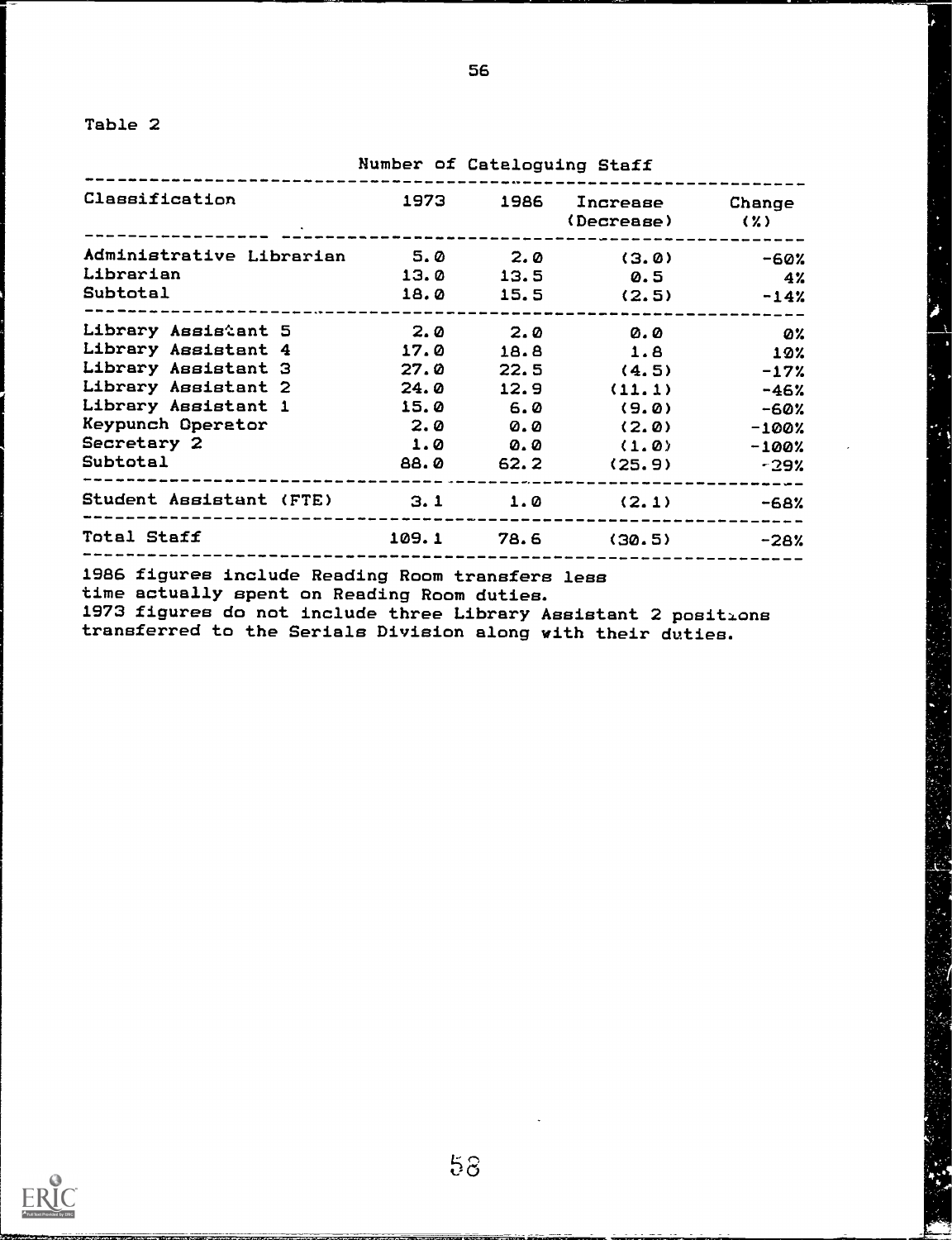Table 2

Number of Cataloguing Staff

| Classification | 1973 | 1986 | Increase (Decrease) | Change (%) |
|---|---|---|---|---|
| Administrative Librarian | 5.0 | 2.0 | (3.0) | -60% |
| Librarian | 13.0 | 13.5 | 0.5 | 4% |
| Subtotal | 18.0 | 15.5 | (2.5) | -14% |
| Library Assistant 5 | 2.0 | 2.0 | 0.0 | 0% |
| Library Assistant 4 | 17.0 | 18.8 | 1.8 | 10% |
| Library Assistant 3 | 27.0 | 22.5 | (4.5) | -17% |
| Library Assistant 2 | 24.0 | 12.9 | (11.1) | -46% |
| Library Assistant 1 | 15.0 | 6.0 | (9.0) | -60% |
| Keypunch Operator | 2.0 | 0.0 | (2.0) | -100% |
| Secretary 2 | 1.0 | 0.0 | (1.0) | -100% |
| Subtotal | 88.0 | 62.2 | (25.9) | -29% |
| Student Assistant (FTE) | 3.1 | 1.0 | (2.1) | -68% |
| Total Staff | 109.1 | 78.6 | (30.5) | -28% |

1986 figures include Reading Room transfers less time actually spent on Reading Room duties.
1973 figures do not include three Library Assistant 2 positions transferred to the Serials Division along with their duties.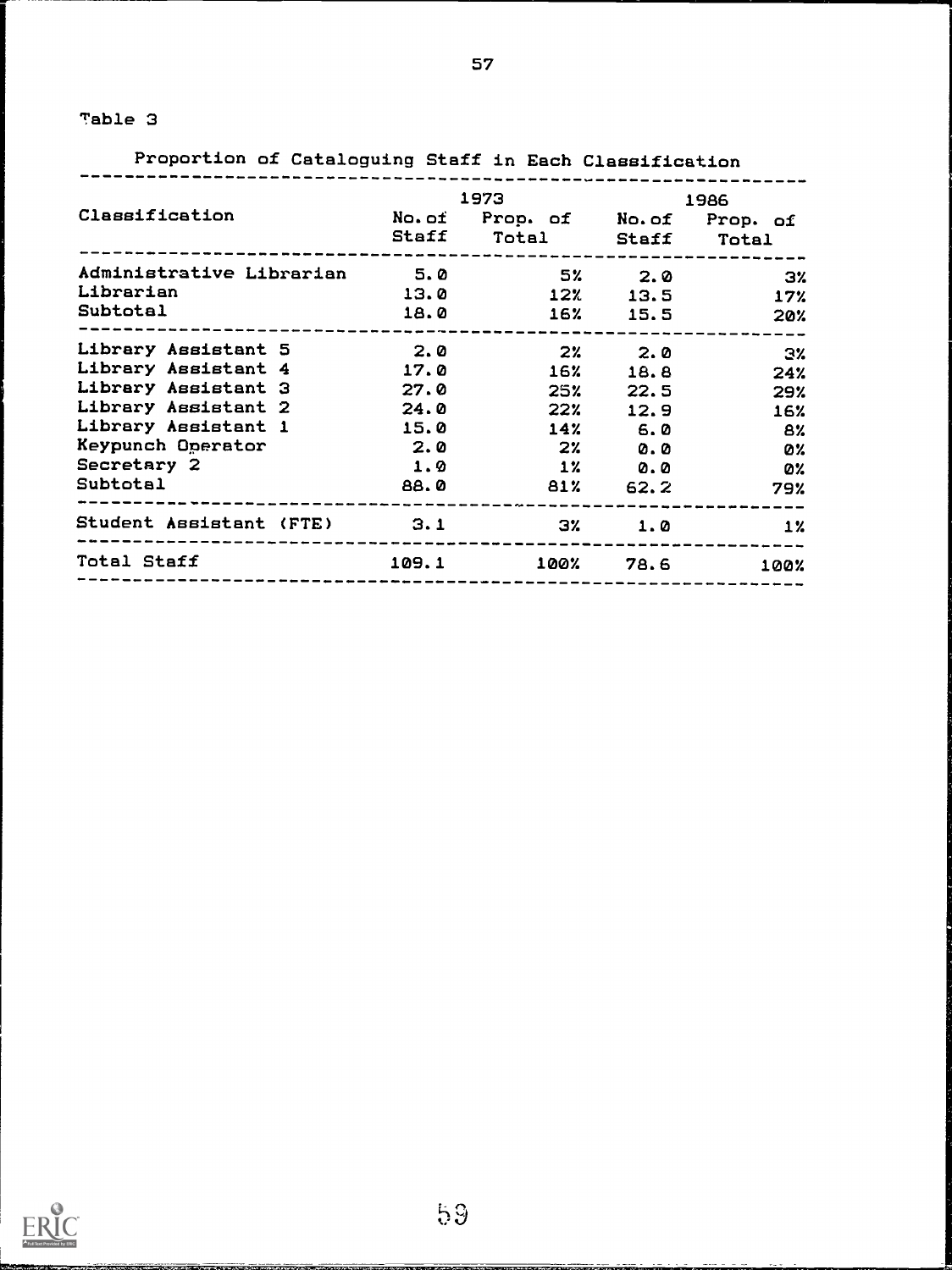Table 3

Proportion of Cataloguing Staff in Each Classification

| Classification | 1973 | | 1986 | |
|---|---|---|---|---|
| | No. of Staff | Prop. of Total | No. of Staff | Prop. of Total |
| Administrative Librarian | 5.0 | 5% | 2.0 | 3% |
| Librarian | 13.0 | 12% | 13.5 | 17% |
| Subtotal | 18.0 | 16% | 15.5 | 20% |
| Library Assistant 5 | 2.0 | 2% | 2.0 | 3% |
| Library Assistant 4 | 17.0 | 16% | 18.8 | 24% |
| Library Assistant 3 | 27.0 | 25% | 22.5 | 29% |
| Library Assistant 2 | 24.0 | 22% | 12.9 | 16% |
| Library Assistant 1 | 15.0 | 14% | 6.0 | 8% |
| Keypunch Operator | 2.0 | 2% | 0.0 | 0% |
| Secretary 2 | 1.0 | 1% | 0.0 | 0% |
| Subtotal | 88.0 | 81% | 62.2 | 79% |
| Student Assistant (FTE) | 3.1 | 3% | 1.0 | 1% |
| Total Staff | 109.1 | 100% | 78.6 | 100% |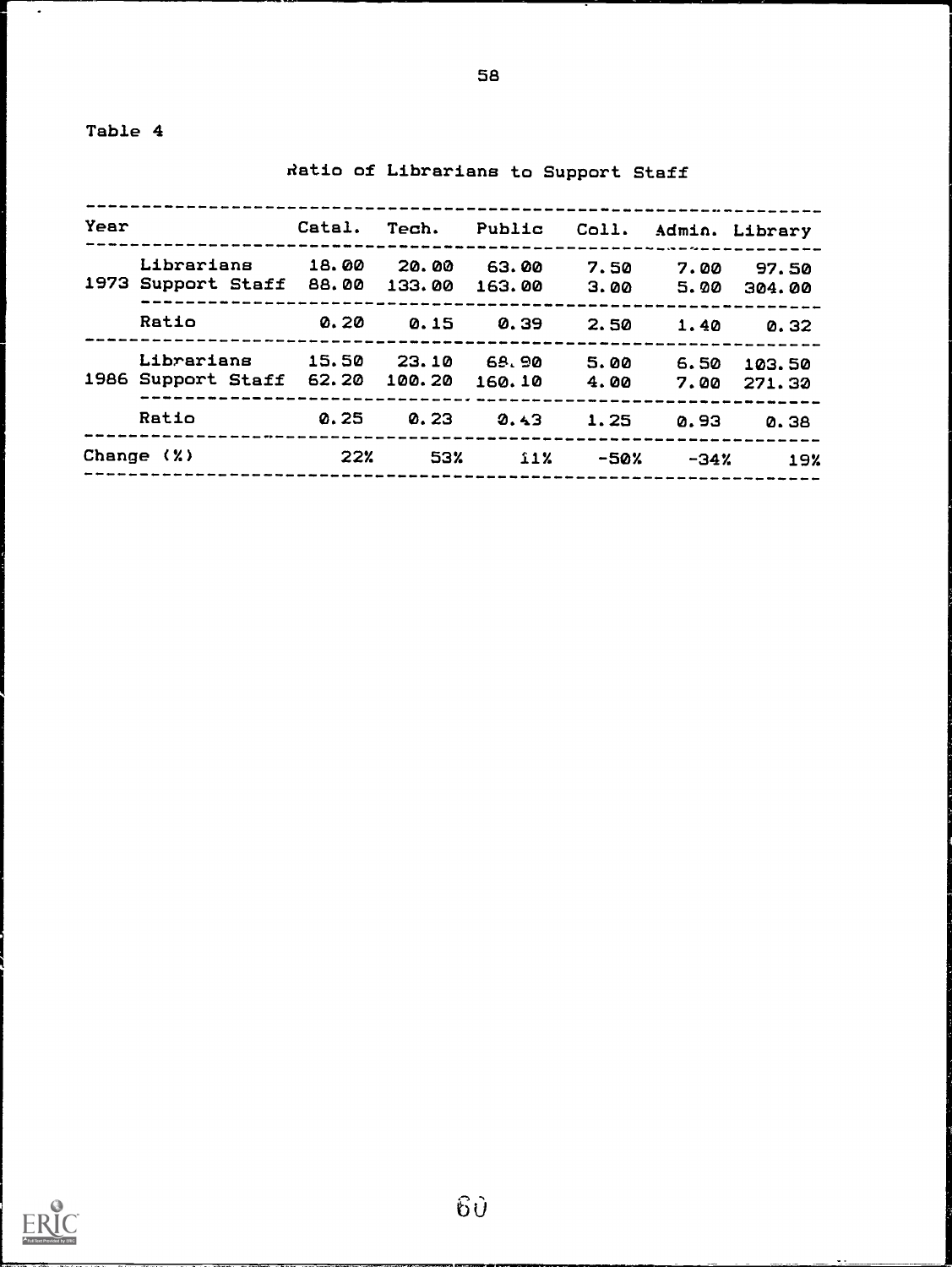Table 4

Ratio of Librarians to Support Staff

| Year | | Catal. | Tech. | Public | Coll. | Admin. | Library |
|---|---|---|---|---|---|---|---|
| 1973 | Librarians | 18.00 | 20.00 | 63.00 | 7.50 | 7.00 | 97.50 |
| | Support Staff | 88.00 | 133.00 | 163.00 | 3.00 | 5.00 | 304.00 |
| | Ratio | 0.20 | 0.15 | 0.39 | 2.50 | 1.40 | 0.32 |
| 1986 | Librarians | 15.50 | 23.10 | 68.90 | 5.00 | 6.50 | 103.50 |
| | Support Staff | 62.20 | 100.20 | 160.10 | 4.00 | 7.00 | 271.30 |
| | Ratio | 0.25 | 0.23 | 0.43 | 1.25 | 0.93 | 0.38 |
| Change (%) | | 22% | 53% | 11% | -50% | -34% | 19% |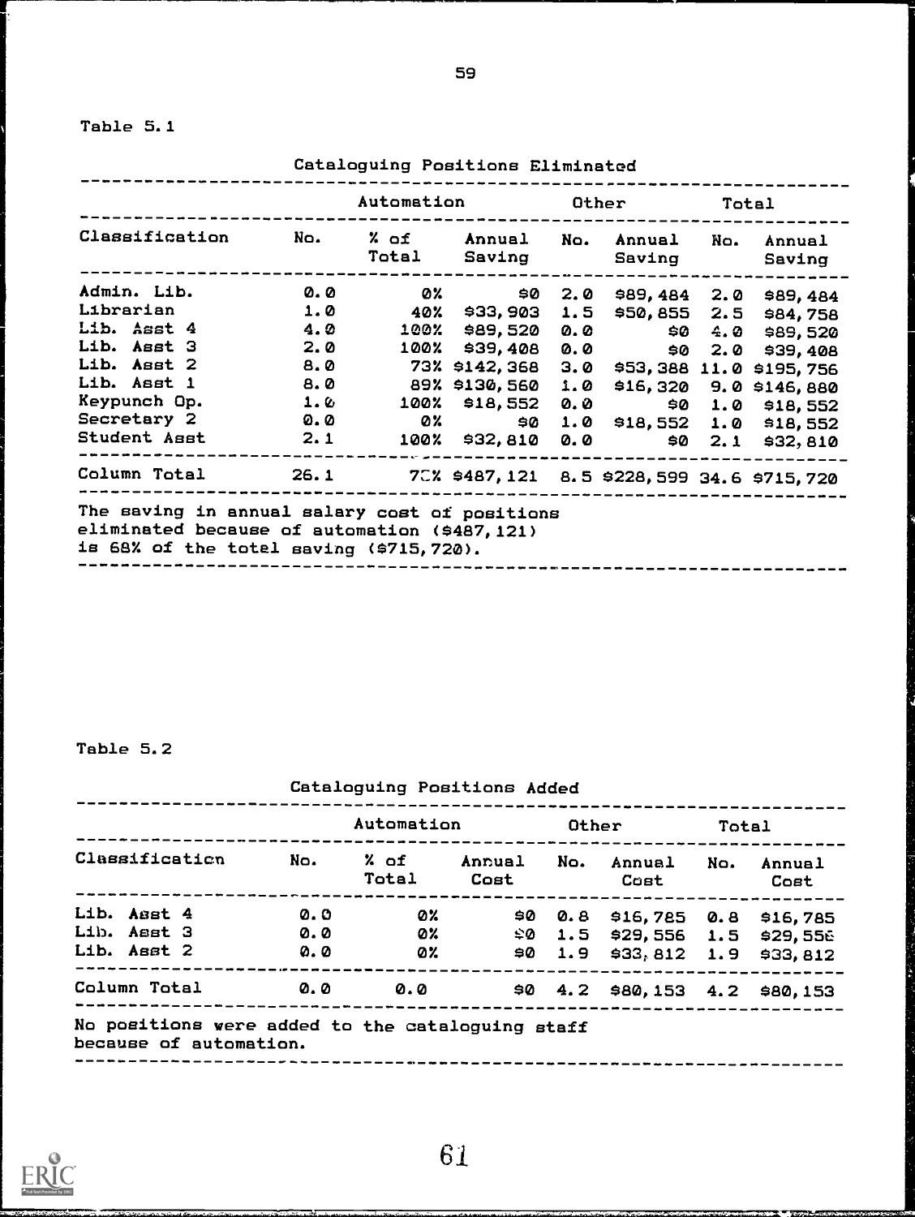Table 5.1

Cataloguing Positions Eliminated

| | Automation | | | Other | | Total | |
|---|---|---|---|---|---|---|---|
| Classification | No. | % of Total | Annual Saving | No. | Annual Saving | No. | Annual Saving |
| Admin. Lib. | 0.0 | 0% | $0 | 2.0 | $89,484 | 2.0 | $89,484 |
| Librarian | 1.0 | 40% | $33,903 | 1.5 | $50,855 | 2.5 | $84,758 |
| Lib. Asst 4 | 4.0 | 100% | $89,520 | 0.0 | $0 | 4.0 | $89,520 |
| Lib. Asst 3 | 2.0 | 100% | $39,408 | 0.0 | $0 | 2.0 | $39,408 |
| Lib. Asst 2 | 8.0 | 73% | $142,368 | 3.0 | $53,388 | 11.0 | $195,756 |
| Lib. Asst 1 | 8.0 | 89% | $130,560 | 1.0 | $16,320 | 9.0 | $146,880 |
| Keypunch Op. | 1.0 | 100% | $18,552 | 0.0 | $0 | 1.0 | $18,552 |
| Secretary 2 | 0.0 | 0% | $0 | 1.0 | $18,552 | 1.0 | $18,552 |
| Student Asst | 2.1 | 100% | $32,810 | 0.0 | $0 | 2.1 | $32,810 |
| Column Total | 26.1 | 75% | $487,121 | 8.5 | $228,599 | 34.6 | $715,720 |

The saving in annual salary cost of positions eliminated because of automation ($487,121) is 68% of the total saving ($715,720).

Table 5.2

Cataloguing Positions Added

| | Automation | | | Other | | Total | |
|---|---|---|---|---|---|---|---|
| Classification | No. | % of Total | Annual Cost | No. | Annual Cost | No. | Annual Cost |
| Lib. Asst 4 | 0.0 | 0% | $0 | 0.8 | $16,785 | 0.8 | $16,785 |
| Lib. Asst 3 | 0.0 | 0% | $0 | 1.5 | $29,556 | 1.5 | $29,556 |
| Lib. Asst 2 | 0.0 | 0% | $0 | 1.9 | $33,812 | 1.9 | $33,812 |
| Column Total | 0.0 | 0.0 | $0 | 4.2 | $80,153 | 4.2 | $80,153 |

No positions were added to the cataloguing staff because of automation.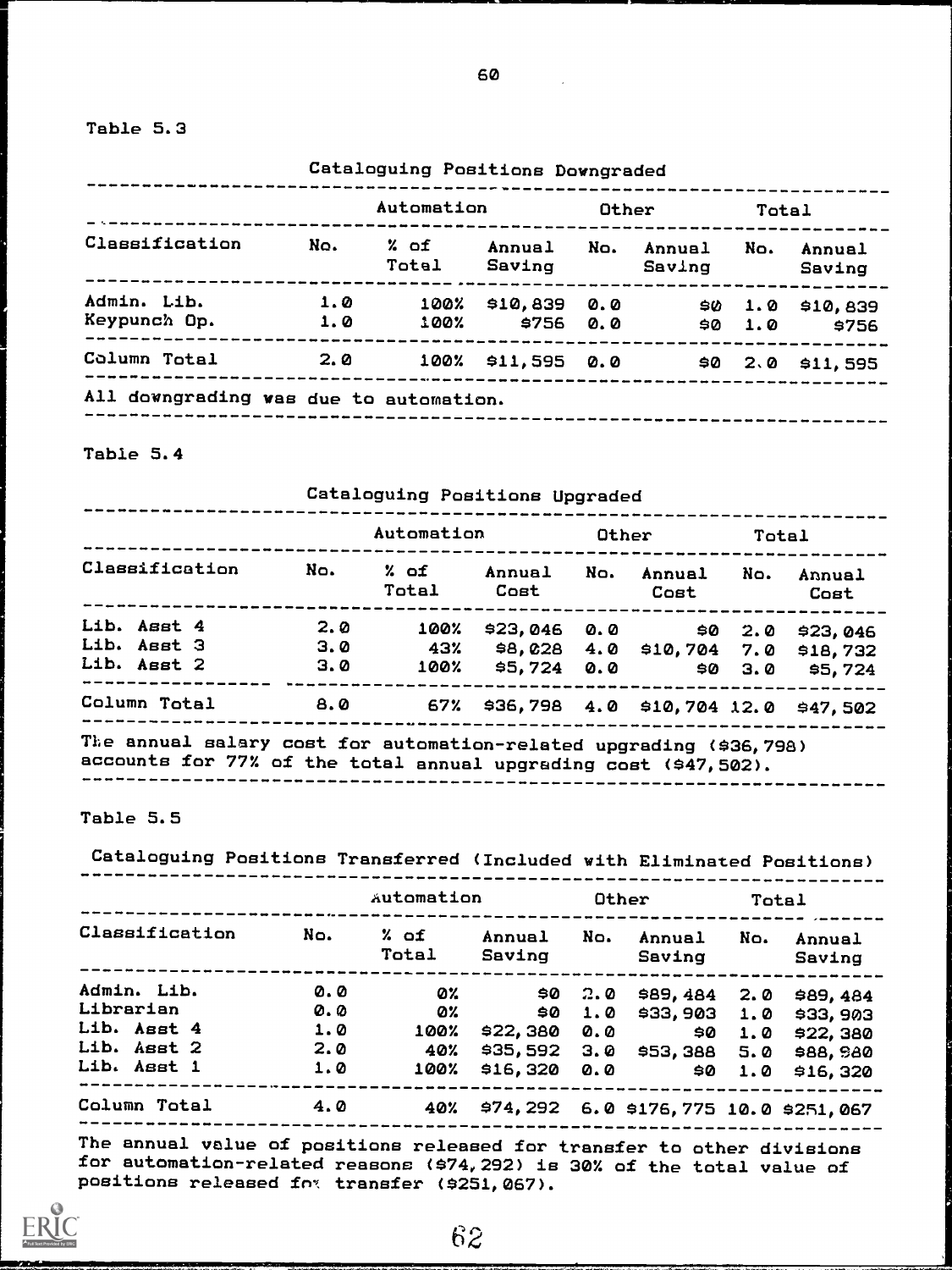Table 5.3

Cataloguing Positions Downgraded

| | Automation | | | Other | | Total | |
|---|---|---|---|---|---|---|---|
| Classification | No. | % of Total | Annual Saving | No. | Annual Saving | No. | Annual Saving |
| Admin. Lib. | 1.0 | 100% | $10,839 | 0.0 | $0 | 1.0 | $10,839 |
| Keypunch Op. | 1.0 | 100% | $756 | 0.0 | $0 | 1.0 | $756 |
| Column Total | 2.0 | 100% | $11,595 | 0.0 | $0 | 2.0 | $11,595 |

All downgrading was due to automation.

Table 5.4

Cataloguing Positions Upgraded

| | Automation | | | Other | | Total | |
|---|---|---|---|---|---|---|---|
| Classification | No. | % of Total | Annual Cost | No. | Annual Cost | No. | Annual Cost |
| Lib. Asst 4 | 2.0 | 100% | $23,046 | 0.0 | $0 | 2.0 | $23,046 |
| Lib. Asst 3 | 3.0 | 43% | $8,028 | 4.0 | $10,704 | 7.0 | $18,732 |
| Lib. Asst 2 | 3.0 | 100% | $5,724 | 0.0 | $0 | 3.0 | $5,724 |
| Column Total | 8.0 | 67% | $36,798 | 4.0 | $10,704 | 12.0 | $47,502 |

The annual salary cost for automation-related upgrading ($36,798) accounts for 77% of the total annual upgrading cost ($47,502).

Table 5.5

Cataloguing Positions Transferred (Included with Eliminated Positions)

| | Automation | | | Other | | Total | |
|---|---|---|---|---|---|---|---|
| Classification | No. | % of Total | Annual Saving | No. | Annual Saving | No. | Annual Saving |
| Admin. Lib. | 0.0 | 0% | $0 | 2.0 | $89,484 | 2.0 | $89,484 |
| Librarian | 0.0 | 0% | $0 | 1.0 | $33,903 | 1.0 | $33,903 |
| Lib. Asst 4 | 1.0 | 100% | $22,380 | 0.0 | $0 | 1.0 | $22,380 |
| Lib. Asst 2 | 2.0 | 40% | $35,592 | 3.0 | $53,388 | 5.0 | $88,980 |
| Lib. Asst 1 | 1.0 | 100% | $16,320 | 0.0 | $0 | 1.0 | $16,320 |
| Column Total | 4.0 | 40% | $74,292 | 6.0 | $176,775 | 10.0 | $251,067 |

The annual value of positions released for transfer to other divisions for automation-related reasons ($74,292) is 30% of the total value of positions released for transfer ($251,067).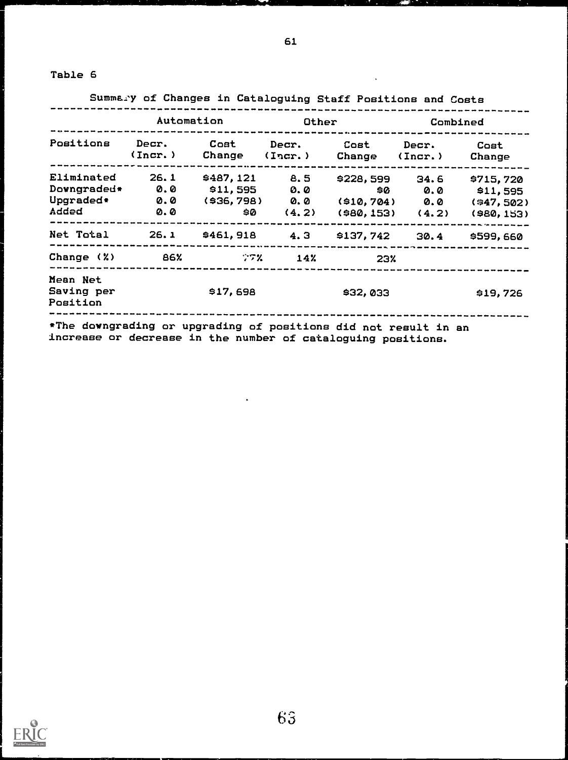Table 6

Summary of Changes in Cataloguing Staff Positions and Costs

| Positions | Automation | | Other | | Combined | |
|---|---|---|---|---|---|---|
| | Decr. (Incr.) | Cost Change | Decr. (Incr.) | Cost Change | Decr. (Incr.) | Cost Change |
| Eliminated | 26.1 | $487,121 | 8.5 | $228,599 | 34.6 | $715,720 |
| Downgraded* | 0.0 | $11,595 | 0.0 | $0 | 0.0 | $11,595 |
| Upgraded* | 0.0 | ($36,798) | 0.0 | ($10,704) | 0.0 | ($47,502) |
| Added | 0.0 | $0 | (4.2) | ($80,153) | (4.2) | ($80,153) |
| Net Total | 26.1 | $461,918 | 4.3 | $137,742 | 30.4 | $599,660 |
| Change (%) | 86% | 77% | 14% | 23% | | |
| Mean Net Saving per Position | | $17,698 | | $32,033 | | $19,726 |

*The downgrading or upgrading of positions did not result in an increase or decrease in the number of cataloguing positions.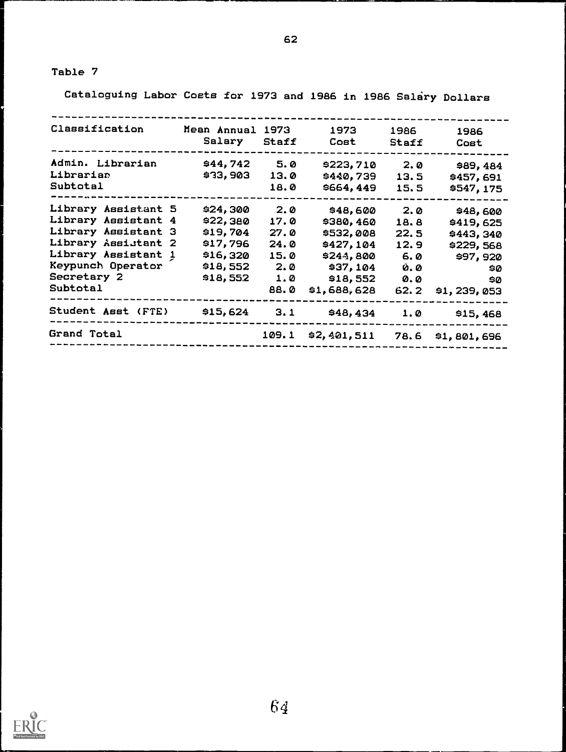Table 7

Cataloguing Labor Costs for 1973 and 1986 in 1986 Salary Dollars

| Classification | Mean Annual Salary | 1973 Staff | 1973 Cost | 1986 Staff | 1986 Cost |
|---|---|---|---|---|---|
| Admin. Librarian | $44,742 | 5.0 | $223,710 | 2.0 | $89,484 |
| Librarian | $33,903 | 13.0 | $440,739 | 13.5 | $457,691 |
| Subtotal | | 18.0 | $664,449 | 15.5 | $547,175 |
| Library Assistant 5 | $24,300 | 2.0 | $48,600 | 2.0 | $48,600 |
| Library Assistant 4 | $22,380 | 17.0 | $380,460 | 18.8 | $419,625 |
| Library Assistant 3 | $19,704 | 27.0 | $532,008 | 22.5 | $443,340 |
| Library Assistant 2 | $17,796 | 24.0 | $427,104 | 12.9 | $229,568 |
| Library Assistant 1 | $16,320 | 15.0 | $244,800 | 6.0 | $97,920 |
| Keypunch Operator | $18,552 | 2.0 | $37,104 | 0.0 | $0 |
| Secretary 2 | $18,552 | 1.0 | $18,552 | 0.0 | $0 |
| Subtotal | | 88.0 | $1,688,628 | 62.2 | $1,239,053 |
| Student Asst (FTE) | $15,624 | 3.1 | $48,434 | 1.0 | $15,468 |
| Grand Total | | 109.1 | $2,401,511 | 78.6 | $1,801,696 |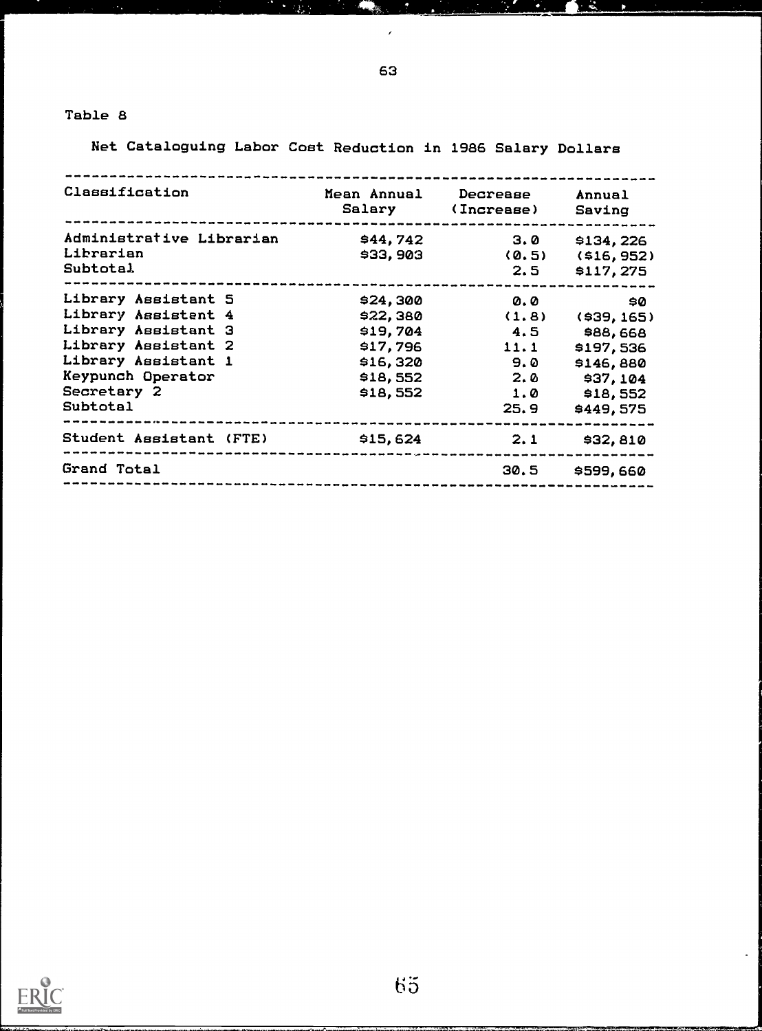Table 8

Net Cataloguing Labor Cost Reduction in 1986 Salary Dollars

| Classification | Mean Annual Salary | Decrease (Increase) | Annual Saving |
|---|---|---|---|
| Administrative Librarian | $44,742 | 3.0 | $134,226 |
| Librarian | $33,903 | (0.5) | ($16,952) |
| Subtotal | | 2.5 | $117,275 |
| Library Assistant 5 | $24,300 | 0.0 | $0 |
| Library Assistant 4 | $22,380 | (1.8) | ($39,165) |
| Library Assistant 3 | $19,704 | 4.5 | $88,668 |
| Library Assistant 2 | $17,796 | 11.1 | $197,536 |
| Library Assistant 1 | $16,320 | 9.0 | $146,880 |
| Keypunch Operator | $18,552 | 2.0 | $37,104 |
| Secretary 2 | $18,552 | 1.0 | $18,552 |
| Subtotal | | 25.9 | $449,575 |
| Student Assistant (FTE) | $15,624 | 2.1 | $32,810 |
| Grand Total | | 30.5 | $599,660 |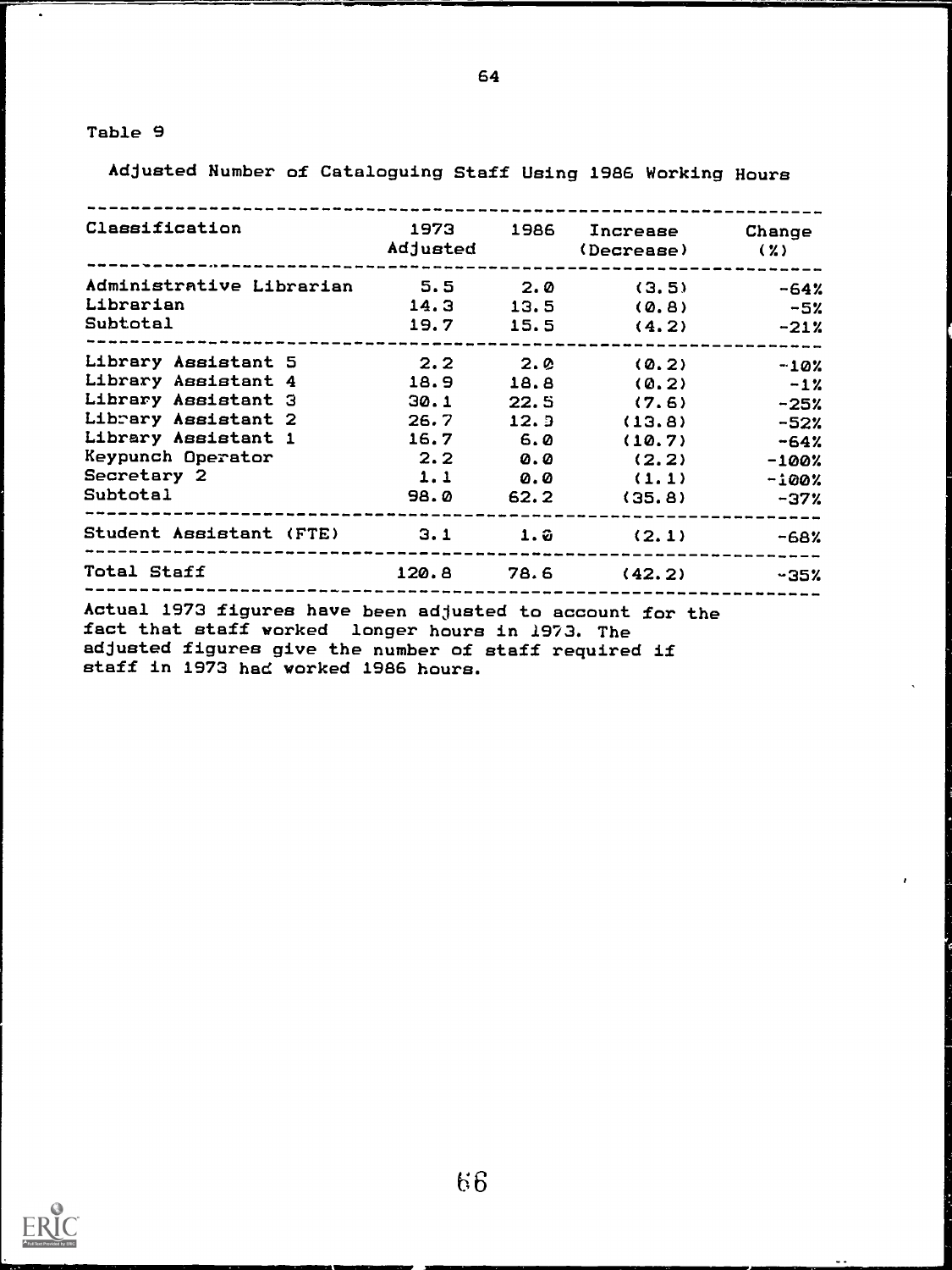Table 9

Adjusted Number of Cataloguing Staff Using 1986 Working Hours

| Classification | 1973 Adjusted | 1986 | Increase (Decrease) | Change (%) |
|---|---|---|---|---|
| Administrative Librarian | 5.5 | 2.0 | (3.5) | -64% |
| Librarian | 14.3 | 13.5 | (0.8) | -5% |
| Subtotal | 19.7 | 15.5 | (4.2) | -21% |
| Library Assistant 5 | 2.2 | 2.0 | (0.2) | -10% |
| Library Assistant 4 | 18.9 | 18.8 | (0.2) | -1% |
| Library Assistant 3 | 30.1 | 22.5 | (7.6) | -25% |
| Library Assistant 2 | 26.7 | 12.9 | (13.8) | -52% |
| Library Assistant 1 | 16.7 | 6.0 | (10.7) | -64% |
| Keypunch Operator | 2.2 | 0.0 | (2.2) | -100% |
| Secretary 2 | 1.1 | 0.0 | (1.1) | -100% |
| Subtotal | 98.0 | 62.2 | (35.8) | -37% |
| Student Assistant (FTE) | 3.1 | 1.0 | (2.1) | -68% |
| Total Staff | 120.8 | 78.6 | (42.2) | -35% |

Actual 1973 figures have been adjusted to account for the fact that staff worked longer hours in 1973. The adjusted figures give the number of staff required if staff in 1973 had worked 1986 hours.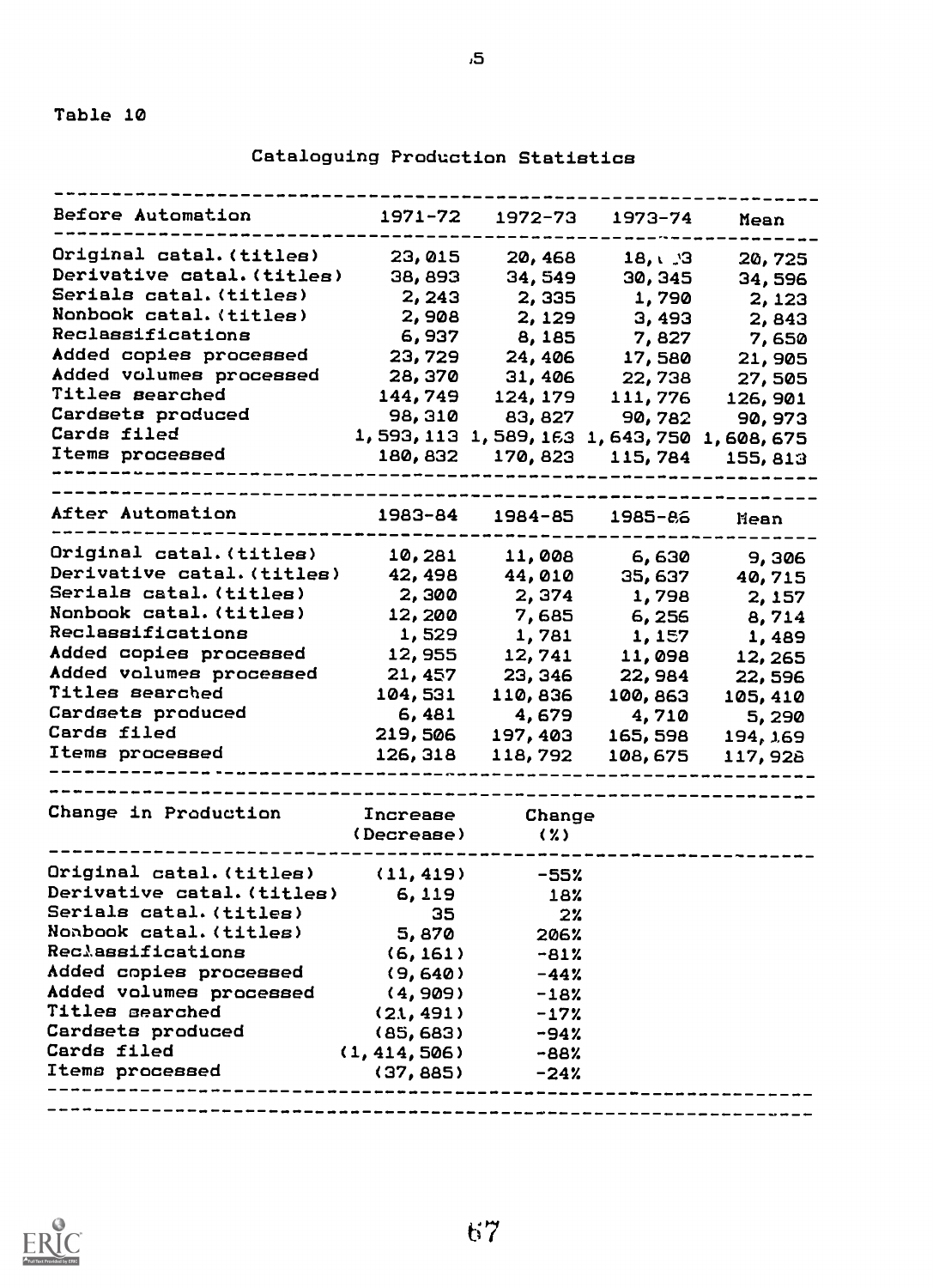Table 10

Cataloguing Production Statistics

| Before Automation | 1971-72 | 1972-73 | 1973-74 | Mean |
|---|---|---|---|---|
| Original catal. (titles) | 23,015 | 20,468 | 18,693 | 20,725 |
| Derivative catal. (titles) | 38,893 | 34,549 | 30,345 | 34,596 |
| Serials catal. (titles) | 2,243 | 2,335 | 1,790 | 2,123 |
| Nonbook catal. (titles) | 2,908 | 2,129 | 3,493 | 2,843 |
| Reclassifications | 6,937 | 8,185 | 7,827 | 7,650 |
| Added copies processed | 23,729 | 24,406 | 17,580 | 21,905 |
| Added volumes processed | 28,370 | 31,406 | 22,738 | 27,505 |
| Titles searched | 144,749 | 124,179 | 111,776 | 126,901 |
| Cardsets produced | 98,310 | 83,827 | 90,782 | 90,973 |
| Cards filed | 1,593,113 | 1,589,163 | 1,643,750 | 1,608,675 |
| Items processed | 180,832 | 170,823 | 115,784 | 155,813 |

| After Automation | 1983-84 | 1984-85 | 1985-86 | Mean |
|---|---|---|---|---|
| Original catal. (titles) | 10,281 | 11,008 | 6,630 | 9,306 |
| Derivative catal. (titles) | 42,498 | 44,010 | 35,637 | 40,715 |
| Serials catal. (titles) | 2,300 | 2,374 | 1,798 | 2,157 |
| Nonbook catal. (titles) | 12,200 | 7,685 | 6,256 | 8,714 |
| Reclassifications | 1,529 | 1,781 | 1,157 | 1,489 |
| Added copies processed | 12,955 | 12,741 | 11,098 | 12,265 |
| Added volumes processed | 21,457 | 23,346 | 22,984 | 22,596 |
| Titles searched | 104,531 | 110,836 | 100,863 | 105,410 |
| Cardsets produced | 6,481 | 4,679 | 4,710 | 5,290 |
| Cards filed | 219,506 | 197,403 | 165,598 | 194,169 |
| Items processed | 126,318 | 118,792 | 108,675 | 117,928 |

| Change in Production | Increase (Decrease) | Change (%) |
|---|---|---|
| Original catal. (titles) | (11,419) | -55% |
| Derivative catal. (titles) | 6,119 | 18% |
| Serials catal. (titles) | 35 | 2% |
| Nonbook catal. (titles) | 5,870 | 206% |
| Reclassifications | (6,161) | -81% |
| Added copies processed | (9,640) | -44% |
| Added volumes processed | (4,909) | -18% |
| Titles searched | (21,491) | -17% |
| Cardsets produced | (85,683) | -94% |
| Cards filed | (1,414,506) | -88% |
| Items processed | (37,885) | -24% |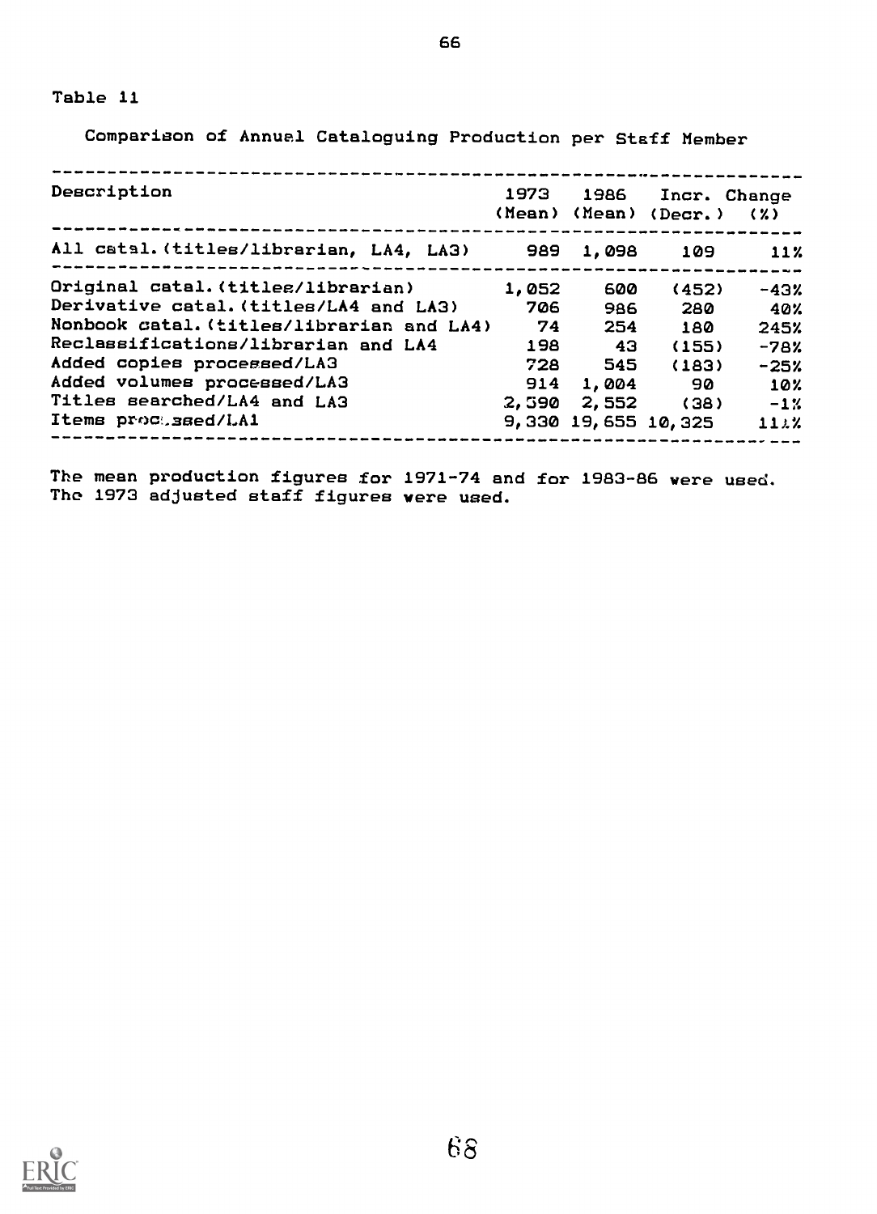Table 11

Comparison of Annual Cataloguing Production per Staff Member

| Description | 1973 (Mean) | 1986 (Mean) | Incr. (Decr.) | Change (%) |
|---|---|---|---|---|
| All catal. (titles/librarian, LA4, LA3) | 989 | 1,098 | 109 | 11% |
| Original catal. (titles/librarian) | 1,052 | 600 | (452) | -43% |
| Derivative catal. (titles/LA4 and LA3) | 706 | 986 | 280 | 40% |
| Nonbook catal. (titles/librarian and LA4) | 74 | 254 | 180 | 245% |
| Reclassifications/librarian and LA4 | 198 | 43 | (155) | -78% |
| Added copies processed/LA3 | 728 | 545 | (183) | -25% |
| Added volumes processed/LA3 | 914 | 1,004 | 90 | 10% |
| Titles searched/LA4 and LA3 | 2,590 | 2,552 | (38) | -1% |
| Items processed/LA1 | 9,330 | 19,655 | 10,325 | 111% |

The mean production figures for 1971-74 and for 1983-86 were used.
The 1973 adjusted staff figures were used.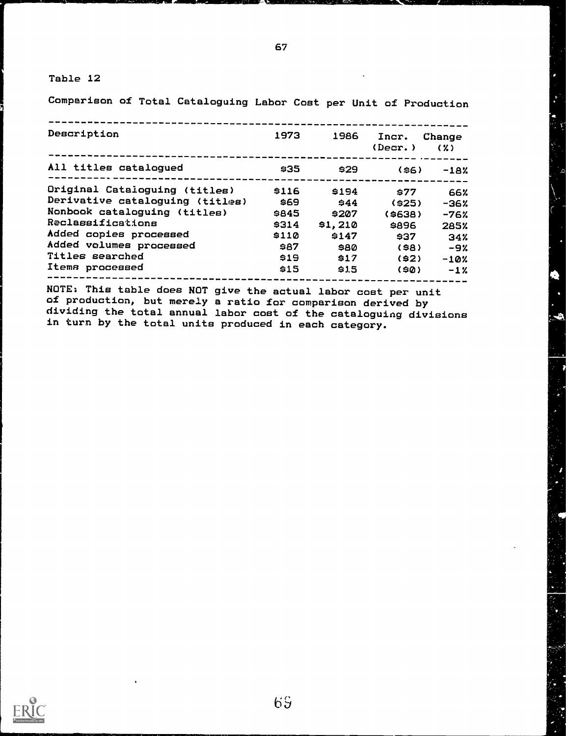Table 12

Comparison of Total Cataloguing Labor Cost per Unit of Production

| Description | 1973 | 1986 | Incr. (Decr.) | Change (%) |
|---|---|---|---|---|
| All titles catalogued | $35 | $29 | ($6) | -18% |
| Original Cataloguing (titles) | $116 | $194 | $77 | 66% |
| Derivative cataloguing (titles) | $69 | $44 | ($25) | -36% |
| Nonbook cataloguing (titles) | $845 | $207 | ($638) | -76% |
| Reclassifications | $314 | $1,210 | $896 | 285% |
| Added copies processed | $110 | $147 | $37 | 34% |
| Added volumes processed | $87 | $80 | ($8) | -9% |
| Titles searched | $19 | $17 | ($2) | -10% |
| Items processed | $15 | $15 | ($0) | -1% |

NOTE: This table does NOT give the actual labor cost per unit of production, but merely a ratio for comparison derived by dividing the total annual labor cost of the cataloguing divisions in turn by the total units produced in each category.